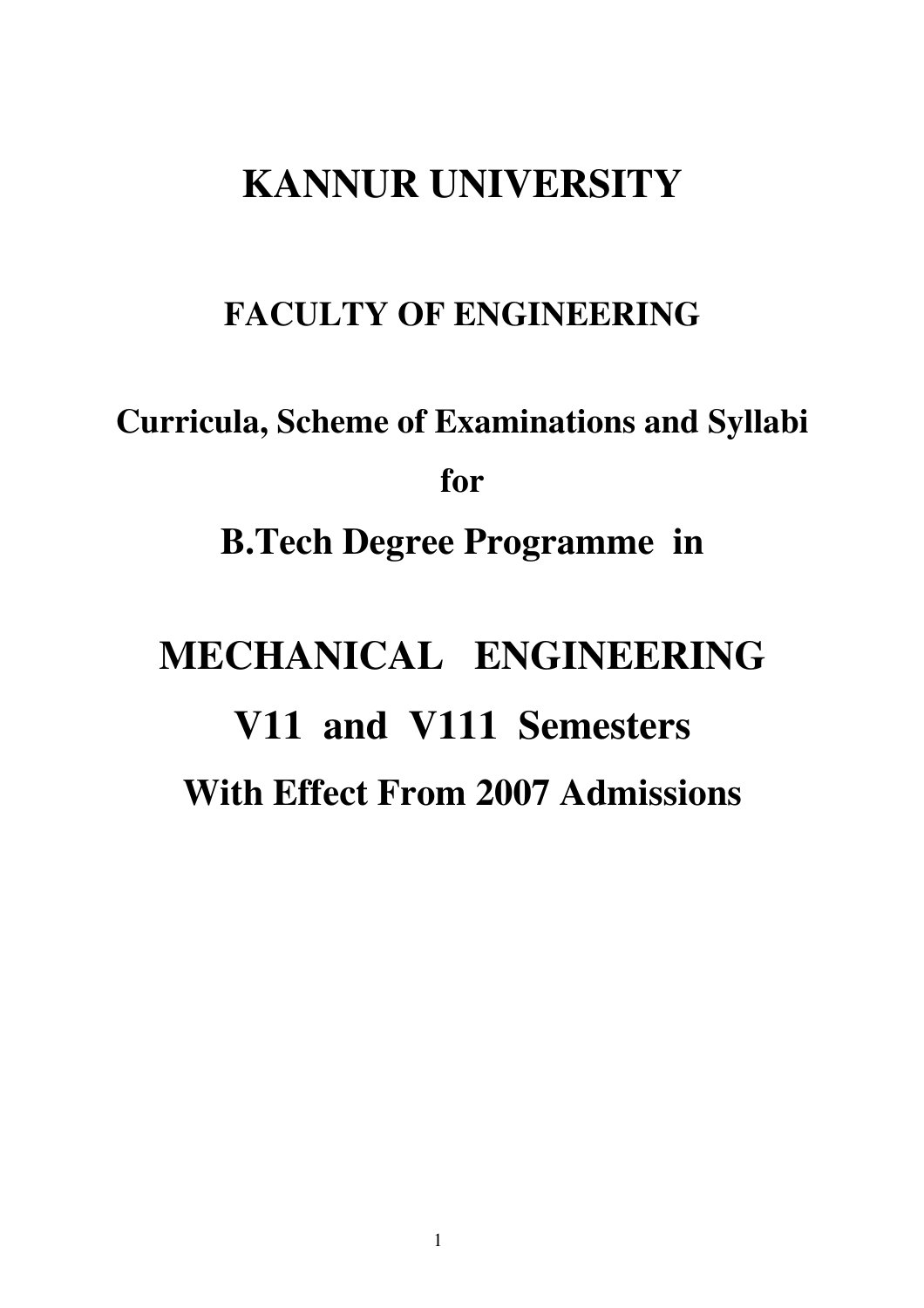# KANNUR UNIVERSITY

## FACULTY OF ENGINEERING

### Curricula, Scheme of Examinations and Syllabi

### for

## B.Tech Degree Programme in

# MECHANICAL ENGINEERING

# V11 and V111 Semesters

## With Effect From 2007 Admissions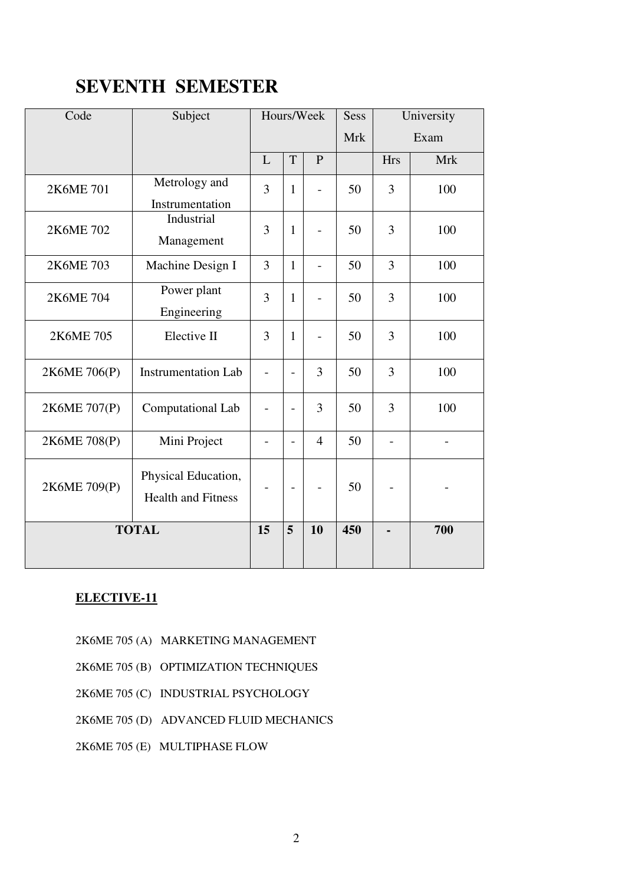# SEVENTH SEMESTER

| Code | Subject | Hours/Week | | | Sess Mrk | University Exam | |
|---|---|---|---|---|---|---|---|
| | | L | T | P | | Hrs | Mrk |
| 2K6ME 701 | Metrology and Instrumentation | 3 | 1 | - | 50 | 3 | 100 |
| 2K6ME 702 | Industrial Management | 3 | 1 | - | 50 | 3 | 100 |
| 2K6ME 703 | Machine Design I | 3 | 1 | - | 50 | 3 | 100 |
| 2K6ME 704 | Power plant Engineering | 3 | 1 | - | 50 | 3 | 100 |
| 2K6ME 705 | Elective II | 3 | 1 | - | 50 | 3 | 100 |
| 2K6ME 706(P) | Instrumentation Lab | - | - | 3 | 50 | 3 | 100 |
| 2K6ME 707(P) | Computational Lab | - | - | 3 | 50 | 3 | 100 |
| 2K6ME 708(P) | Mini Project | - | - | 4 | 50 | - | - |
| 2K6ME 709(P) | Physical Education, Health and Fitness | - | - | - | 50 | - | - |
| **TOTAL** | | **15** | **5** | **10** | **450** | **-** | **700** |

**ELECTIVE-11**

2K6ME 705 (A) MARKETING MANAGEMENT

2K6ME 705 (B) OPTIMIZATION TECHNIQUES

2K6ME 705 (C) INDUSTRIAL PSYCHOLOGY

2K6ME 705 (D) ADVANCED FLUID MECHANICS

2K6ME 705 (E) MULTIPHASE FLOW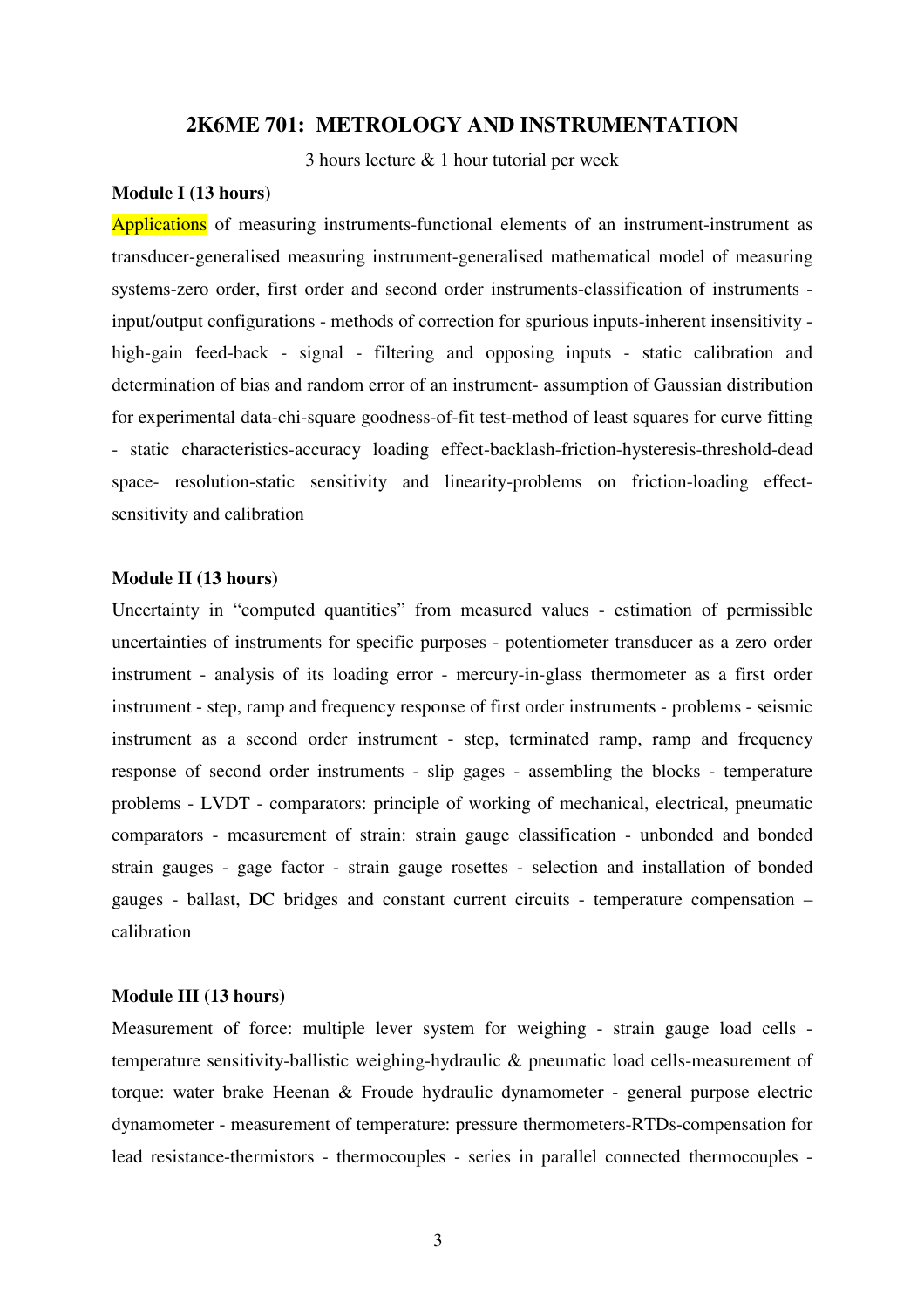## 2K6ME 701: METROLOGY AND INSTRUMENTATION

3 hours lecture & 1 hour tutorial per week

**Module I (13 hours)**

Applications of measuring instruments-functional elements of an instrument-instrument as transducer-generalised measuring instrument-generalised mathematical model of measuring systems-zero order, first order and second order instruments-classification of instruments - input/output configurations - methods of correction for spurious inputs-inherent insensitivity - high-gain feed-back - signal - filtering and opposing inputs - static calibration and determination of bias and random error of an instrument- assumption of Gaussian distribution for experimental data-chi-square goodness-of-fit test-method of least squares for curve fitting - static characteristics-accuracy loading effect-backlash-friction-hysteresis-threshold-dead space- resolution-static sensitivity and linearity-problems on friction-loading effect-sensitivity and calibration

**Module II (13 hours)**

Uncertainty in "computed quantities" from measured values - estimation of permissible uncertainties of instruments for specific purposes - potentiometer transducer as a zero order instrument - analysis of its loading error - mercury-in-glass thermometer as a first order instrument - step, ramp and frequency response of first order instruments - problems - seismic instrument as a second order instrument - step, terminated ramp, ramp and frequency response of second order instruments - slip gages - assembling the blocks - temperature problems - LVDT - comparators: principle of working of mechanical, electrical, pneumatic comparators - measurement of strain: strain gauge classification - unbonded and bonded strain gauges - gage factor - strain gauge rosettes - selection and installation of bonded gauges - ballast, DC bridges and constant current circuits - temperature compensation – calibration

**Module III (13 hours)**

Measurement of force: multiple lever system for weighing - strain gauge load cells - temperature sensitivity-ballistic weighing-hydraulic & pneumatic load cells-measurement of torque: water brake Heenan & Froude hydraulic dynamometer - general purpose electric dynamometer - measurement of temperature: pressure thermometers-RTDs-compensation for lead resistance-thermistors - thermocouples - series in parallel connected thermocouples -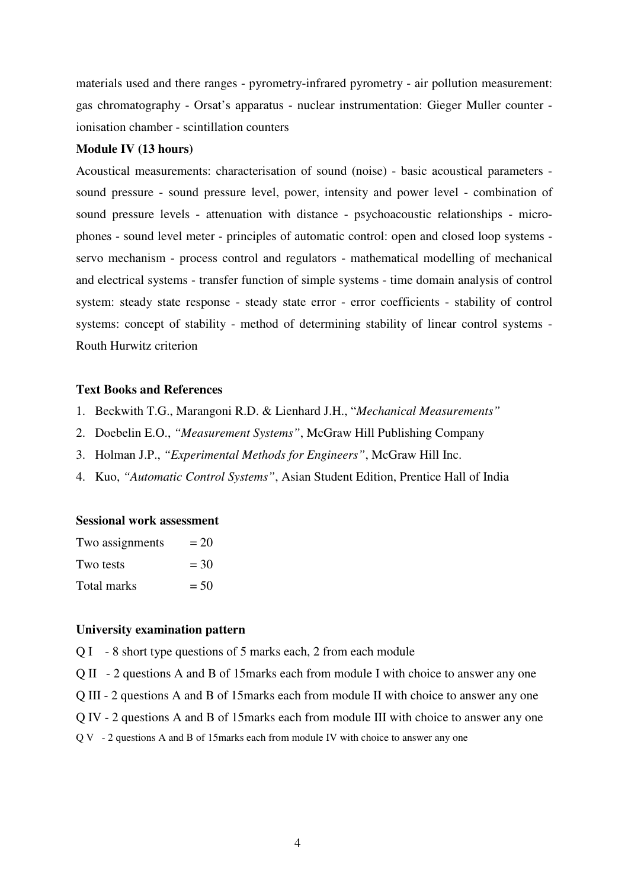materials used and there ranges - pyrometry-infrared pyrometry - air pollution measurement: gas chromatography - Orsat's apparatus - nuclear instrumentation: Gieger Muller counter - ionisation chamber - scintillation counters

**Module IV (13 hours)**

Acoustical measurements: characterisation of sound (noise) - basic acoustical parameters - sound pressure - sound pressure level, power, intensity and power level - combination of sound pressure levels - attenuation with distance - psychoacoustic relationships - micro-phones - sound level meter - principles of automatic control: open and closed loop systems - servo mechanism - process control and regulators - mathematical modelling of mechanical and electrical systems - transfer function of simple systems - time domain analysis of control system: steady state response - steady state error - error coefficients - stability of control systems: concept of stability - method of determining stability of linear control systems - Routh Hurwitz criterion

**Text Books and References**

1. Beckwith T.G., Marangoni R.D. & Lienhard J.H., "*Mechanical Measurements"*
2. Doebelin E.O., *"Measurement Systems"*, McGraw Hill Publishing Company
3. Holman J.P., *"Experimental Methods for Engineers"*, McGraw Hill Inc.
4. Kuo, *"Automatic Control Systems"*, Asian Student Edition, Prentice Hall of India

**Sessional work assessment**

Two assignments = 20
Two tests = 30
Total marks = 50

**University examination pattern**

Q I - 8 short type questions of 5 marks each, 2 from each module

Q II - 2 questions A and B of 15marks each from module I with choice to answer any one

Q III - 2 questions A and B of 15marks each from module II with choice to answer any one

Q IV - 2 questions A and B of 15marks each from module III with choice to answer any one

Q V - 2 questions A and B of 15marks each from module IV with choice to answer any one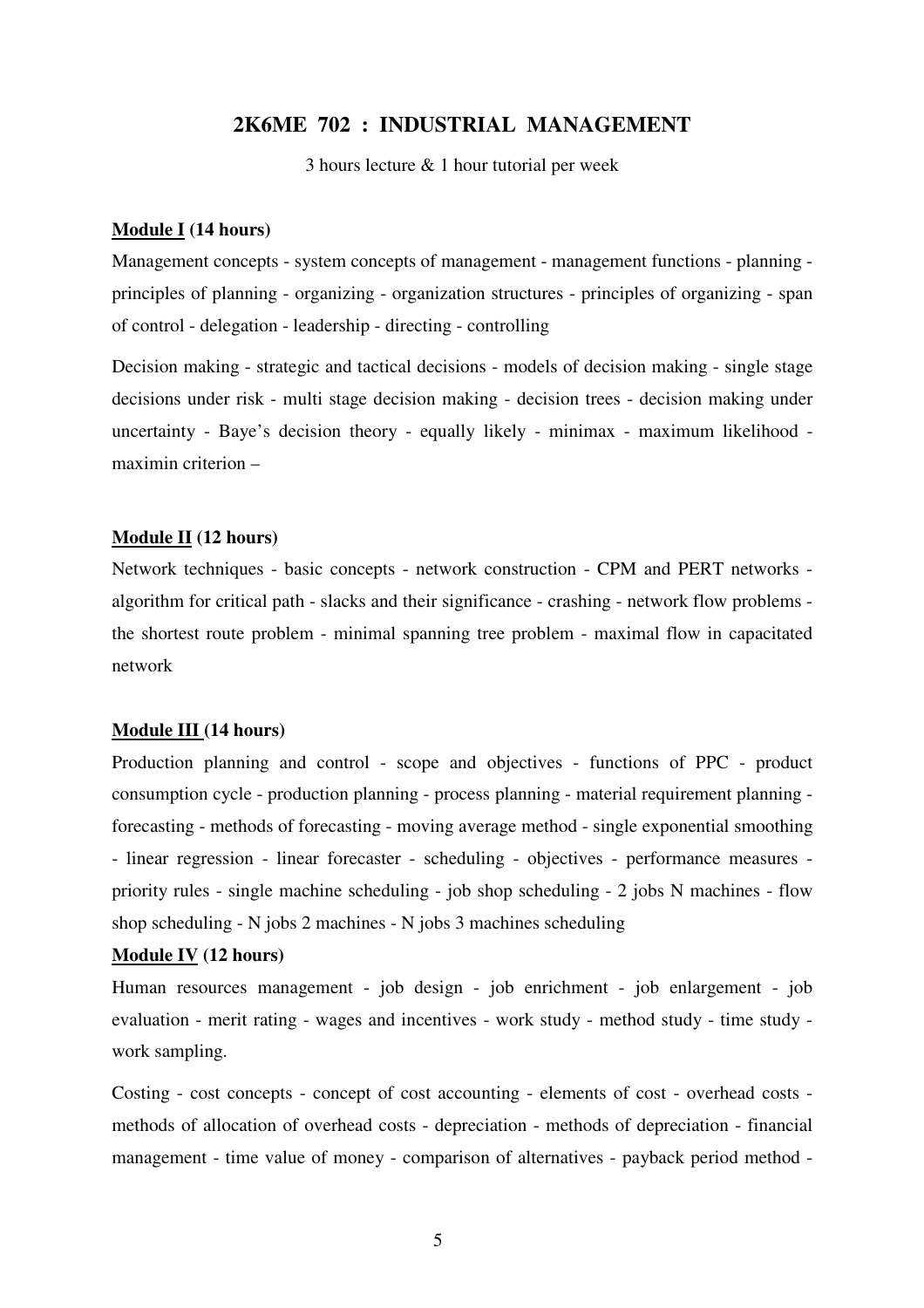## 2K6ME 702 : INDUSTRIAL MANAGEMENT

3 hours lecture & 1 hour tutorial per week

**Module I (14 hours)**

Management concepts - system concepts of management - management functions - planning - principles of planning - organizing - organization structures - principles of organizing - span of control - delegation - leadership - directing - controlling

Decision making - strategic and tactical decisions - models of decision making - single stage decisions under risk - multi stage decision making - decision trees - decision making under uncertainty - Baye's decision theory - equally likely - minimax - maximum likelihood - maximin criterion –

**Module II (12 hours)**

Network techniques - basic concepts - network construction - CPM and PERT networks - algorithm for critical path - slacks and their significance - crashing - network flow problems - the shortest route problem - minimal spanning tree problem - maximal flow in capacitated network

**Module III (14 hours)**

Production planning and control - scope and objectives - functions of PPC - product consumption cycle - production planning - process planning - material requirement planning - forecasting - methods of forecasting - moving average method - single exponential smoothing - linear regression - linear forecaster - scheduling - objectives - performance measures - priority rules - single machine scheduling - job shop scheduling - 2 jobs N machines - flow shop scheduling - N jobs 2 machines - N jobs 3 machines scheduling

**Module IV (12 hours)**

Human resources management - job design - job enrichment - job enlargement - job evaluation - merit rating - wages and incentives - work study - method study - time study - work sampling.

Costing - cost concepts - concept of cost accounting - elements of cost - overhead costs - methods of allocation of overhead costs - depreciation - methods of depreciation - financial management - time value of money - comparison of alternatives - payback period method -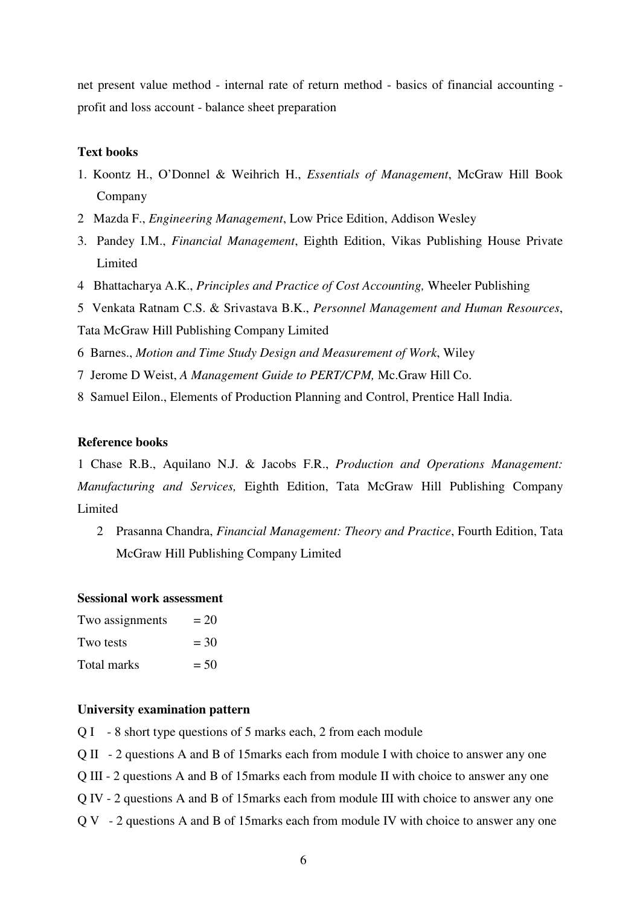net present value method - internal rate of return method - basics of financial accounting - profit and loss account - balance sheet preparation

**Text books**

1. Koontz H., O'Donnel & Weihrich H., *Essentials of Management*, McGraw Hill Book Company
2. Mazda F., *Engineering Management*, Low Price Edition, Addison Wesley
3. Pandey I.M., *Financial Management*, Eighth Edition, Vikas Publishing House Private Limited
4. Bhattacharya A.K., *Principles and Practice of Cost Accounting,* Wheeler Publishing
5. Venkata Ratnam C.S. & Srivastava B.K., *Personnel Management and Human Resources*, Tata McGraw Hill Publishing Company Limited
6. Barnes., *Motion and Time Study Design and Measurement of Work*, Wiley
7. Jerome D Weist, *A Management Guide to PERT/CPM,* Mc.Graw Hill Co.
8. Samuel Eilon., Elements of Production Planning and Control, Prentice Hall India.

**Reference books**

1. Chase R.B., Aquilano N.J. & Jacobs F.R., *Production and Operations Management: Manufacturing and Services,* Eighth Edition, Tata McGraw Hill Publishing Company Limited
2. Prasanna Chandra, *Financial Management: Theory and Practice*, Fourth Edition, Tata McGraw Hill Publishing Company Limited

**Sessional work assessment**

Two assignments = 20
Two tests = 30
Total marks = 50

**University examination pattern**

Q I - 8 short type questions of 5 marks each, 2 from each module
Q II - 2 questions A and B of 15marks each from module I with choice to answer any one
Q III - 2 questions A and B of 15marks each from module II with choice to answer any one
Q IV - 2 questions A and B of 15marks each from module III with choice to answer any one
Q V - 2 questions A and B of 15marks each from module IV with choice to answer any one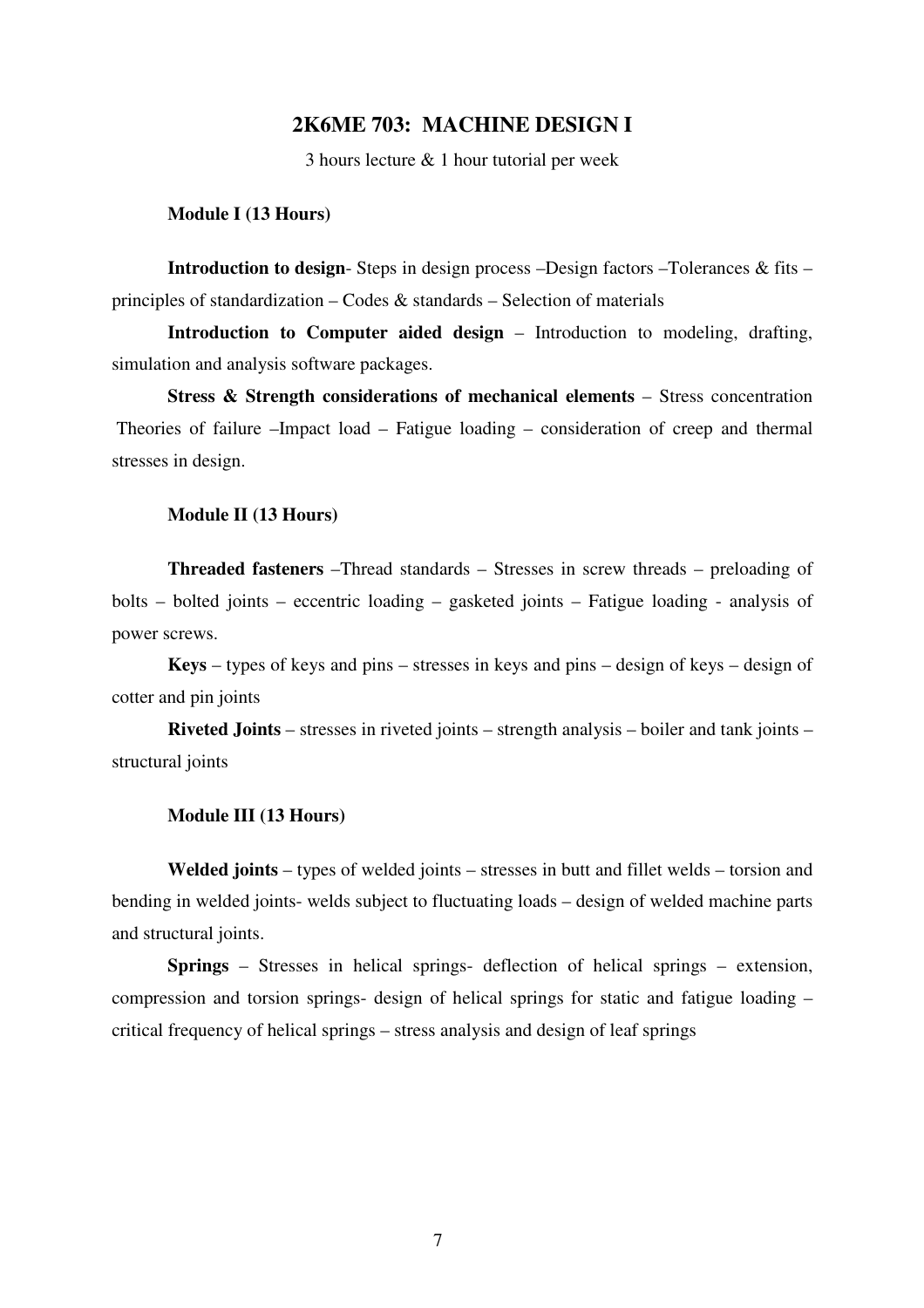## 2K6ME 703: MACHINE DESIGN I

3 hours lecture & 1 hour tutorial per week

**Module I (13 Hours)**

**Introduction to design**- Steps in design process –Design factors –Tolerances & fits – principles of standardization – Codes & standards – Selection of materials

**Introduction to Computer aided design** – Introduction to modeling, drafting, simulation and analysis software packages.

**Stress & Strength considerations of mechanical elements** – Stress concentration Theories of failure –Impact load – Fatigue loading – consideration of creep and thermal stresses in design.

**Module II (13 Hours)**

**Threaded fasteners** –Thread standards – Stresses in screw threads – preloading of bolts – bolted joints – eccentric loading – gasketed joints – Fatigue loading - analysis of power screws.

**Keys** – types of keys and pins – stresses in keys and pins – design of keys – design of cotter and pin joints

**Riveted Joints** – stresses in riveted joints – strength analysis – boiler and tank joints – structural joints

**Module III (13 Hours)**

**Welded joints** – types of welded joints – stresses in butt and fillet welds – torsion and bending in welded joints- welds subject to fluctuating loads – design of welded machine parts and structural joints.

**Springs** – Stresses in helical springs- deflection of helical springs – extension, compression and torsion springs- design of helical springs for static and fatigue loading – critical frequency of helical springs – stress analysis and design of leaf springs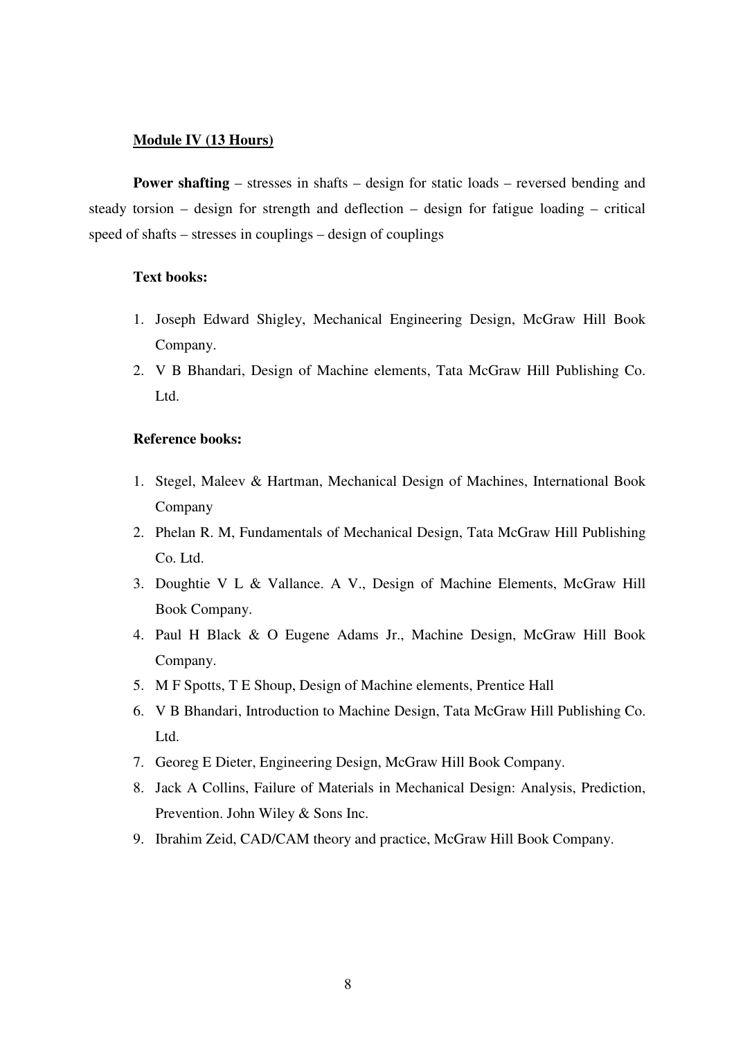**Module IV (13 Hours)**

**Power shafting** – stresses in shafts – design for static loads – reversed bending and steady torsion – design for strength and deflection – design for fatigue loading – critical speed of shafts – stresses in couplings – design of couplings

**Text books:**

1. Joseph Edward Shigley, Mechanical Engineering Design, McGraw Hill Book Company.
2. V B Bhandari, Design of Machine elements, Tata McGraw Hill Publishing Co. Ltd.

**Reference books:**

1. Stegel, Maleev & Hartman, Mechanical Design of Machines, International Book Company
2. Phelan R. M, Fundamentals of Mechanical Design, Tata McGraw Hill Publishing Co. Ltd.
3. Doughtie V L & Vallance. A V., Design of Machine Elements, McGraw Hill Book Company.
4. Paul H Black & O Eugene Adams Jr., Machine Design, McGraw Hill Book Company.
5. M F Spotts, T E Shoup, Design of Machine elements, Prentice Hall
6. V B Bhandari, Introduction to Machine Design, Tata McGraw Hill Publishing Co. Ltd.
7. Georeg E Dieter, Engineering Design, McGraw Hill Book Company.
8. Jack A Collins, Failure of Materials in Mechanical Design: Analysis, Prediction, Prevention. John Wiley & Sons Inc.
9. Ibrahim Zeid, CAD/CAM theory and practice, McGraw Hill Book Company.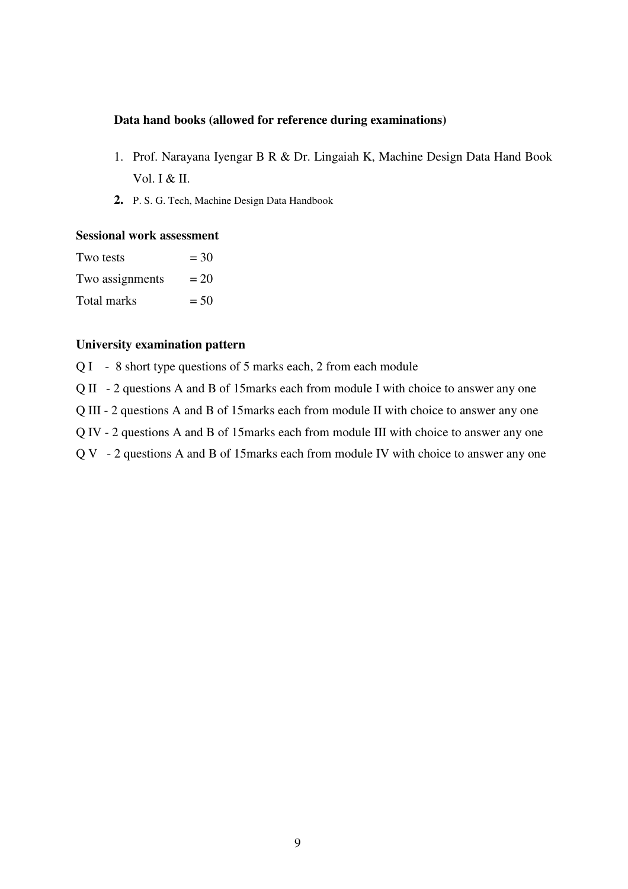**Data hand books (allowed for reference during examinations)**

1. Prof. Narayana Iyengar B R & Dr. Lingaiah K, Machine Design Data Hand Book Vol. I & II.
2. P. S. G. Tech, Machine Design Data Handbook

**Sessional work assessment**

| | |
|---|---|
| Two tests | = 30 |
| Two assignments | = 20 |
| Total marks | = 50 |

**University examination pattern**

Q I - 8 short type questions of 5 marks each, 2 from each module

Q II - 2 questions A and B of 15marks each from module I with choice to answer any one

Q III - 2 questions A and B of 15marks each from module II with choice to answer any one

Q IV - 2 questions A and B of 15marks each from module III with choice to answer any one

Q V - 2 questions A and B of 15marks each from module IV with choice to answer any one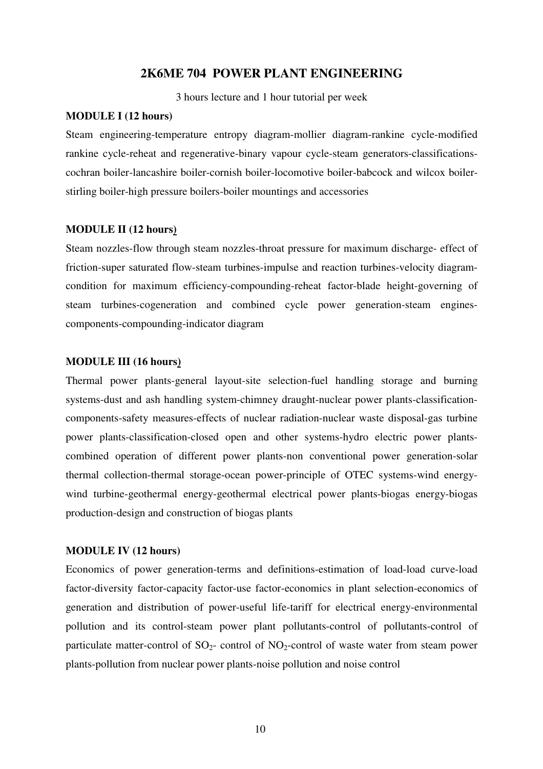## 2K6ME 704 POWER PLANT ENGINEERING

3 hours lecture and 1 hour tutorial per week

**MODULE I (12 hours)**

Steam engineering-temperature entropy diagram-mollier diagram-rankine cycle-modified rankine cycle-reheat and regenerative-binary vapour cycle-steam generators-classifications-cochran boiler-lancashire boiler-cornish boiler-locomotive boiler-babcock and wilcox boiler-stirling boiler-high pressure boilers-boiler mountings and accessories

**MODULE II (12 hours)**

Steam nozzles-flow through steam nozzles-throat pressure for maximum discharge- effect of friction-super saturated flow-steam turbines-impulse and reaction turbines-velocity diagram-condition for maximum efficiency-compounding-reheat factor-blade height-governing of steam turbines-cogeneration and combined cycle power generation-steam engines-components-compounding-indicator diagram

**MODULE III (16 hours)**

Thermal power plants-general layout-site selection-fuel handling storage and burning systems-dust and ash handling system-chimney draught-nuclear power plants-classification-components-safety measures-effects of nuclear radiation-nuclear waste disposal-gas turbine power plants-classification-closed open and other systems-hydro electric power plants-combined operation of different power plants-non conventional power generation-solar thermal collection-thermal storage-ocean power-principle of OTEC systems-wind energy-wind turbine-geothermal energy-geothermal electrical power plants-biogas energy-biogas production-design and construction of biogas plants

**MODULE IV (12 hours)**

Economics of power generation-terms and definitions-estimation of load-load curve-load factor-diversity factor-capacity factor-use factor-economics in plant selection-economics of generation and distribution of power-useful life-tariff for electrical energy-environmental pollution and its control-steam power plant pollutants-control of pollutants-control of particulate matter-control of $SO_2$- control of $NO_2$-control of waste water from steam power plants-pollution from nuclear power plants-noise pollution and noise control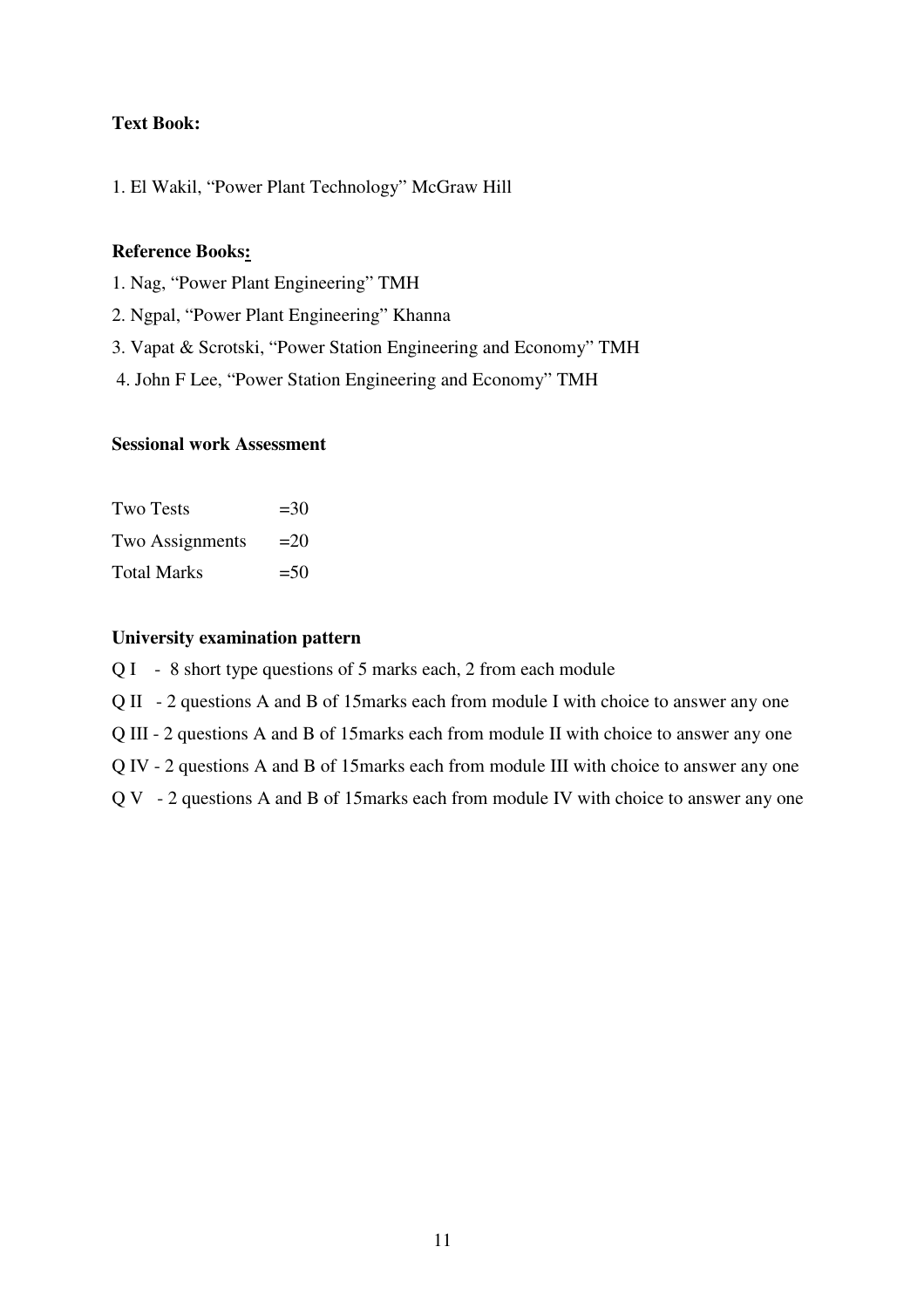**Text Book:**

1. El Wakil, "Power Plant Technology" McGraw Hill

**Reference Books:**

1. Nag, "Power Plant Engineering" TMH
2. Ngpal, "Power Plant Engineering" Khanna
3. Vapat & Scrotski, "Power Station Engineering and Economy" TMH
4. John F Lee, "Power Station Engineering and Economy" TMH

**Sessional work Assessment**

| | |
|---|---|
| Two Tests | =30 |
| Two Assignments | =20 |
| Total Marks | =50 |

**University examination pattern**

Q I - 8 short type questions of 5 marks each, 2 from each module

Q II - 2 questions A and B of 15marks each from module I with choice to answer any one

Q III - 2 questions A and B of 15marks each from module II with choice to answer any one

Q IV - 2 questions A and B of 15marks each from module III with choice to answer any one

Q V - 2 questions A and B of 15marks each from module IV with choice to answer any one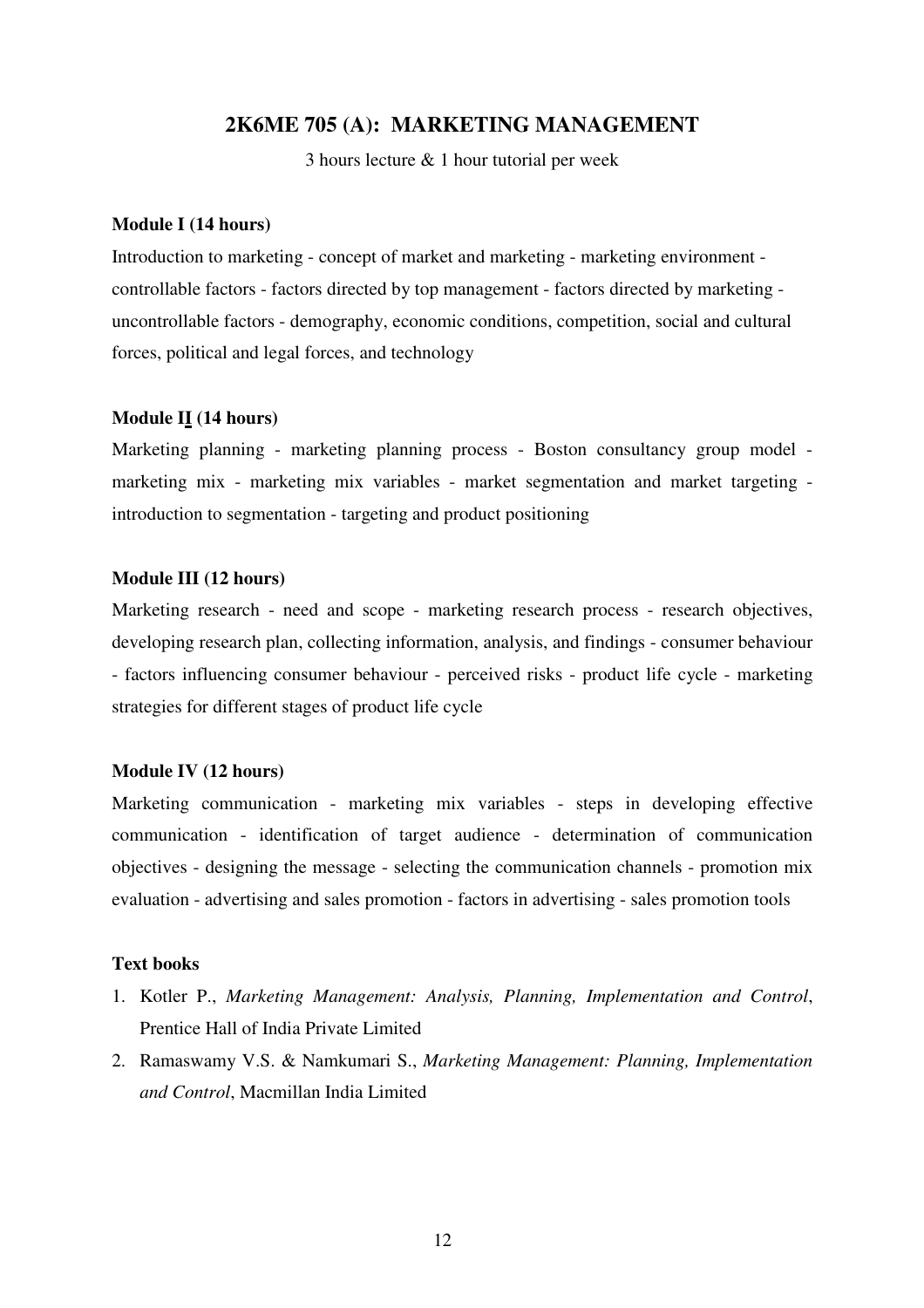## 2K6ME 705 (A): MARKETING MANAGEMENT

3 hours lecture & 1 hour tutorial per week

**Module I (14 hours)**

Introduction to marketing - concept of market and marketing - marketing environment - controllable factors - factors directed by top management - factors directed by marketing - uncontrollable factors - demography, economic conditions, competition, social and cultural forces, political and legal forces, and technology

**Module II (14 hours)**

Marketing planning - marketing planning process - Boston consultancy group model - marketing mix - marketing mix variables - market segmentation and market targeting - introduction to segmentation - targeting and product positioning

**Module III (12 hours)**

Marketing research - need and scope - marketing research process - research objectives, developing research plan, collecting information, analysis, and findings - consumer behaviour - factors influencing consumer behaviour - perceived risks - product life cycle - marketing strategies for different stages of product life cycle

**Module IV (12 hours)**

Marketing communication - marketing mix variables - steps in developing effective communication - identification of target audience - determination of communication objectives - designing the message - selecting the communication channels - promotion mix evaluation - advertising and sales promotion - factors in advertising - sales promotion tools

**Text books**

1. Kotler P., *Marketing Management: Analysis, Planning, Implementation and Control*, Prentice Hall of India Private Limited
2. Ramaswamy V.S. & Namkumari S., *Marketing Management: Planning, Implementation and Control*, Macmillan India Limited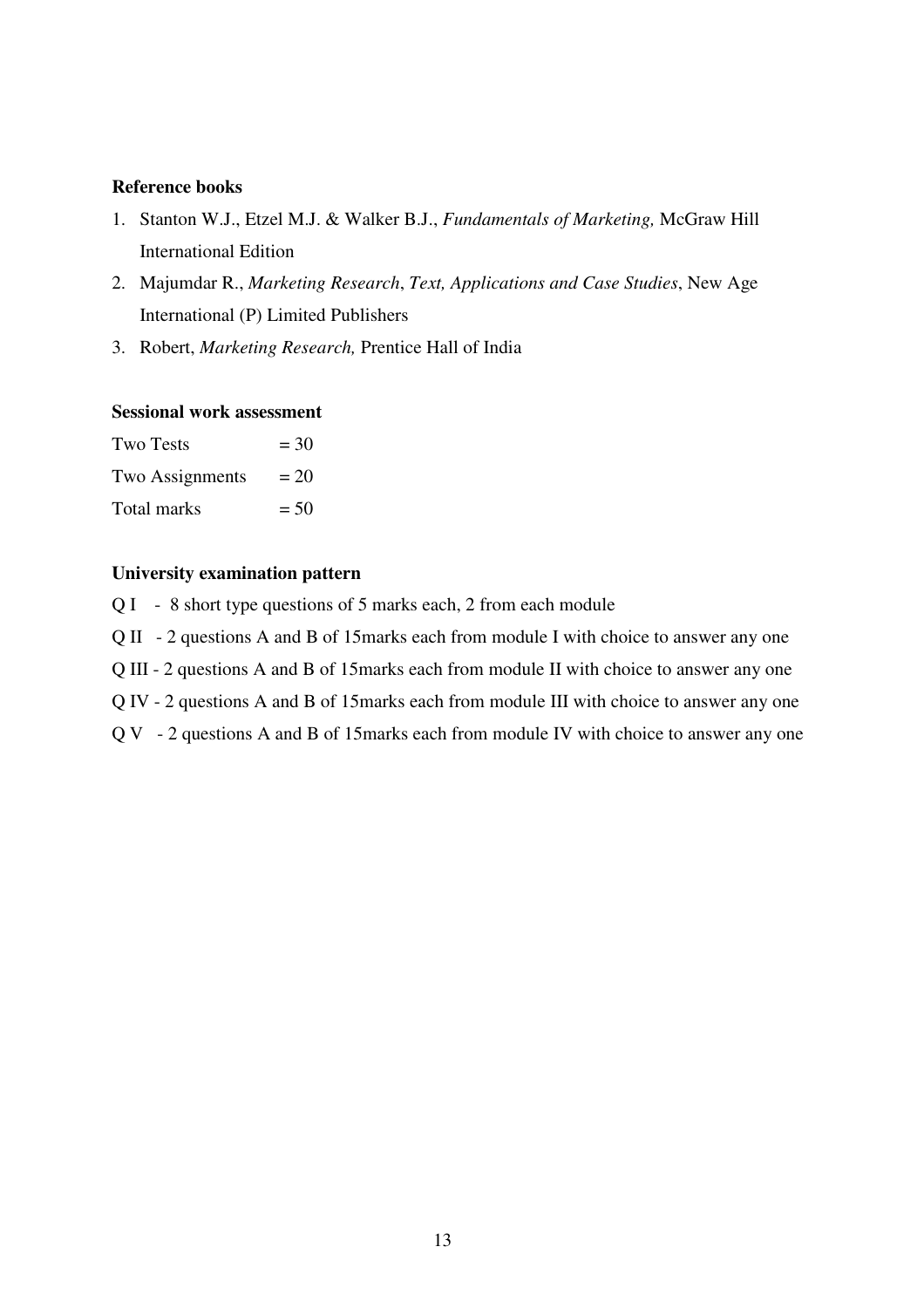**Reference books**

1. Stanton W.J., Etzel M.J. & Walker B.J., *Fundamentals of Marketing,* McGraw Hill International Edition
2. Majumdar R., *Marketing Research*, *Text, Applications and Case Studies*, New Age International (P) Limited Publishers
3. Robert, *Marketing Research,* Prentice Hall of India

**Sessional work assessment**

Two Tests = 30

Two Assignments = 20

Total marks = 50

**University examination pattern**

Q I - 8 short type questions of 5 marks each, 2 from each module

Q II - 2 questions A and B of 15marks each from module I with choice to answer any one

Q III - 2 questions A and B of 15marks each from module II with choice to answer any one

Q IV - 2 questions A and B of 15marks each from module III with choice to answer any one

Q V - 2 questions A and B of 15marks each from module IV with choice to answer any one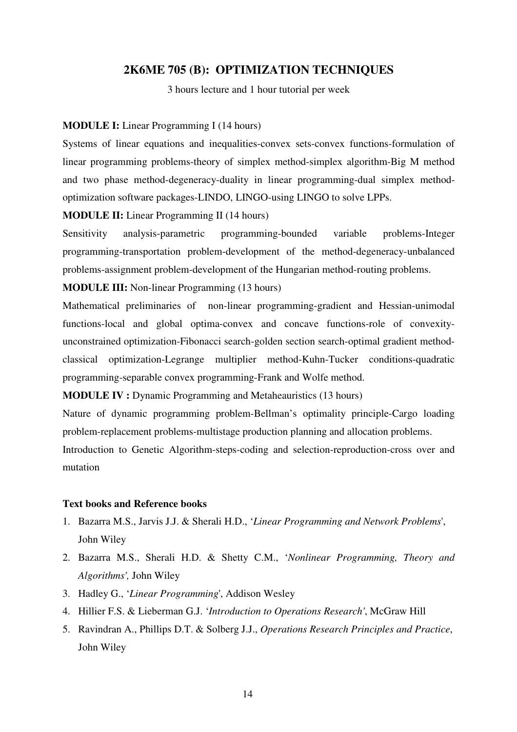## 2K6ME 705 (B): OPTIMIZATION TECHNIQUES

3 hours lecture and 1 hour tutorial per week

**MODULE I:** Linear Programming I (14 hours)

Systems of linear equations and inequalities-convex sets-convex functions-formulation of linear programming problems-theory of simplex method-simplex algorithm-Big M method and two phase method-degeneracy-duality in linear programming-dual simplex method-optimization software packages-LINDO, LINGO-using LINGO to solve LPPs.

**MODULE II:** Linear Programming II (14 hours)

Sensitivity analysis-parametric programming-bounded variable problems-Integer programming-transportation problem-development of the method-degeneracy-unbalanced problems-assignment problem-development of the Hungarian method-routing problems.

**MODULE III:** Non-linear Programming (13 hours)

Mathematical preliminaries of non-linear programming-gradient and Hessian-unimodal functions-local and global optima-convex and concave functions-role of convexity-unconstrained optimization-Fibonacci search-golden section search-optimal gradient method-classical optimization-Legrange multiplier method-Kuhn-Tucker conditions-quadratic programming-separable convex programming-Frank and Wolfe method.

**MODULE IV :** Dynamic Programming and Metaheauristics (13 hours)

Nature of dynamic programming problem-Bellman's optimality principle-Cargo loading problem-replacement problems-multistage production planning and allocation problems.

Introduction to Genetic Algorithm-steps-coding and selection-reproduction-cross over and mutation

**Text books and Reference books**

1. Bazarra M.S., Jarvis J.J. & Sherali H.D., '*Linear Programming and Network Problems*', John Wiley
2. Bazarra M.S., Sherali H.D. & Shetty C.M., '*Nonlinear Programming, Theory and Algorithms',* John Wiley
3. Hadley G., '*Linear Programming*', Addison Wesley
4. Hillier F.S. & Lieberman G.J. '*Introduction to Operations Research'*, McGraw Hill
5. Ravindran A., Phillips D.T. & Solberg J.J., *Operations Research Principles and Practice*, John Wiley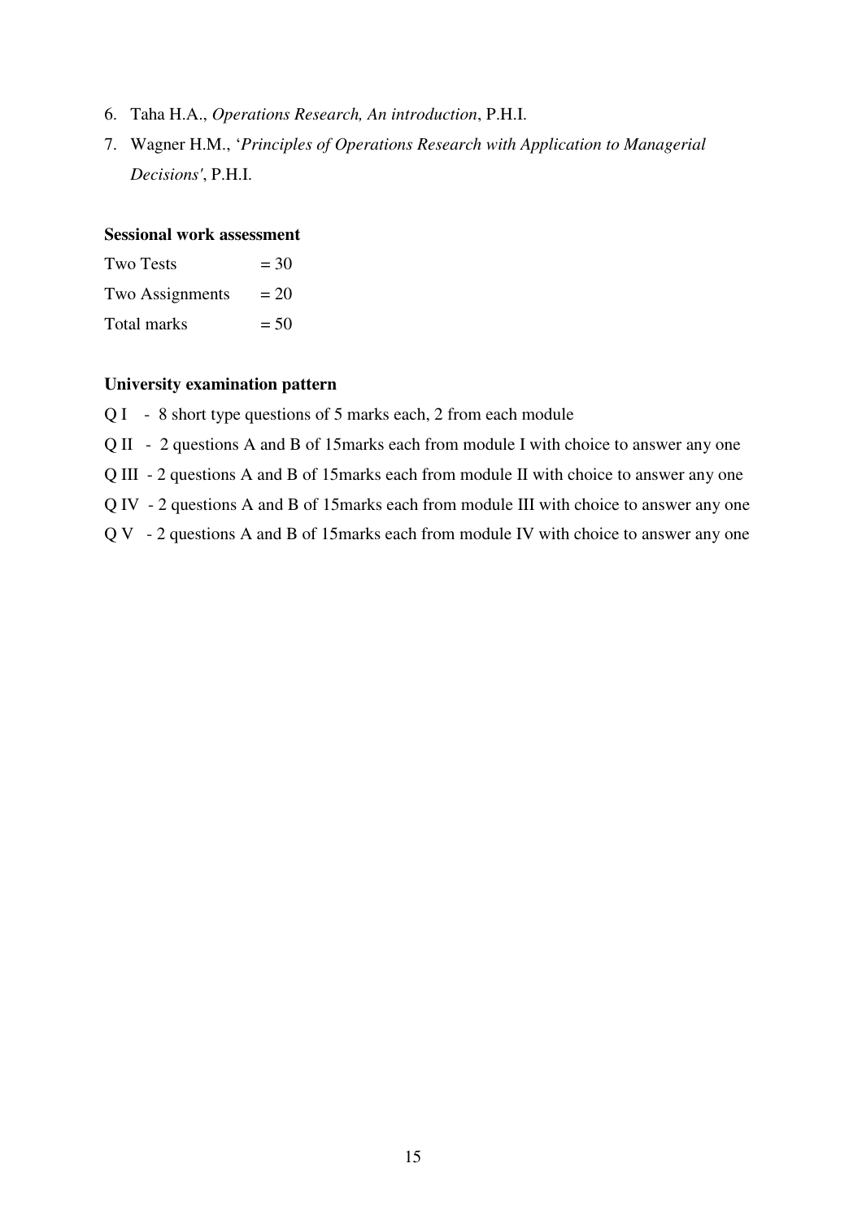6. Taha H.A., *Operations Research, An introduction*, P.H.I.
7. Wagner H.M., '*Principles of Operations Research with Application to Managerial Decisions'*, P.H.I.

**Sessional work assessment**

| | |
|---|---|
| Two Tests | = 30 |
| Two Assignments | = 20 |
| Total marks | = 50 |

**University examination pattern**

Q I - 8 short type questions of 5 marks each, 2 from each module

Q II - 2 questions A and B of 15marks each from module I with choice to answer any one

Q III - 2 questions A and B of 15marks each from module II with choice to answer any one

Q IV - 2 questions A and B of 15marks each from module III with choice to answer any one

Q V - 2 questions A and B of 15marks each from module IV with choice to answer any one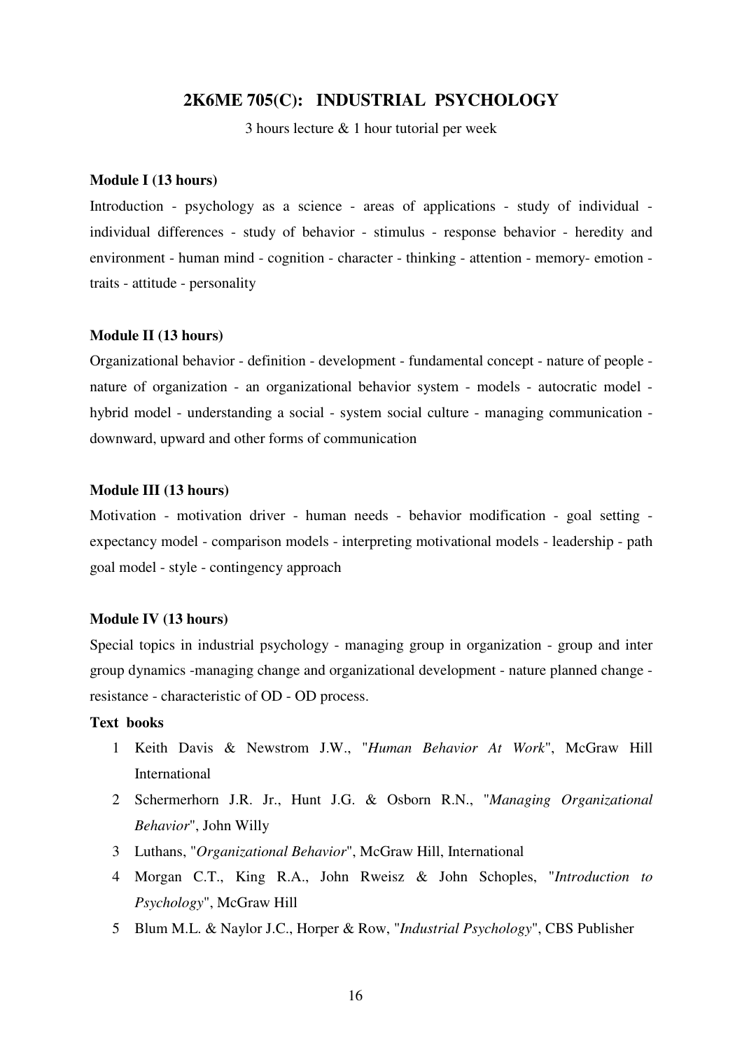## 2K6ME 705(C): INDUSTRIAL PSYCHOLOGY

3 hours lecture & 1 hour tutorial per week

**Module I (13 hours)**

Introduction - psychology as a science - areas of applications - study of individual - individual differences - study of behavior - stimulus - response behavior - heredity and environment - human mind - cognition - character - thinking - attention - memory- emotion - traits - attitude - personality

**Module II (13 hours)**

Organizational behavior - definition - development - fundamental concept - nature of people - nature of organization - an organizational behavior system - models - autocratic model - hybrid model - understanding a social - system social culture - managing communication - downward, upward and other forms of communication

**Module III (13 hours)**

Motivation - motivation driver - human needs - behavior modification - goal setting - expectancy model - comparison models - interpreting motivational models - leadership - path goal model - style - contingency approach

**Module IV (13 hours)**

Special topics in industrial psychology - managing group in organization - group and inter group dynamics -managing change and organizational development - nature planned change - resistance - characteristic of OD - OD process.

**Text books**

1. Keith Davis & Newstrom J.W., "*Human Behavior At Work*", McGraw Hill International
2. Schermerhorn J.R. Jr., Hunt J.G. & Osborn R.N., "*Managing Organizational Behavior*", John Willy
3. Luthans, "*Organizational Behavior*", McGraw Hill, International
4. Morgan C.T., King R.A., John Rweisz & John Schoples, "*Introduction to Psychology*", McGraw Hill
5. Blum M.L. & Naylor J.C., Horper & Row, "*Industrial Psychology*", CBS Publisher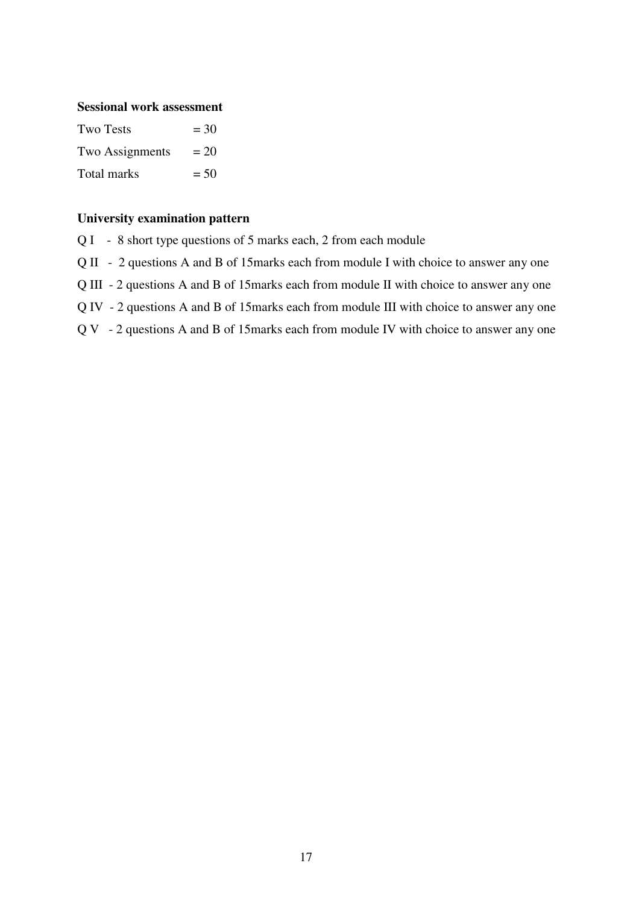**Sessional work assessment**

| | |
|---|---|
| Two Tests | = 30 |
| Two Assignments | = 20 |
| Total marks | = 50 |

**University examination pattern**

Q I - 8 short type questions of 5 marks each, 2 from each module

Q II - 2 questions A and B of 15marks each from module I with choice to answer any one

Q III - 2 questions A and B of 15marks each from module II with choice to answer any one

Q IV - 2 questions A and B of 15marks each from module III with choice to answer any one

Q V - 2 questions A and B of 15marks each from module IV with choice to answer any one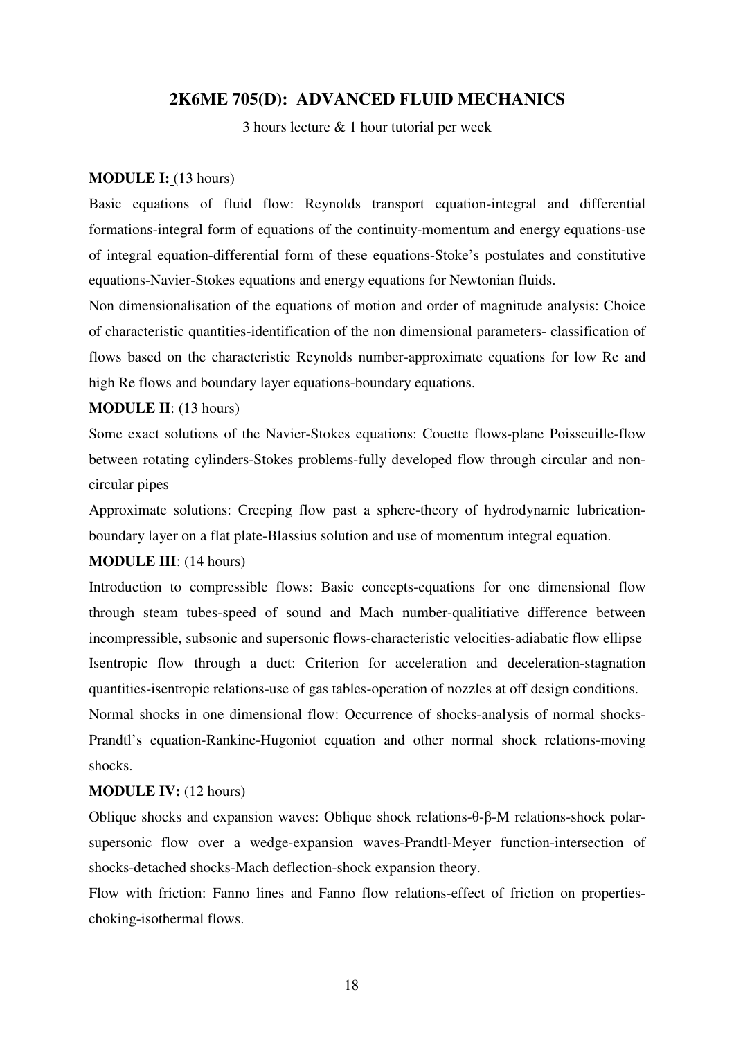## 2K6ME 705(D): ADVANCED FLUID MECHANICS

3 hours lecture & 1 hour tutorial per week

**MODULE I:** (13 hours)

Basic equations of fluid flow: Reynolds transport equation-integral and differential formations-integral form of equations of the continuity-momentum and energy equations-use of integral equation-differential form of these equations-Stoke's postulates and constitutive equations-Navier-Stokes equations and energy equations for Newtonian fluids.

Non dimensionalisation of the equations of motion and order of magnitude analysis: Choice of characteristic quantities-identification of the non dimensional parameters- classification of flows based on the characteristic Reynolds number-approximate equations for low Re and high Re flows and boundary layer equations-boundary equations.

**MODULE II**: (13 hours)

Some exact solutions of the Navier-Stokes equations: Couette flows-plane Poisseuille-flow between rotating cylinders-Stokes problems-fully developed flow through circular and non-circular pipes

Approximate solutions: Creeping flow past a sphere-theory of hydrodynamic lubrication-boundary layer on a flat plate-Blassius solution and use of momentum integral equation.

**MODULE III**: (14 hours)

Introduction to compressible flows: Basic concepts-equations for one dimensional flow through steam tubes-speed of sound and Mach number-qualitiative difference between incompressible, subsonic and supersonic flows-characteristic velocities-adiabatic flow ellipse

Isentropic flow through a duct: Criterion for acceleration and deceleration-stagnation quantities-isentropic relations-use of gas tables-operation of nozzles at off design conditions.

Normal shocks in one dimensional flow: Occurrence of shocks-analysis of normal shocks-Prandtl's equation-Rankine-Hugoniot equation and other normal shock relations-moving shocks.

**MODULE IV:** (12 hours)

Oblique shocks and expansion waves: Oblique shock relations-$\theta$-$\beta$-M relations-shock polar-supersonic flow over a wedge-expansion waves-Prandtl-Meyer function-intersection of shocks-detached shocks-Mach deflection-shock expansion theory.

Flow with friction: Fanno lines and Fanno flow relations-effect of friction on properties-choking-isothermal flows.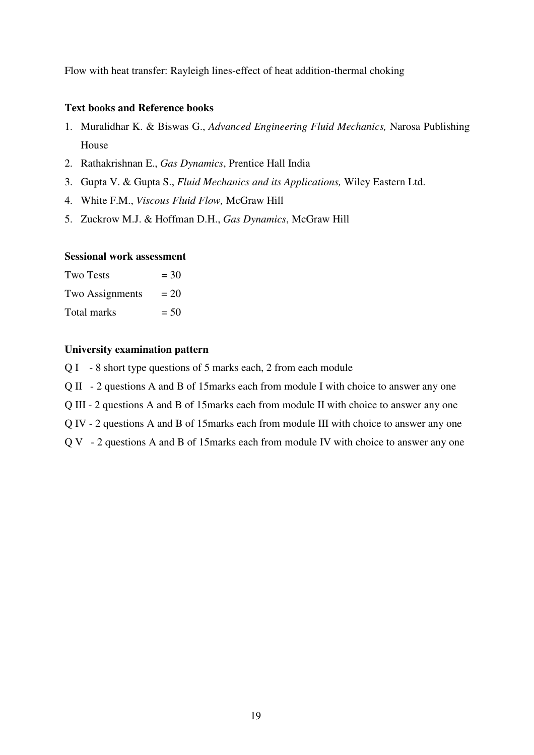Flow with heat transfer: Rayleigh lines-effect of heat addition-thermal choking

**Text books and Reference books**

1. Muralidhar K. & Biswas G., *Advanced Engineering Fluid Mechanics,* Narosa Publishing House
2. Rathakrishnan E., *Gas Dynamics*, Prentice Hall India
3. Gupta V. & Gupta S., *Fluid Mechanics and its Applications,* Wiley Eastern Ltd.
4. White F.M., *Viscous Fluid Flow,* McGraw Hill
5. Zuckrow M.J. & Hoffman D.H., *Gas Dynamics*, McGraw Hill

**Sessional work assessment**

Two Tests = 30
Two Assignments = 20
Total marks = 50

**University examination pattern**

Q I - 8 short type questions of 5 marks each, 2 from each module

Q II - 2 questions A and B of 15marks each from module I with choice to answer any one

Q III - 2 questions A and B of 15marks each from module II with choice to answer any one

Q IV - 2 questions A and B of 15marks each from module III with choice to answer any one

Q V - 2 questions A and B of 15marks each from module IV with choice to answer any one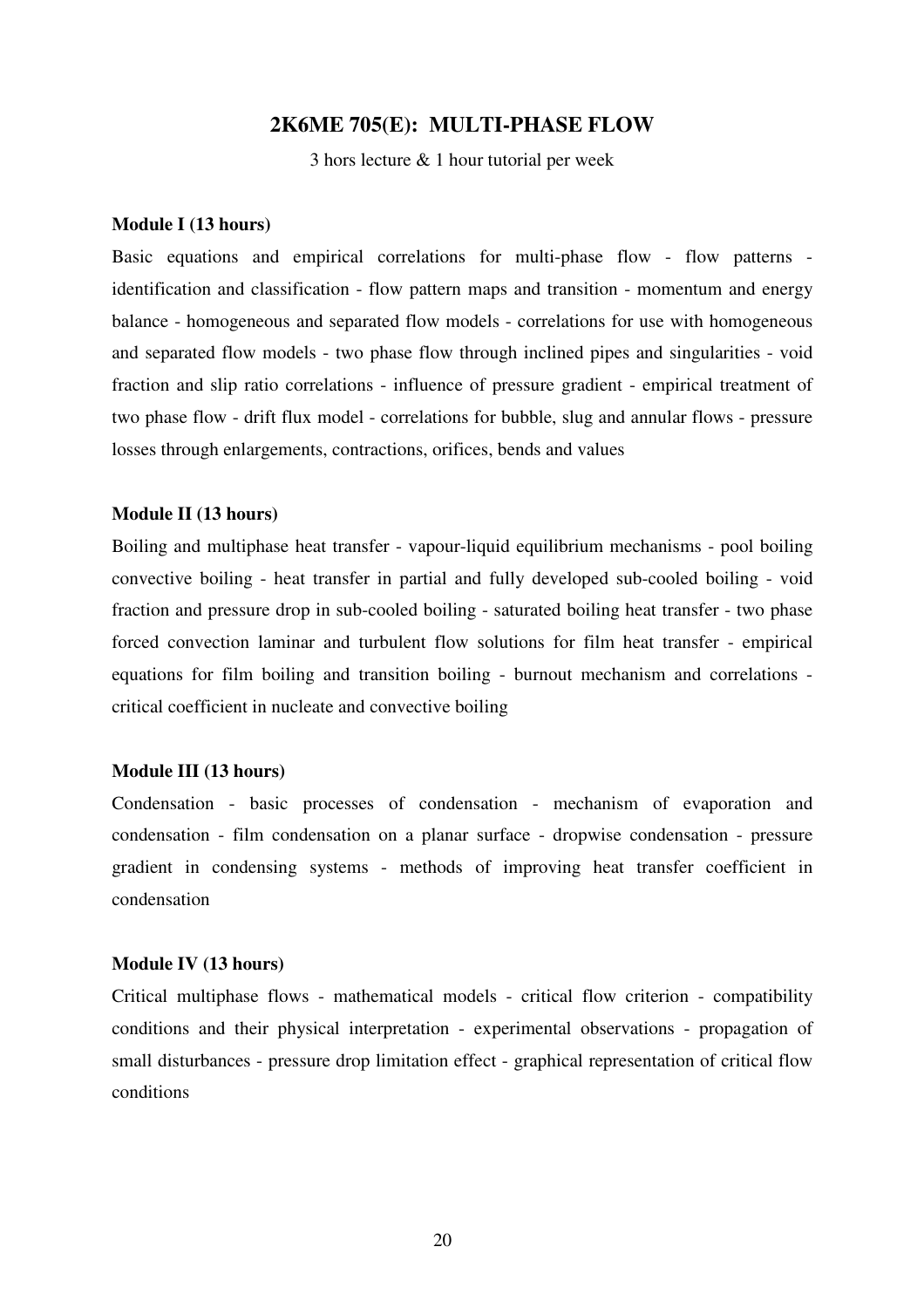## 2K6ME 705(E): MULTI-PHASE FLOW

3 hors lecture & 1 hour tutorial per week

**Module I (13 hours)**

Basic equations and empirical correlations for multi-phase flow - flow patterns - identification and classification - flow pattern maps and transition - momentum and energy balance - homogeneous and separated flow models - correlations for use with homogeneous and separated flow models - two phase flow through inclined pipes and singularities - void fraction and slip ratio correlations - influence of pressure gradient - empirical treatment of two phase flow - drift flux model - correlations for bubble, slug and annular flows - pressure losses through enlargements, contractions, orifices, bends and values

**Module II (13 hours)**

Boiling and multiphase heat transfer - vapour-liquid equilibrium mechanisms - pool boiling convective boiling - heat transfer in partial and fully developed sub-cooled boiling - void fraction and pressure drop in sub-cooled boiling - saturated boiling heat transfer - two phase forced convection laminar and turbulent flow solutions for film heat transfer - empirical equations for film boiling and transition boiling - burnout mechanism and correlations - critical coefficient in nucleate and convective boiling

**Module III (13 hours)**

Condensation - basic processes of condensation - mechanism of evaporation and condensation - film condensation on a planar surface - dropwise condensation - pressure gradient in condensing systems - methods of improving heat transfer coefficient in condensation

**Module IV (13 hours)**

Critical multiphase flows - mathematical models - critical flow criterion - compatibility conditions and their physical interpretation - experimental observations - propagation of small disturbances - pressure drop limitation effect - graphical representation of critical flow conditions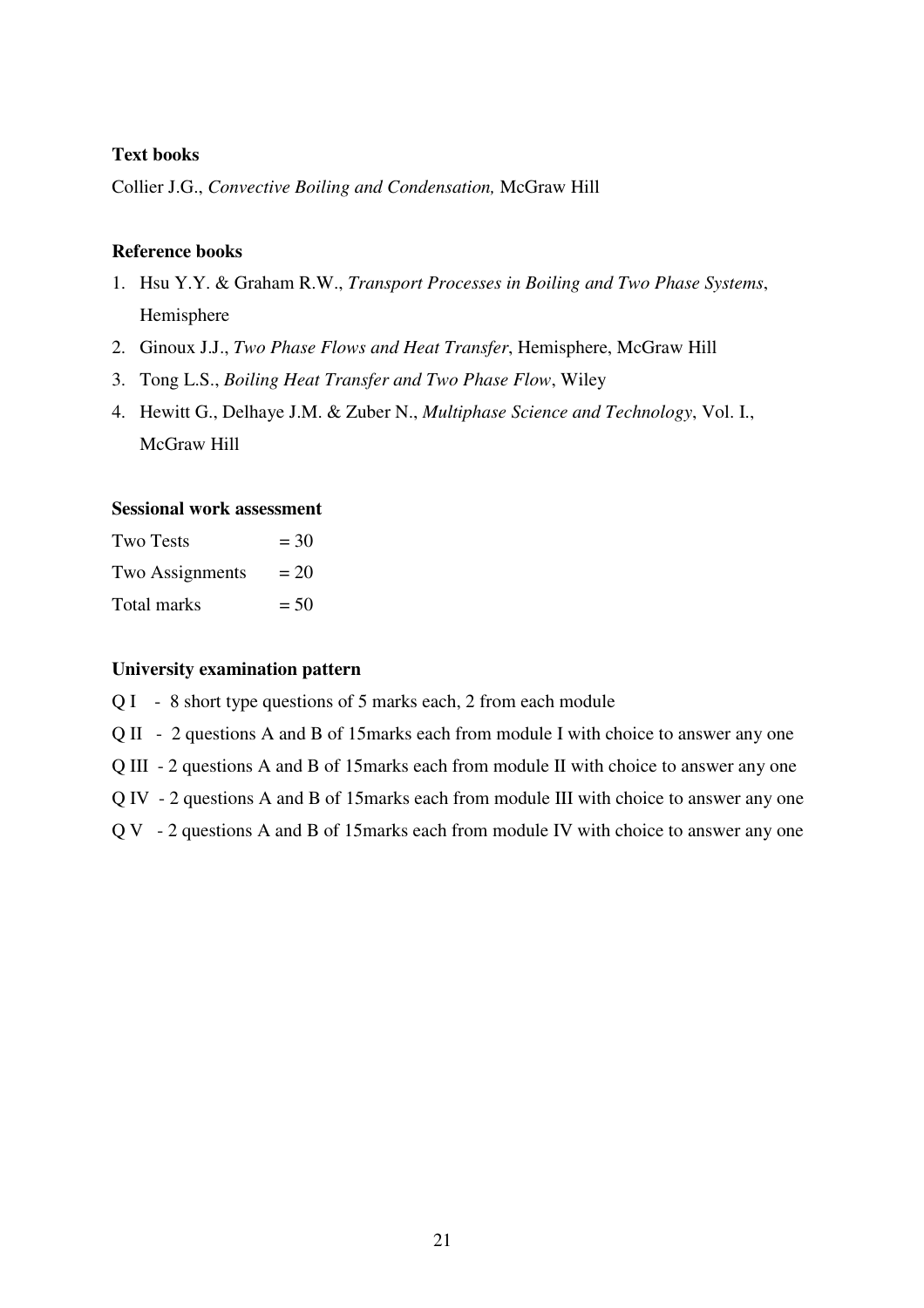**Text books**

Collier J.G., *Convective Boiling and Condensation,* McGraw Hill

**Reference books**

1. Hsu Y.Y. & Graham R.W., *Transport Processes in Boiling and Two Phase Systems*, Hemisphere
2. Ginoux J.J., *Two Phase Flows and Heat Transfer*, Hemisphere, McGraw Hill
3. Tong L.S., *Boiling Heat Transfer and Two Phase Flow*, Wiley
4. Hewitt G., Delhaye J.M. & Zuber N., *Multiphase Science and Technology*, Vol. I., McGraw Hill

**Sessional work assessment**

| | |
|---|---|
| Two Tests | = 30 |
| Two Assignments | = 20 |
| Total marks | = 50 |

**University examination pattern**

Q I - 8 short type questions of 5 marks each, 2 from each module

Q II - 2 questions A and B of 15marks each from module I with choice to answer any one

Q III - 2 questions A and B of 15marks each from module II with choice to answer any one

Q IV - 2 questions A and B of 15marks each from module III with choice to answer any one

Q V - 2 questions A and B of 15marks each from module IV with choice to answer any one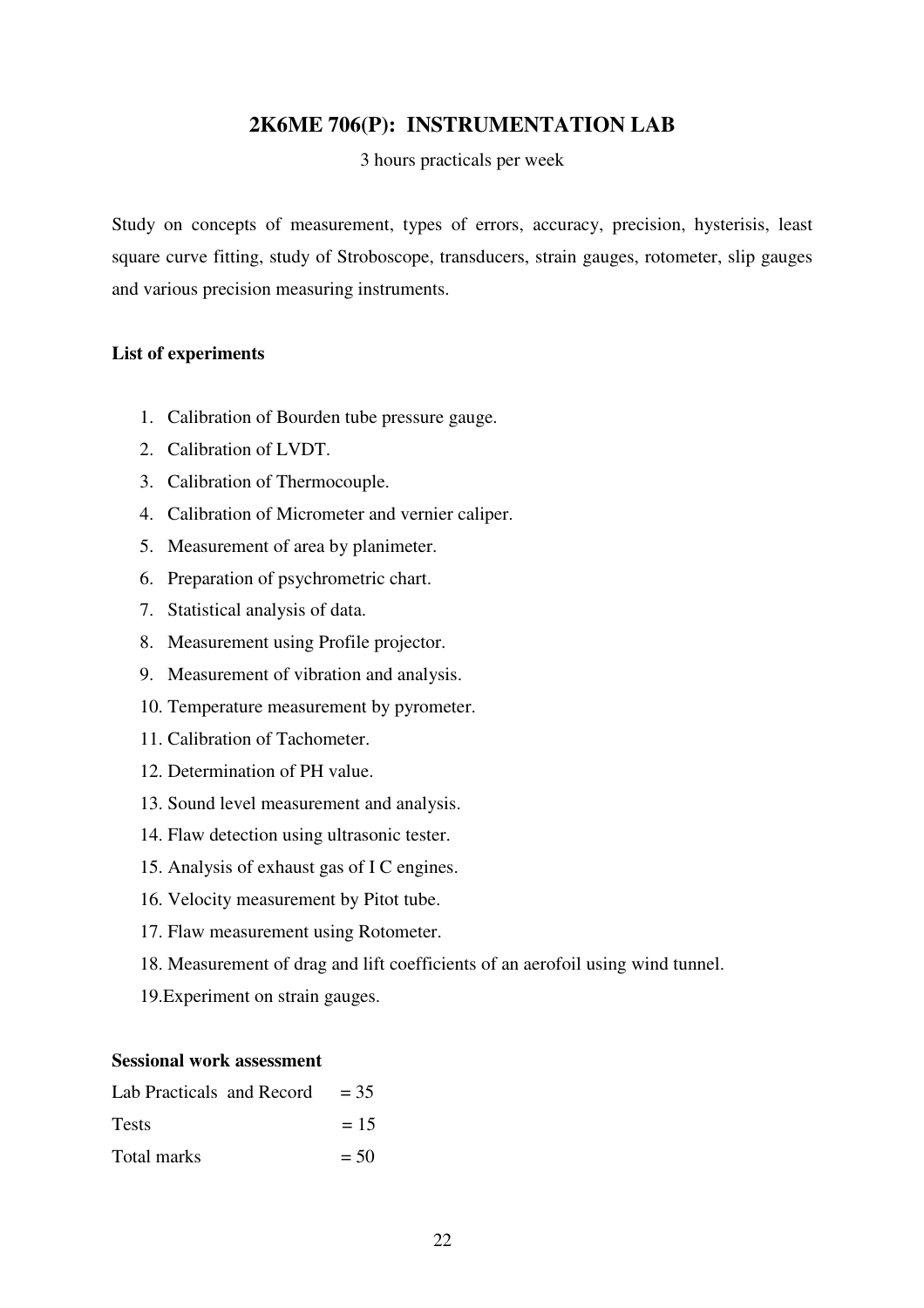## 2K6ME 706(P): INSTRUMENTATION LAB

3 hours practicals per week

Study on concepts of measurement, types of errors, accuracy, precision, hysterisis, least square curve fitting, study of Stroboscope, transducers, strain gauges, rotometer, slip gauges and various precision measuring instruments.

**List of experiments**

1. Calibration of Bourden tube pressure gauge.
2. Calibration of LVDT.
3. Calibration of Thermocouple.
4. Calibration of Micrometer and vernier caliper.
5. Measurement of area by planimeter.
6. Preparation of psychrometric chart.
7. Statistical analysis of data.
8. Measurement using Profile projector.
9. Measurement of vibration and analysis.
10. Temperature measurement by pyrometer.
11. Calibration of Tachometer.
12. Determination of PH value.
13. Sound level measurement and analysis.
14. Flaw detection using ultrasonic tester.
15. Analysis of exhaust gas of I C engines.
16. Velocity measurement by Pitot tube.
17. Flaw measurement using Rotometer.
18. Measurement of drag and lift coefficients of an aerofoil using wind tunnel.
19. Experiment on strain gauges.

**Sessional work assessment**

Lab Practicals and Record = 35

Tests = 15

Total marks = 50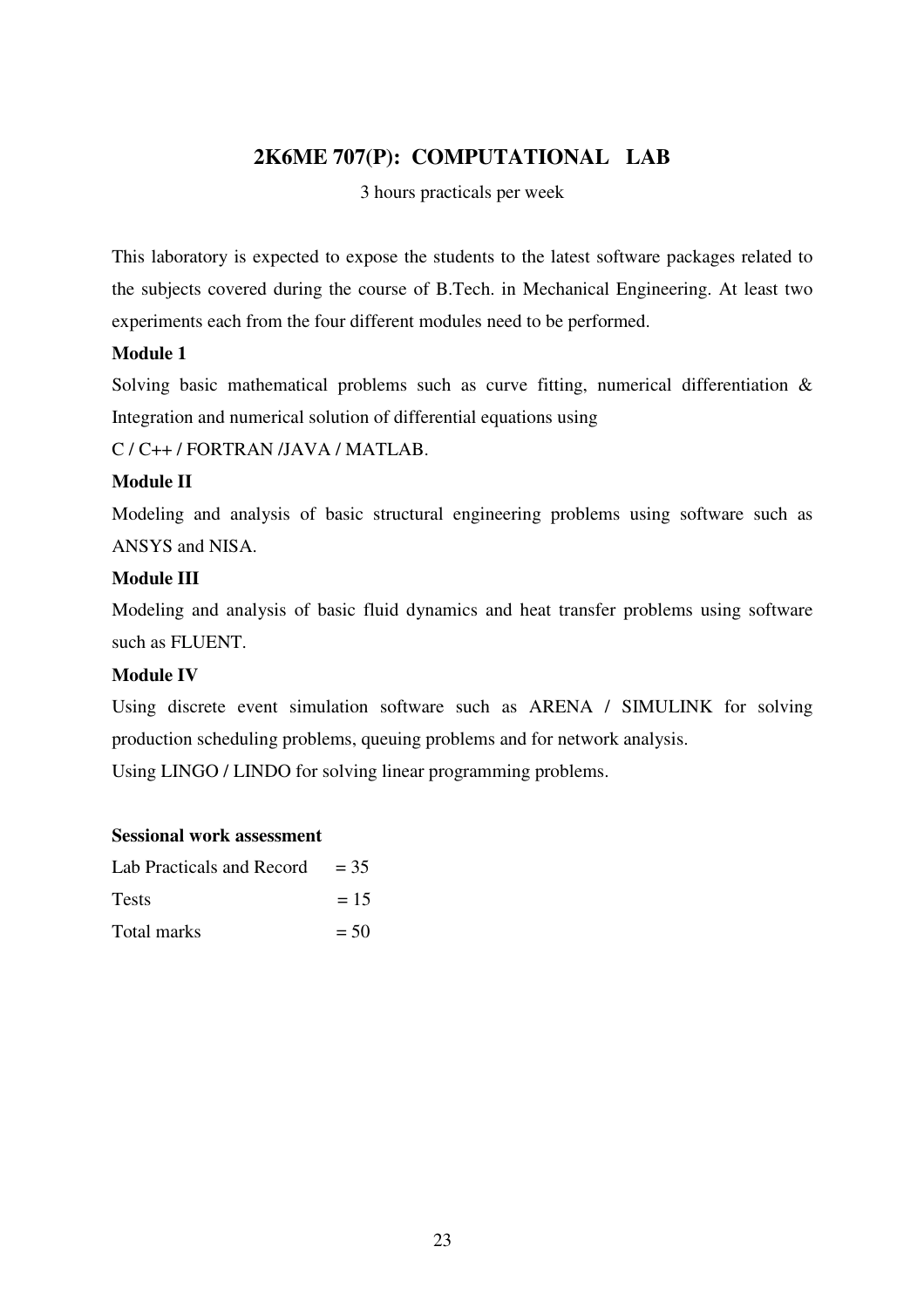## 2K6ME 707(P): COMPUTATIONAL LAB

3 hours practicals per week

This laboratory is expected to expose the students to the latest software packages related to the subjects covered during the course of B.Tech. in Mechanical Engineering. At least two experiments each from the four different modules need to be performed.

**Module 1**

Solving basic mathematical problems such as curve fitting, numerical differentiation & Integration and numerical solution of differential equations using

C / C++ / FORTRAN /JAVA / MATLAB.

**Module II**

Modeling and analysis of basic structural engineering problems using software such as ANSYS and NISA.

**Module III**

Modeling and analysis of basic fluid dynamics and heat transfer problems using software such as FLUENT.

**Module IV**

Using discrete event simulation software such as ARENA / SIMULINK for solving production scheduling problems, queuing problems and for network analysis.

Using LINGO / LINDO for solving linear programming problems.

**Sessional work assessment**

Lab Practicals and Record = 35

Tests = 15

Total marks = 50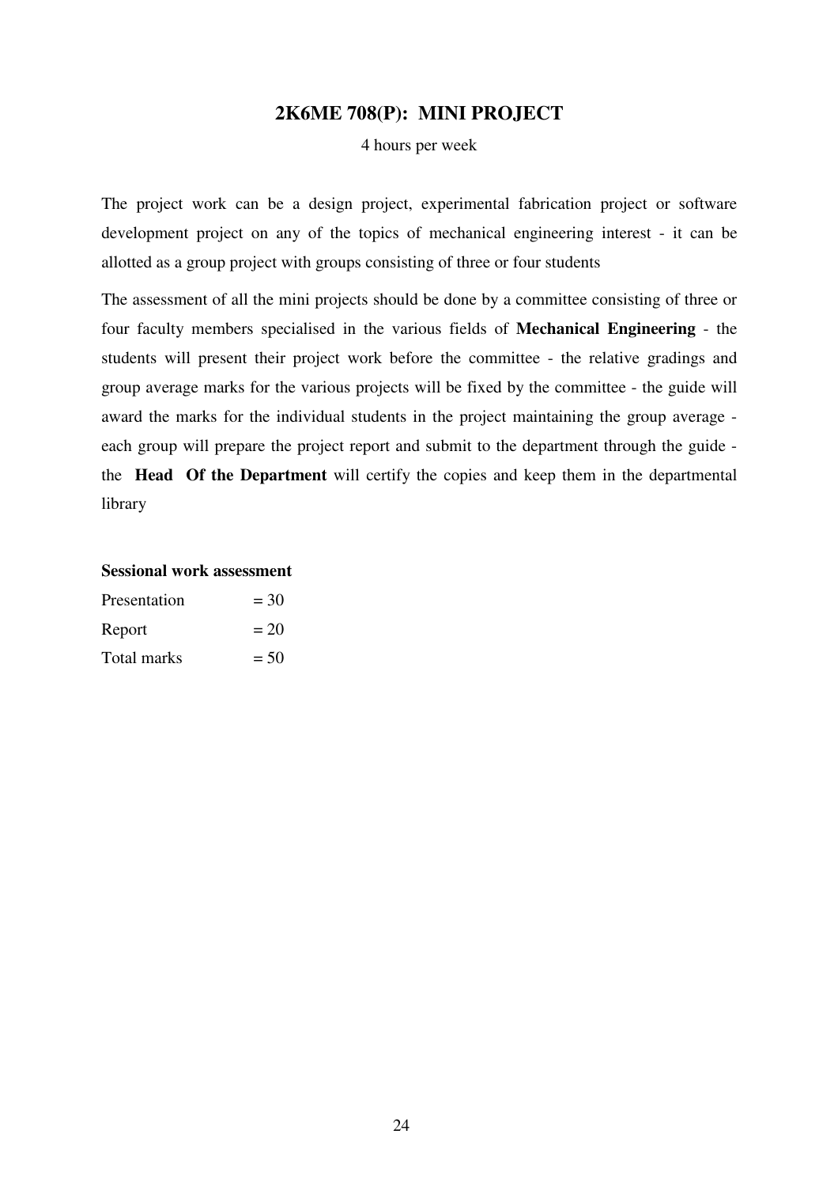## 2K6ME 708(P): MINI PROJECT

4 hours per week

The project work can be a design project, experimental fabrication project or software development project on any of the topics of mechanical engineering interest - it can be allotted as a group project with groups consisting of three or four students

The assessment of all the mini projects should be done by a committee consisting of three or four faculty members specialised in the various fields of **Mechanical Engineering** - the students will present their project work before the committee - the relative gradings and group average marks for the various projects will be fixed by the committee - the guide will award the marks for the individual students in the project maintaining the group average - each group will prepare the project report and submit to the department through the guide - the **Head Of the Department** will certify the copies and keep them in the departmental library

**Sessional work assessment**

| | |
|---|---|
| Presentation | = 30 |
| Report | = 20 |
| Total marks | = 50 |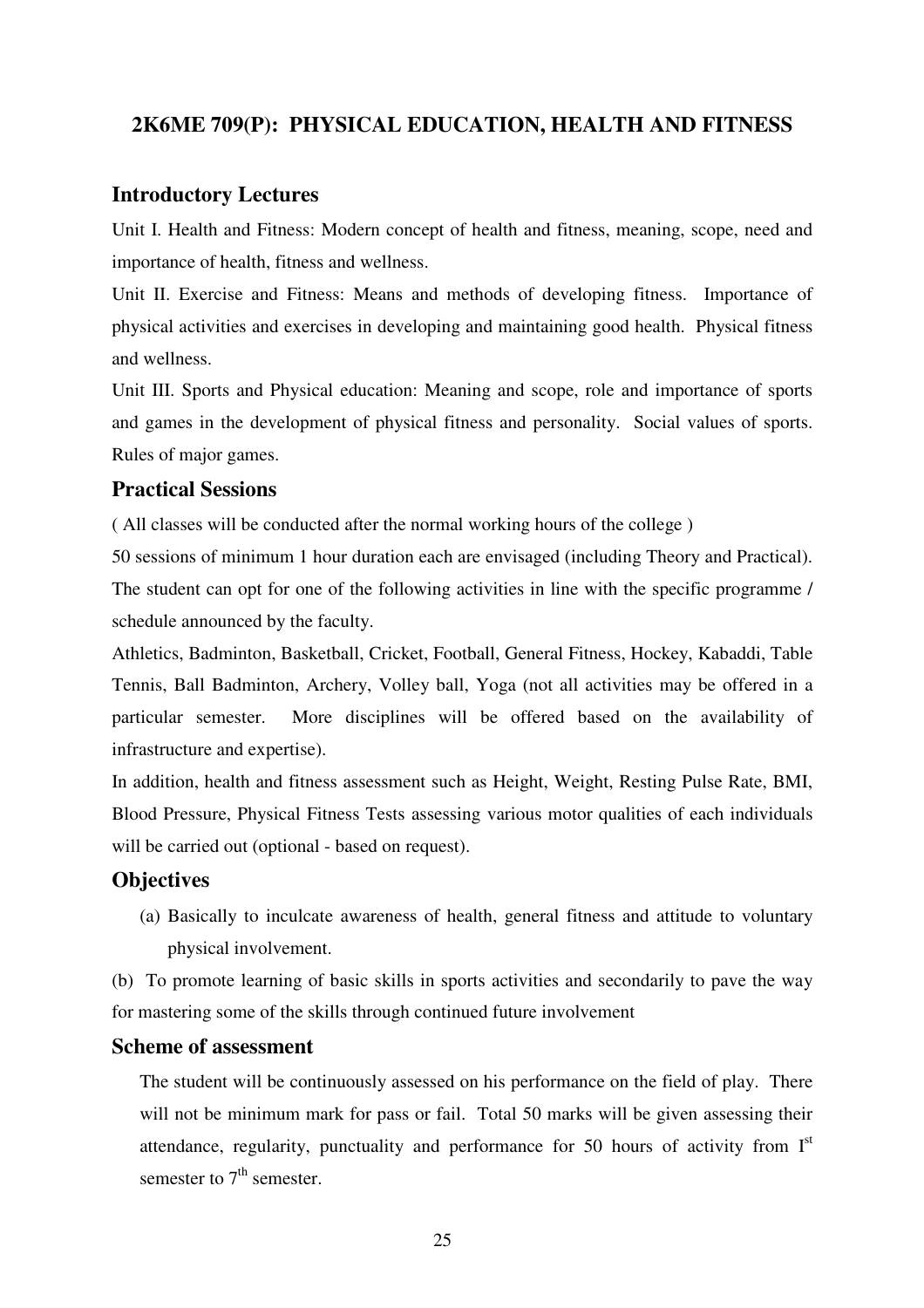## 2K6ME 709(P): PHYSICAL EDUCATION, HEALTH AND FITNESS

### Introductory Lectures

Unit I. Health and Fitness: Modern concept of health and fitness, meaning, scope, need and importance of health, fitness and wellness.

Unit II. Exercise and Fitness: Means and methods of developing fitness. Importance of physical activities and exercises in developing and maintaining good health. Physical fitness and wellness.

Unit III. Sports and Physical education: Meaning and scope, role and importance of sports and games in the development of physical fitness and personality. Social values of sports. Rules of major games.

### Practical Sessions

( All classes will be conducted after the normal working hours of the college )

50 sessions of minimum 1 hour duration each are envisaged (including Theory and Practical). The student can opt for one of the following activities in line with the specific programme / schedule announced by the faculty.

Athletics, Badminton, Basketball, Cricket, Football, General Fitness, Hockey, Kabaddi, Table Tennis, Ball Badminton, Archery, Volley ball, Yoga (not all activities may be offered in a particular semester. More disciplines will be offered based on the availability of infrastructure and expertise).

In addition, health and fitness assessment such as Height, Weight, Resting Pulse Rate, BMI, Blood Pressure, Physical Fitness Tests assessing various motor qualities of each individuals will be carried out (optional - based on request).

### Objectives

(a) Basically to inculcate awareness of health, general fitness and attitude to voluntary physical involvement.

(b) To promote learning of basic skills in sports activities and secondarily to pave the way for mastering some of the skills through continued future involvement

### Scheme of assessment

The student will be continuously assessed on his performance on the field of play. There will not be minimum mark for pass or fail. Total 50 marks will be given assessing their attendance, regularity, punctuality and performance for 50 hours of activity from I$^{st}$ semester to 7$^{th}$ semester.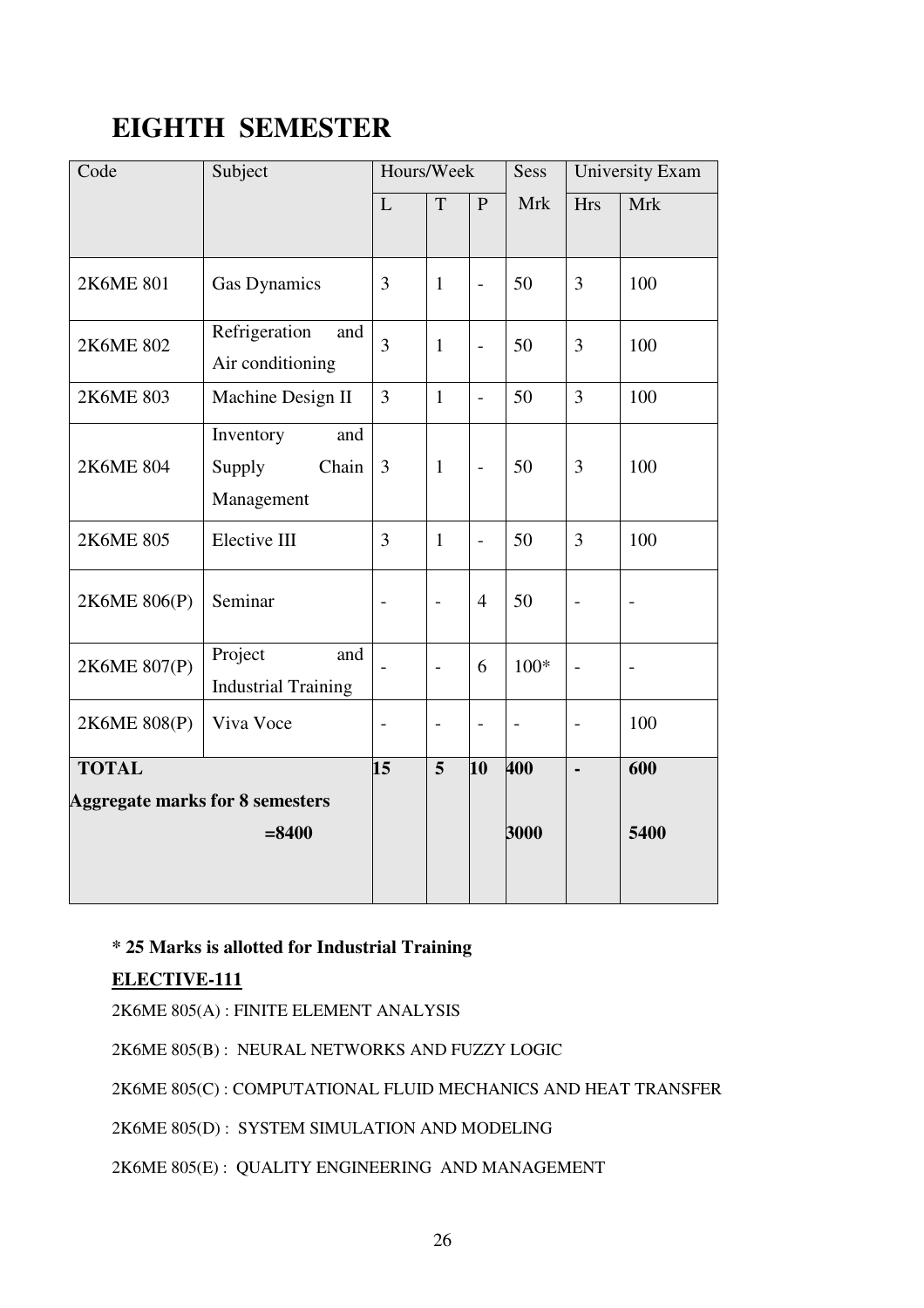# EIGHTH SEMESTER

| Code | Subject | Hours/Week | | | Sess | University Exam | |
|---|---|---|---|---|---|---|---|
| | | L | T | P | Mrk | Hrs | Mrk |
| 2K6ME 801 | Gas Dynamics | 3 | 1 | - | 50 | 3 | 100 |
| 2K6ME 802 | Refrigeration and Air conditioning | 3 | 1 | - | 50 | 3 | 100 |
| 2K6ME 803 | Machine Design II | 3 | 1 | - | 50 | 3 | 100 |
| 2K6ME 804 | Inventory and Supply Chain Management | 3 | 1 | - | 50 | 3 | 100 |
| 2K6ME 805 | Elective III | 3 | 1 | - | 50 | 3 | 100 |
| 2K6ME 806(P) | Seminar | - | - | 4 | 50 | - | - |
| 2K6ME 807(P) | Project and Industrial Training | - | - | 6 | 100* | - | - |
| 2K6ME 808(P) | Viva Voce | - | - | - | - | - | 100 |
| **TOTAL** | | **15** | **5** | **10** | **400** | **-** | **600** |
| **Aggregate marks for 8 semesters =8400** | | | | | **3000** | | **5400** |

**\* 25 Marks is allotted for Industrial Training**

**ELECTIVE-111**

2K6ME 805(A) : FINITE ELEMENT ANALYSIS

2K6ME 805(B) : NEURAL NETWORKS AND FUZZY LOGIC

2K6ME 805(C) : COMPUTATIONAL FLUID MECHANICS AND HEAT TRANSFER

2K6ME 805(D) : SYSTEM SIMULATION AND MODELING

2K6ME 805(E) : QUALITY ENGINEERING AND MANAGEMENT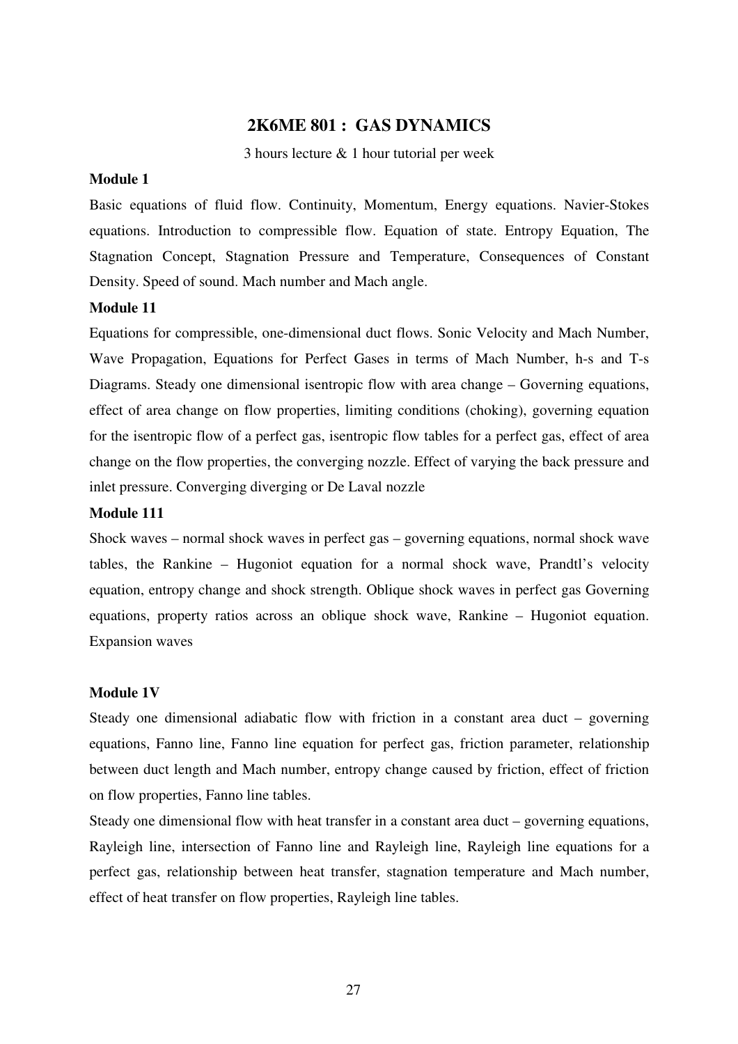## 2K6ME 801 : GAS DYNAMICS

3 hours lecture & 1 hour tutorial per week

**Module 1**

Basic equations of fluid flow. Continuity, Momentum, Energy equations. Navier-Stokes equations. Introduction to compressible flow. Equation of state. Entropy Equation, The Stagnation Concept, Stagnation Pressure and Temperature, Consequences of Constant Density. Speed of sound. Mach number and Mach angle.

**Module 11**

Equations for compressible, one-dimensional duct flows. Sonic Velocity and Mach Number, Wave Propagation, Equations for Perfect Gases in terms of Mach Number, h-s and T-s Diagrams. Steady one dimensional isentropic flow with area change – Governing equations, effect of area change on flow properties, limiting conditions (choking), governing equation for the isentropic flow of a perfect gas, isentropic flow tables for a perfect gas, effect of area change on the flow properties, the converging nozzle. Effect of varying the back pressure and inlet pressure. Converging diverging or De Laval nozzle

**Module 111**

Shock waves – normal shock waves in perfect gas – governing equations, normal shock wave tables, the Rankine – Hugoniot equation for a normal shock wave, Prandtl's velocity equation, entropy change and shock strength. Oblique shock waves in perfect gas Governing equations, property ratios across an oblique shock wave, Rankine – Hugoniot equation. Expansion waves

**Module 1V**

Steady one dimensional adiabatic flow with friction in a constant area duct – governing equations, Fanno line, Fanno line equation for perfect gas, friction parameter, relationship between duct length and Mach number, entropy change caused by friction, effect of friction on flow properties, Fanno line tables.

Steady one dimensional flow with heat transfer in a constant area duct – governing equations, Rayleigh line, intersection of Fanno line and Rayleigh line, Rayleigh line equations for a perfect gas, relationship between heat transfer, stagnation temperature and Mach number, effect of heat transfer on flow properties, Rayleigh line tables.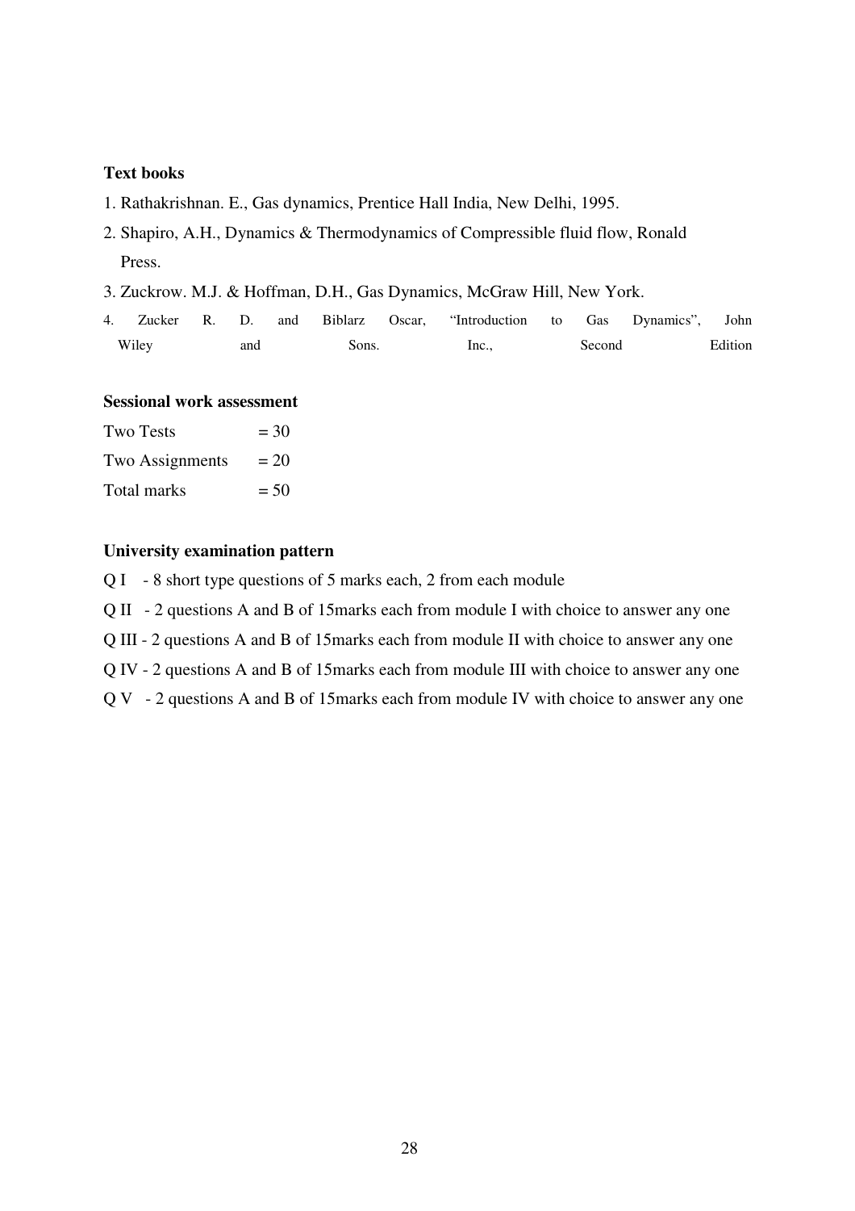**Text books**

1. Rathakrishnan. E., Gas dynamics, Prentice Hall India, New Delhi, 1995.
2. Shapiro, A.H., Dynamics & Thermodynamics of Compressible fluid flow, Ronald Press.
3. Zuckrow. M.J. & Hoffman, D.H., Gas Dynamics, McGraw Hill, New York.
4. Zucker R. D. and Biblarz Oscar, "Introduction to Gas Dynamics", John Wiley and Sons. Inc., Second Edition

**Sessional work assessment**

| | |
|---|---|
| Two Tests | = 30 |
| Two Assignments | = 20 |
| Total marks | = 50 |

**University examination pattern**

Q I - 8 short type questions of 5 marks each, 2 from each module

Q II - 2 questions A and B of 15marks each from module I with choice to answer any one

Q III - 2 questions A and B of 15marks each from module II with choice to answer any one

Q IV - 2 questions A and B of 15marks each from module III with choice to answer any one

Q V - 2 questions A and B of 15marks each from module IV with choice to answer any one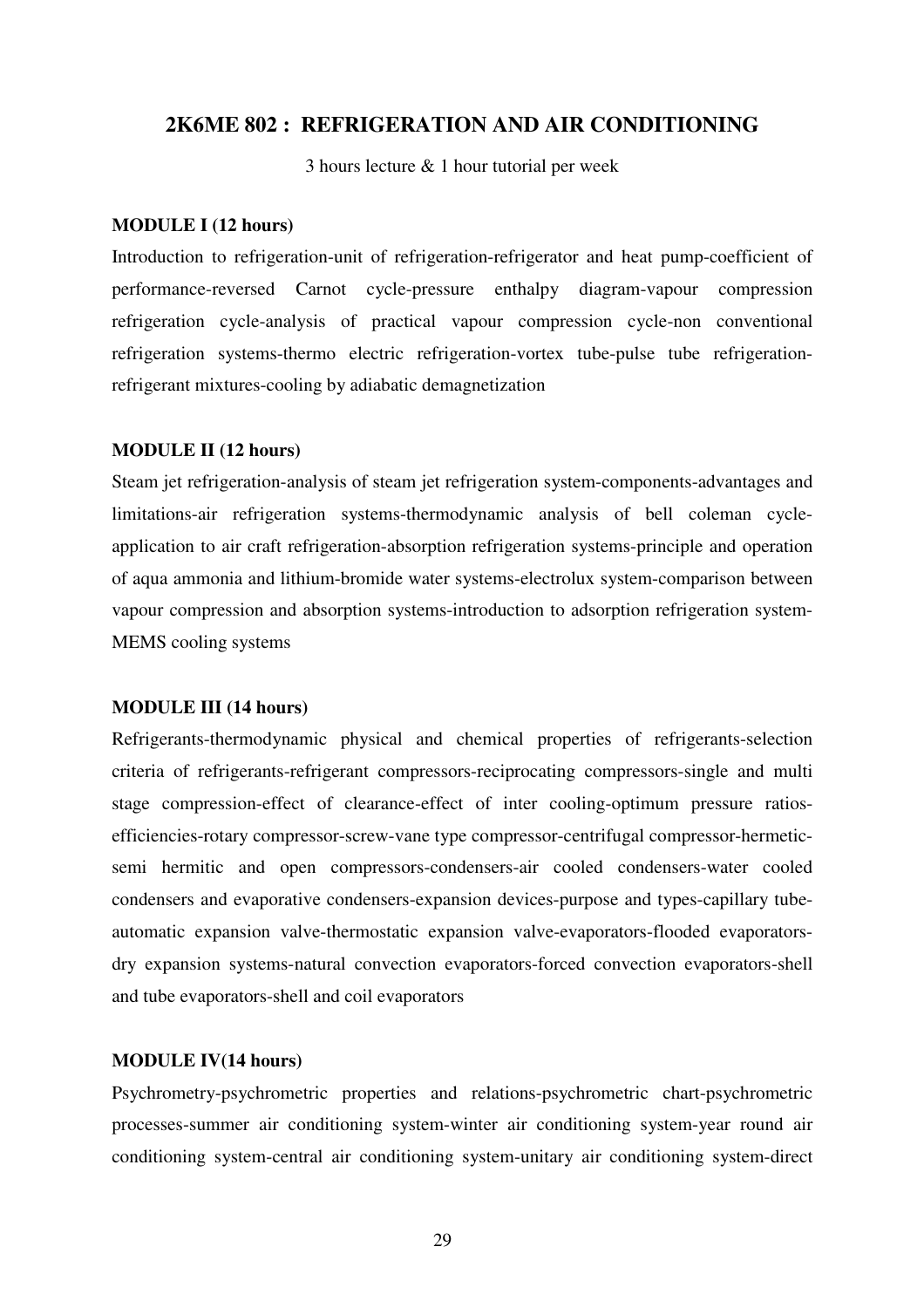## 2K6ME 802 : REFRIGERATION AND AIR CONDITIONING

3 hours lecture & 1 hour tutorial per week

**MODULE I (12 hours)**

Introduction to refrigeration-unit of refrigeration-refrigerator and heat pump-coefficient of performance-reversed Carnot cycle-pressure enthalpy diagram-vapour compression refrigeration cycle-analysis of practical vapour compression cycle-non conventional refrigeration systems-thermo electric refrigeration-vortex tube-pulse tube refrigeration-refrigerant mixtures-cooling by adiabatic demagnetization

**MODULE II (12 hours)**

Steam jet refrigeration-analysis of steam jet refrigeration system-components-advantages and limitations-air refrigeration systems-thermodynamic analysis of bell coleman cycle-application to air craft refrigeration-absorption refrigeration systems-principle and operation of aqua ammonia and lithium-bromide water systems-electrolux system-comparison between vapour compression and absorption systems-introduction to adsorption refrigeration system-MEMS cooling systems

**MODULE III (14 hours)**

Refrigerants-thermodynamic physical and chemical properties of refrigerants-selection criteria of refrigerants-refrigerant compressors-reciprocating compressors-single and multi stage compression-effect of clearance-effect of inter cooling-optimum pressure ratios-efficiencies-rotary compressor-screw-vane type compressor-centrifugal compressor-hermetic-semi hermitic and open compressors-condensers-air cooled condensers-water cooled condensers and evaporative condensers-expansion devices-purpose and types-capillary tube-automatic expansion valve-thermostatic expansion valve-evaporators-flooded evaporators-dry expansion systems-natural convection evaporators-forced convection evaporators-shell and tube evaporators-shell and coil evaporators

**MODULE IV(14 hours)**

Psychrometry-psychrometric properties and relations-psychrometric chart-psychrometric processes-summer air conditioning system-winter air conditioning system-year round air conditioning system-central air conditioning system-unitary air conditioning system-direct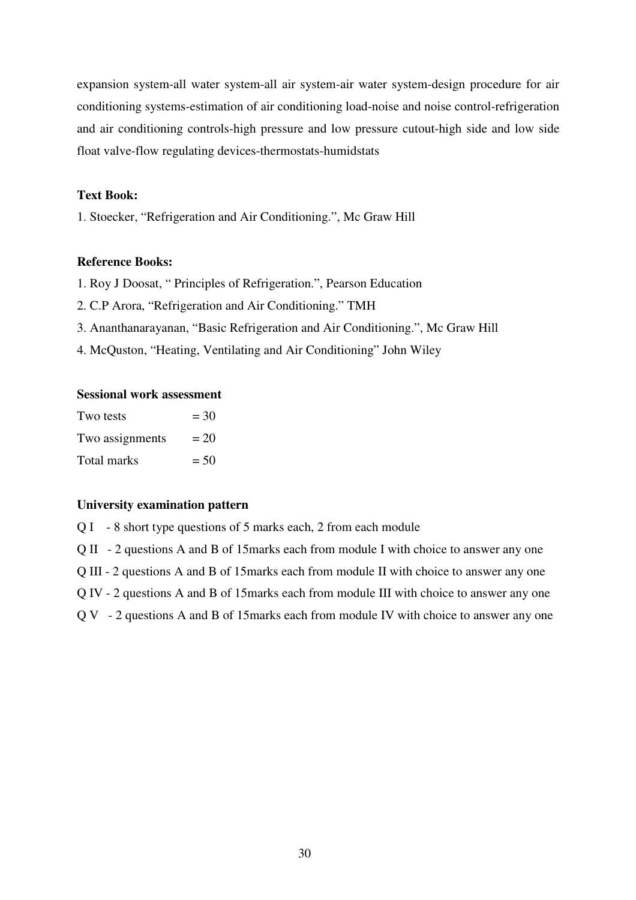expansion system-all water system-all air system-air water system-design procedure for air conditioning systems-estimation of air conditioning load-noise and noise control-refrigeration and air conditioning controls-high pressure and low pressure cutout-high side and low side float valve-flow regulating devices-thermostats-humidstats

**Text Book:**

1. Stoecker, "Refrigeration and Air Conditioning.", Mc Graw Hill

**Reference Books:**

1. Roy J Doosat, " Principles of Refrigeration.", Pearson Education
2. C.P Arora, "Refrigeration and Air Conditioning." TMH
3. Ananthanarayanan, "Basic Refrigeration and Air Conditioning.", Mc Graw Hill
4. McQuston, "Heating, Ventilating and Air Conditioning" John Wiley

**Sessional work assessment**

Two tests = 30
Two assignments = 20
Total marks = 50

**University examination pattern**

Q I - 8 short type questions of 5 marks each, 2 from each module

Q II - 2 questions A and B of 15marks each from module I with choice to answer any one

Q III - 2 questions A and B of 15marks each from module II with choice to answer any one

Q IV - 2 questions A and B of 15marks each from module III with choice to answer any one

Q V - 2 questions A and B of 15marks each from module IV with choice to answer any one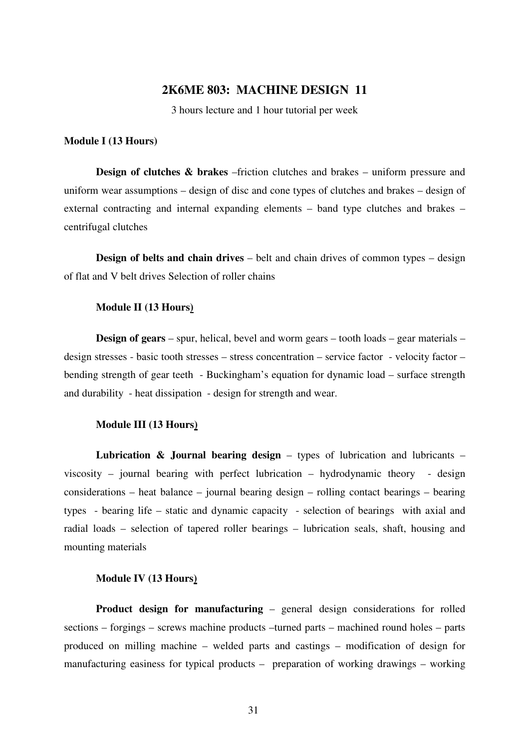## 2K6ME 803: MACHINE DESIGN 11

3 hours lecture and 1 hour tutorial per week

**Module I (13 Hours)**

**Design of clutches & brakes** –friction clutches and brakes – uniform pressure and uniform wear assumptions – design of disc and cone types of clutches and brakes – design of external contracting and internal expanding elements – band type clutches and brakes – centrifugal clutches

**Design of belts and chain drives** – belt and chain drives of common types – design of flat and V belt drives Selection of roller chains

**Module II (13 Hours)**

**Design of gears** – spur, helical, bevel and worm gears – tooth loads – gear materials – design stresses - basic tooth stresses – stress concentration – service factor - velocity factor – bending strength of gear teeth - Buckingham's equation for dynamic load – surface strength and durability - heat dissipation - design for strength and wear.

**Module III (13 Hours)**

**Lubrication & Journal bearing design** – types of lubrication and lubricants – viscosity – journal bearing with perfect lubrication – hydrodynamic theory - design considerations – heat balance – journal bearing design – rolling contact bearings – bearing types - bearing life – static and dynamic capacity - selection of bearings with axial and radial loads – selection of tapered roller bearings – lubrication seals, shaft, housing and mounting materials

**Module IV (13 Hours)**

**Product design for manufacturing** – general design considerations for rolled sections – forgings – screws machine products –turned parts – machined round holes – parts produced on milling machine – welded parts and castings – modification of design for manufacturing easiness for typical products – preparation of working drawings – working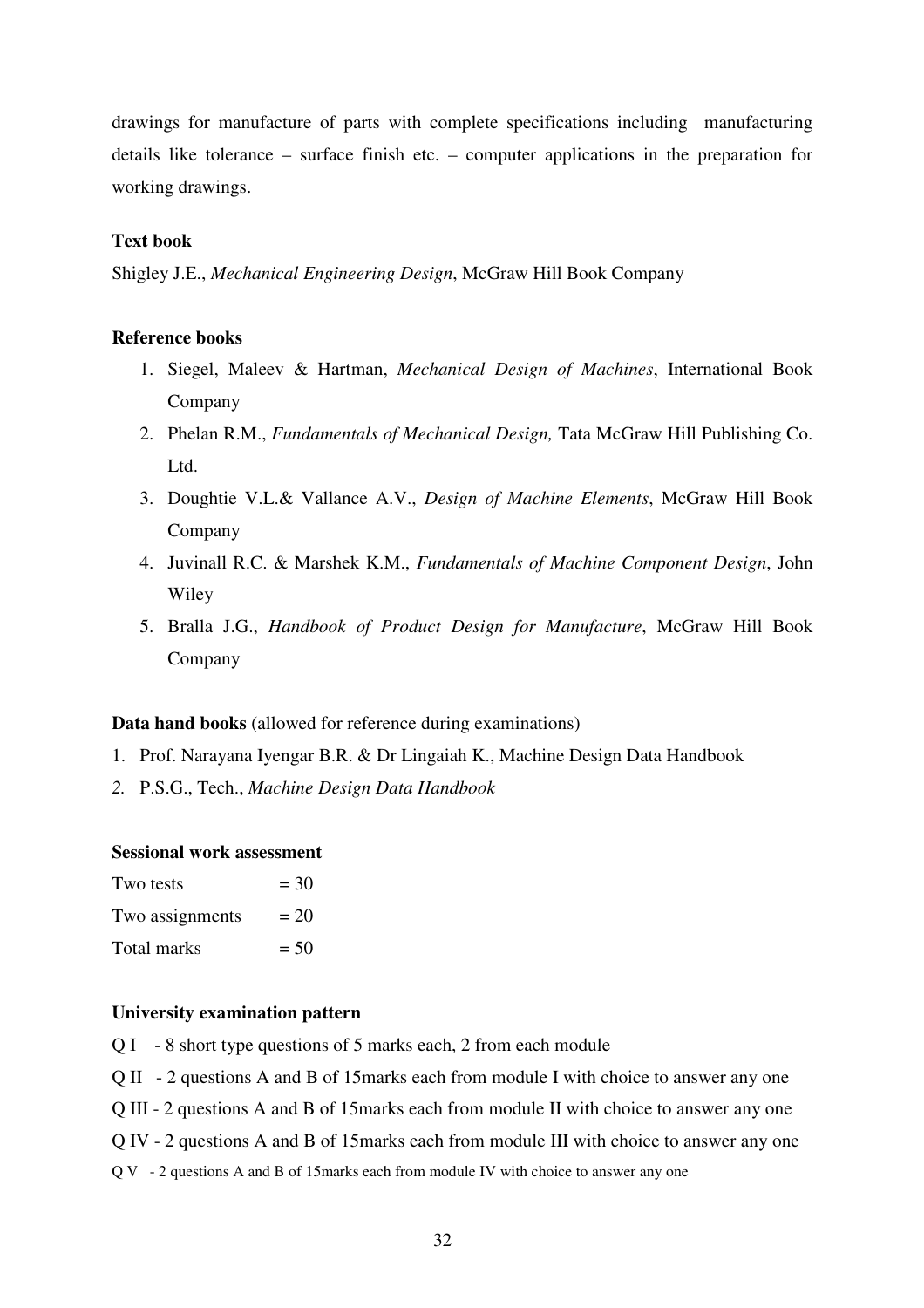drawings for manufacture of parts with complete specifications including manufacturing details like tolerance – surface finish etc. – computer applications in the preparation for working drawings.

**Text book**

Shigley J.E., *Mechanical Engineering Design*, McGraw Hill Book Company

**Reference books**

1. Siegel, Maleev & Hartman, *Mechanical Design of Machines*, International Book Company
2. Phelan R.M., *Fundamentals of Mechanical Design,* Tata McGraw Hill Publishing Co. Ltd.
3. Doughtie V.L.& Vallance A.V., *Design of Machine Elements*, McGraw Hill Book Company
4. Juvinall R.C. & Marshek K.M., *Fundamentals of Machine Component Design*, John Wiley
5. Bralla J.G., *Handbook of Product Design for Manufacture*, McGraw Hill Book Company

**Data hand books** (allowed for reference during examinations)

1. Prof. Narayana Iyengar B.R. & Dr Lingaiah K., Machine Design Data Handbook
2. P.S.G., Tech., *Machine Design Data Handbook*

**Sessional work assessment**

Two tests = 30
Two assignments = 20
Total marks = 50

**University examination pattern**

Q I - 8 short type questions of 5 marks each, 2 from each module

Q II - 2 questions A and B of 15marks each from module I with choice to answer any one

Q III - 2 questions A and B of 15marks each from module II with choice to answer any one

Q IV - 2 questions A and B of 15marks each from module III with choice to answer any one

Q V - 2 questions A and B of 15marks each from module IV with choice to answer any one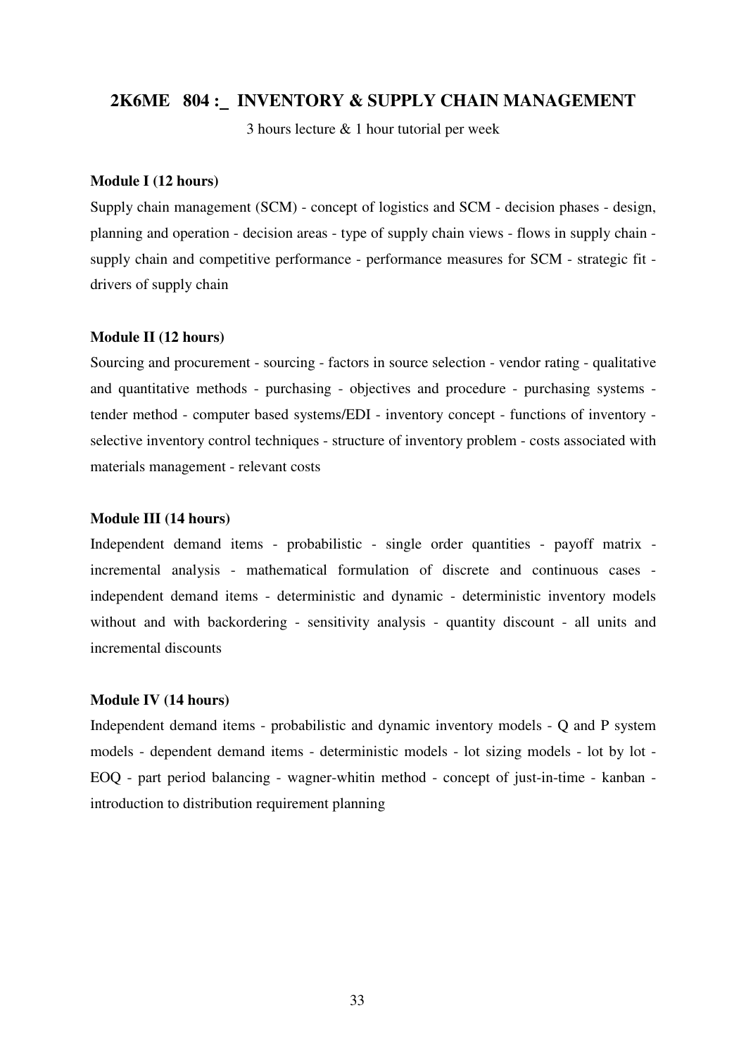## 2K6ME 804 :_ INVENTORY & SUPPLY CHAIN MANAGEMENT

3 hours lecture & 1 hour tutorial per week

**Module I (12 hours)**

Supply chain management (SCM) - concept of logistics and SCM - decision phases - design, planning and operation - decision areas - type of supply chain views - flows in supply chain - supply chain and competitive performance - performance measures for SCM - strategic fit - drivers of supply chain

**Module II (12 hours)**

Sourcing and procurement - sourcing - factors in source selection - vendor rating - qualitative and quantitative methods - purchasing - objectives and procedure - purchasing systems - tender method - computer based systems/EDI - inventory concept - functions of inventory - selective inventory control techniques - structure of inventory problem - costs associated with materials management - relevant costs

**Module III (14 hours)**

Independent demand items - probabilistic - single order quantities - payoff matrix - incremental analysis - mathematical formulation of discrete and continuous cases - independent demand items - deterministic and dynamic - deterministic inventory models without and with backordering - sensitivity analysis - quantity discount - all units and incremental discounts

**Module IV (14 hours)**

Independent demand items - probabilistic and dynamic inventory models - Q and P system models - dependent demand items - deterministic models - lot sizing models - lot by lot - EOQ - part period balancing - wagner-whitin method - concept of just-in-time - kanban - introduction to distribution requirement planning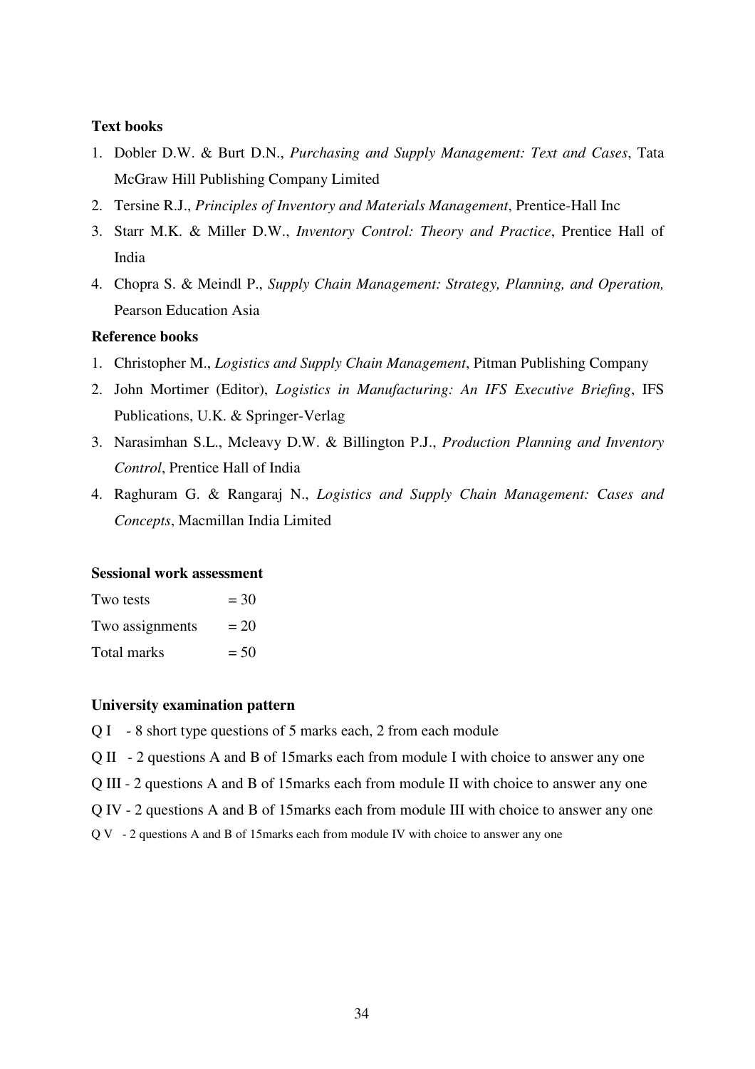**Text books**

1. Dobler D.W. & Burt D.N., *Purchasing and Supply Management: Text and Cases*, Tata McGraw Hill Publishing Company Limited
2. Tersine R.J., *Principles of Inventory and Materials Management*, Prentice-Hall Inc
3. Starr M.K. & Miller D.W., *Inventory Control: Theory and Practice*, Prentice Hall of India
4. Chopra S. & Meindl P., *Supply Chain Management: Strategy, Planning, and Operation,* Pearson Education Asia

**Reference books**

1. Christopher M., *Logistics and Supply Chain Management*, Pitman Publishing Company
2. John Mortimer (Editor), *Logistics in Manufacturing: An IFS Executive Briefing*, IFS Publications, U.K. & Springer-Verlag
3. Narasimhan S.L., Mcleavy D.W. & Billington P.J., *Production Planning and Inventory Control*, Prentice Hall of India
4. Raghuram G. & Rangaraj N., *Logistics and Supply Chain Management: Cases and Concepts*, Macmillan India Limited

**Sessional work assessment**

Two tests = 30

Two assignments = 20

Total marks = 50

**University examination pattern**

Q I - 8 short type questions of 5 marks each, 2 from each module

Q II - 2 questions A and B of 15marks each from module I with choice to answer any one

Q III - 2 questions A and B of 15marks each from module II with choice to answer any one

Q IV - 2 questions A and B of 15marks each from module III with choice to answer any one

Q V - 2 questions A and B of 15marks each from module IV with choice to answer any one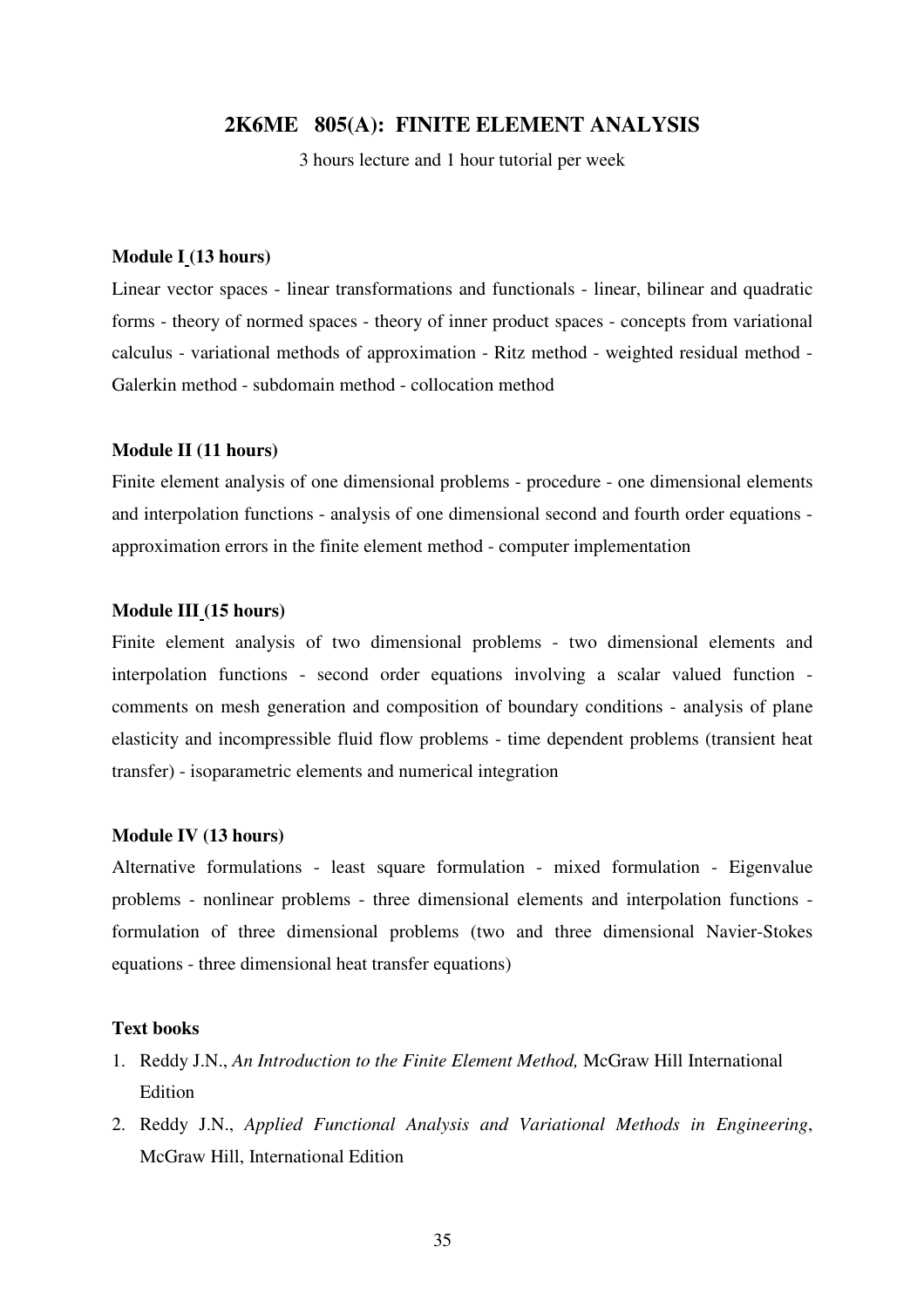## 2K6ME 805(A): FINITE ELEMENT ANALYSIS

3 hours lecture and 1 hour tutorial per week

**Module I (13 hours)**

Linear vector spaces - linear transformations and functionals - linear, bilinear and quadratic forms - theory of normed spaces - theory of inner product spaces - concepts from variational calculus - variational methods of approximation - Ritz method - weighted residual method - Galerkin method - subdomain method - collocation method

**Module II (11 hours)**

Finite element analysis of one dimensional problems - procedure - one dimensional elements and interpolation functions - analysis of one dimensional second and fourth order equations - approximation errors in the finite element method - computer implementation

**Module III (15 hours)**

Finite element analysis of two dimensional problems - two dimensional elements and interpolation functions - second order equations involving a scalar valued function - comments on mesh generation and composition of boundary conditions - analysis of plane elasticity and incompressible fluid flow problems - time dependent problems (transient heat transfer) - isoparametric elements and numerical integration

**Module IV (13 hours)**

Alternative formulations - least square formulation - mixed formulation - Eigenvalue problems - nonlinear problems - three dimensional elements and interpolation functions - formulation of three dimensional problems (two and three dimensional Navier-Stokes equations - three dimensional heat transfer equations)

**Text books**

1. Reddy J.N., *An Introduction to the Finite Element Method,* McGraw Hill International Edition
2. Reddy J.N., *Applied Functional Analysis and Variational Methods in Engineering*, McGraw Hill, International Edition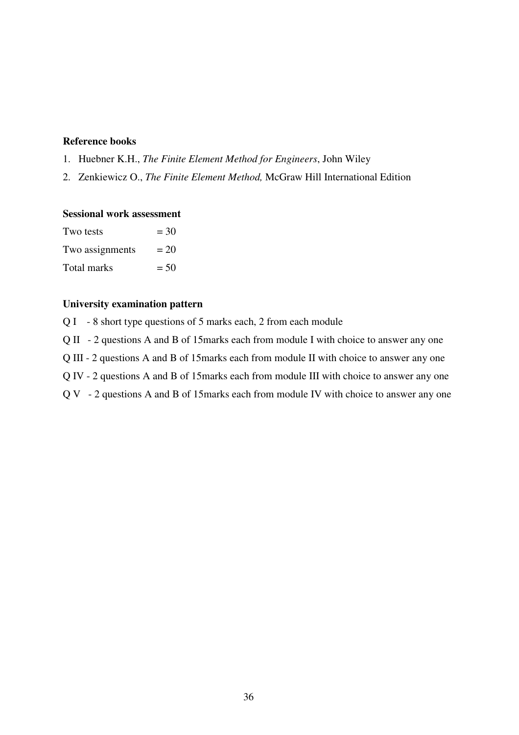**Reference books**

1. Huebner K.H., *The Finite Element Method for Engineers*, John Wiley
2. Zenkiewicz O., *The Finite Element Method,* McGraw Hill International Edition

**Sessional work assessment**

Two tests = 30

Two assignments = 20

Total marks = 50

**University examination pattern**

Q I - 8 short type questions of 5 marks each, 2 from each module

Q II - 2 questions A and B of 15marks each from module I with choice to answer any one

Q III - 2 questions A and B of 15marks each from module II with choice to answer any one

Q IV - 2 questions A and B of 15marks each from module III with choice to answer any one

Q V - 2 questions A and B of 15marks each from module IV with choice to answer any one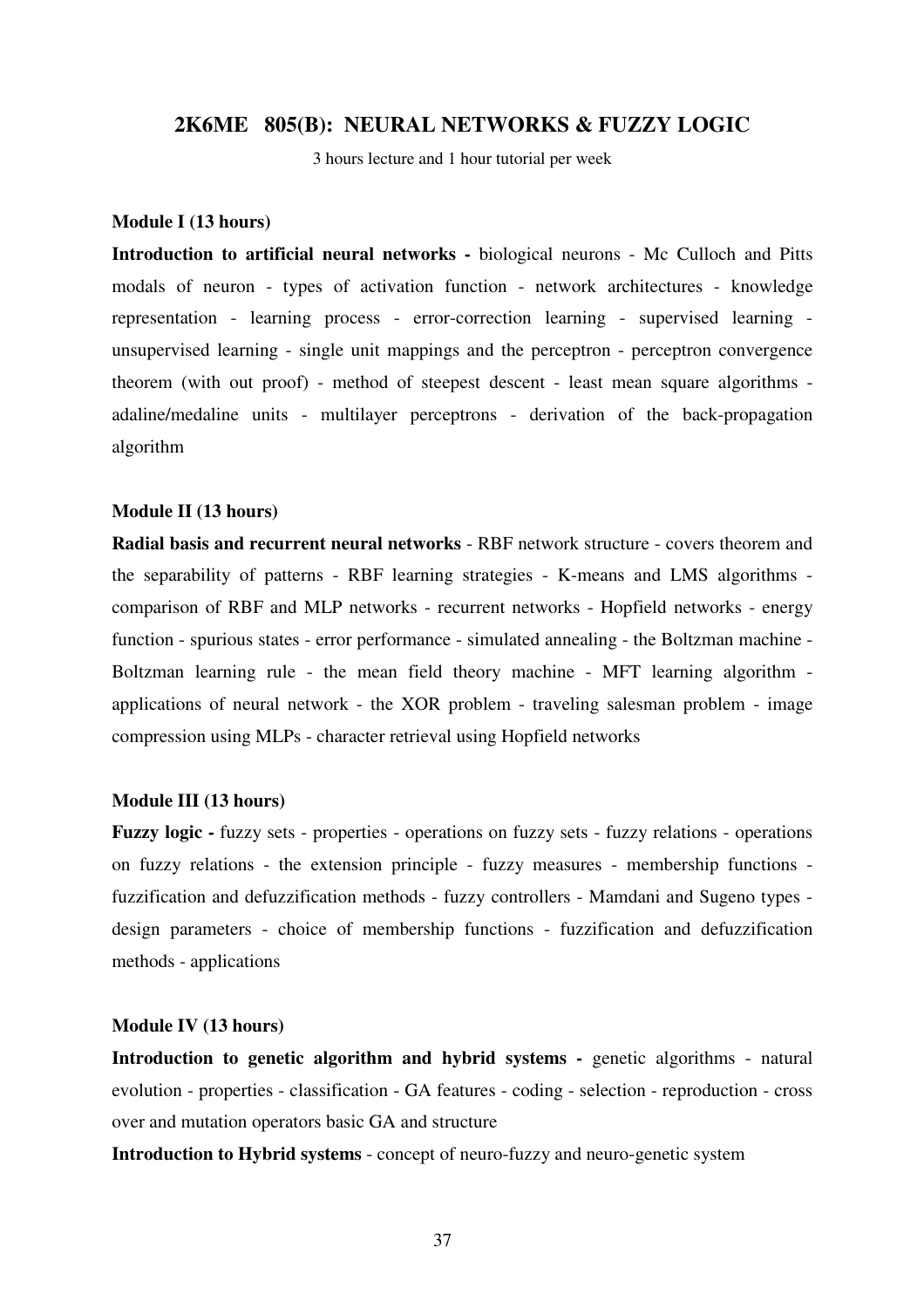## 2K6ME 805(B): NEURAL NETWORKS & FUZZY LOGIC

3 hours lecture and 1 hour tutorial per week

**Module I (13 hours)**

**Introduction to artificial neural networks -** biological neurons - Mc Culloch and Pitts modals of neuron - types of activation function - network architectures - knowledge representation - learning process - error-correction learning - supervised learning - unsupervised learning - single unit mappings and the perceptron - perceptron convergence theorem (with out proof) - method of steepest descent - least mean square algorithms - adaline/medaline units - multilayer perceptrons - derivation of the back-propagation algorithm

**Module II (13 hours)**

**Radial basis and recurrent neural networks** - RBF network structure - covers theorem and the separability of patterns - RBF learning strategies - K-means and LMS algorithms - comparison of RBF and MLP networks - recurrent networks - Hopfield networks - energy function - spurious states - error performance - simulated annealing - the Boltzman machine - Boltzman learning rule - the mean field theory machine - MFT learning algorithm - applications of neural network - the XOR problem - traveling salesman problem - image compression using MLPs - character retrieval using Hopfield networks

**Module III (13 hours)**

**Fuzzy logic -** fuzzy sets - properties - operations on fuzzy sets - fuzzy relations - operations on fuzzy relations - the extension principle - fuzzy measures - membership functions - fuzzification and defuzzification methods - fuzzy controllers - Mamdani and Sugeno types - design parameters - choice of membership functions - fuzzification and defuzzification methods - applications

**Module IV (13 hours)**

**Introduction to genetic algorithm and hybrid systems -** genetic algorithms - natural evolution - properties - classification - GA features - coding - selection - reproduction - cross over and mutation operators basic GA and structure

**Introduction to Hybrid systems** - concept of neuro-fuzzy and neuro-genetic system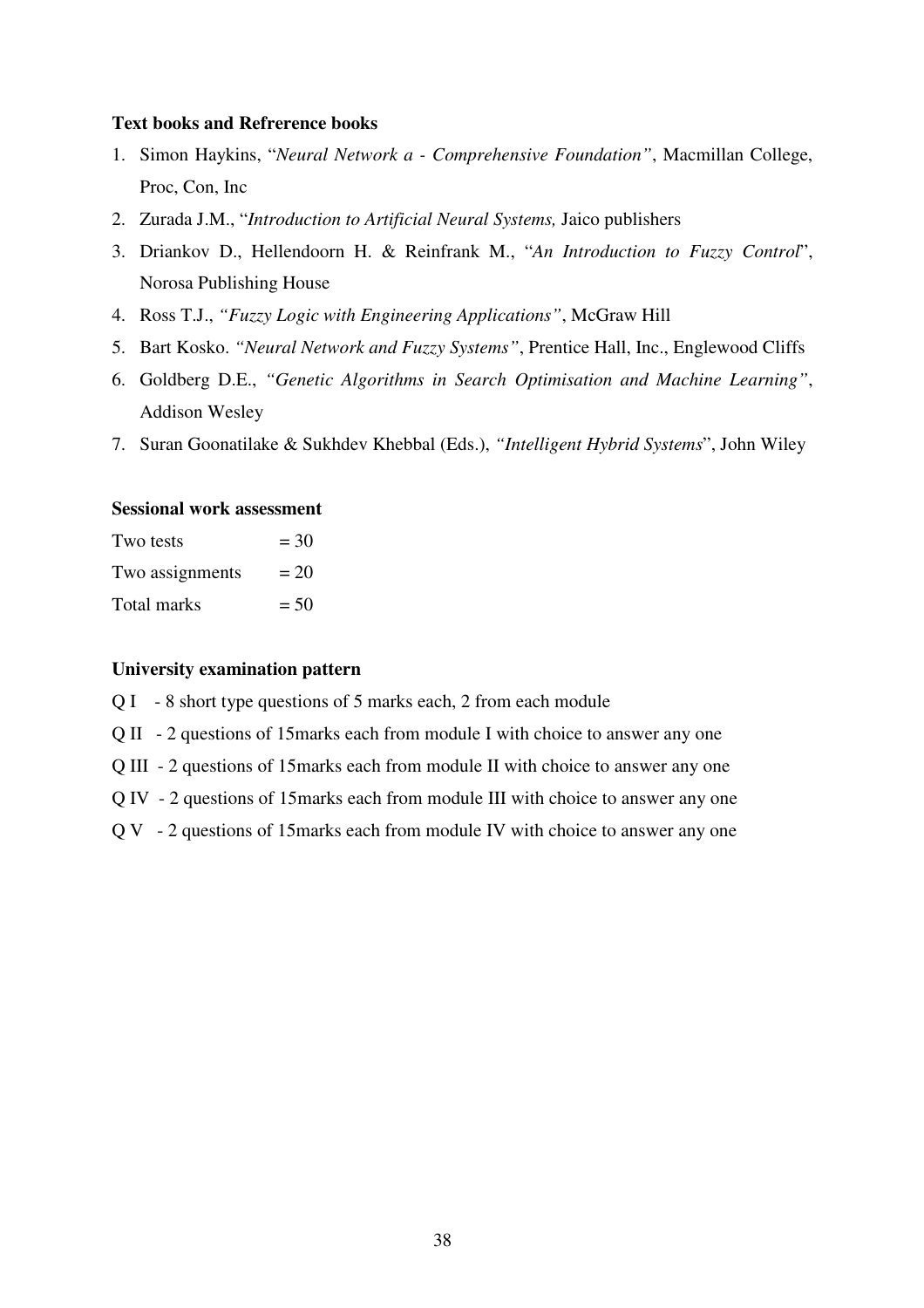**Text books and Refrerence books**

1. Simon Haykins, "*Neural Network a - Comprehensive Foundation"*, Macmillan College, Proc, Con, Inc
2. Zurada J.M., "*Introduction to Artificial Neural Systems,* Jaico publishers
3. Driankov D., Hellendoorn H. & Reinfrank M., "*An Introduction to Fuzzy Control*", Norosa Publishing House
4. Ross T.J., *"Fuzzy Logic with Engineering Applications"*, McGraw Hill
5. Bart Kosko. *"Neural Network and Fuzzy Systems"*, Prentice Hall, Inc., Englewood Cliffs
6. Goldberg D.E., *"Genetic Algorithms in Search Optimisation and Machine Learning"*, Addison Wesley
7. Suran Goonatilake & Sukhdev Khebbal (Eds.), *"Intelligent Hybrid Systems*", John Wiley

**Sessional work assessment**

Two tests = 30
Two assignments = 20
Total marks = 50

**University examination pattern**

Q I - 8 short type questions of 5 marks each, 2 from each module
Q II - 2 questions of 15marks each from module I with choice to answer any one
Q III - 2 questions of 15marks each from module II with choice to answer any one
Q IV - 2 questions of 15marks each from module III with choice to answer any one
Q V - 2 questions of 15marks each from module IV with choice to answer any one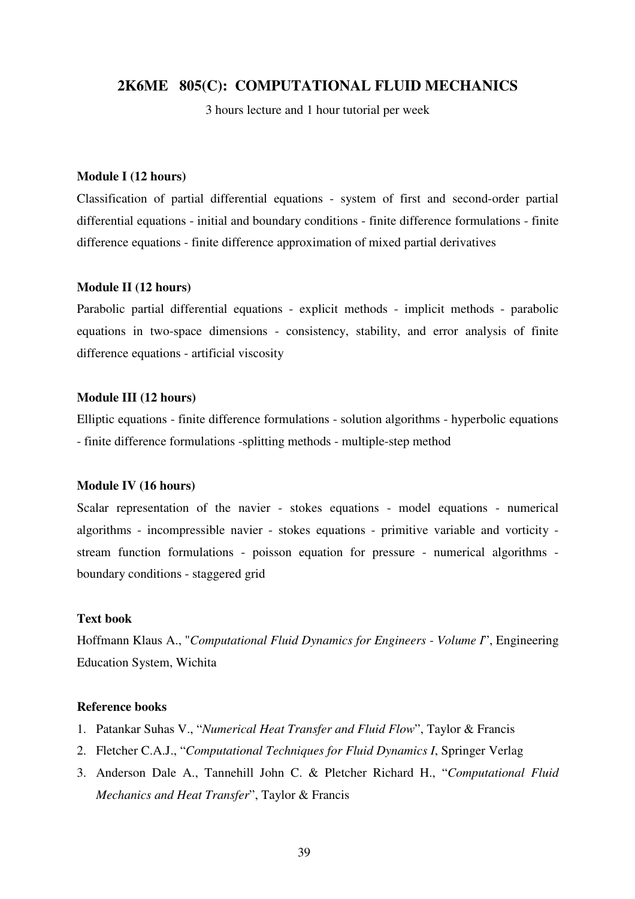## 2K6ME 805(C): COMPUTATIONAL FLUID MECHANICS

3 hours lecture and 1 hour tutorial per week

**Module I (12 hours)**

Classification of partial differential equations - system of first and second-order partial differential equations - initial and boundary conditions - finite difference formulations - finite difference equations - finite difference approximation of mixed partial derivatives

**Module II (12 hours)**

Parabolic partial differential equations - explicit methods - implicit methods - parabolic equations in two-space dimensions - consistency, stability, and error analysis of finite difference equations - artificial viscosity

**Module III (12 hours)**

Elliptic equations - finite difference formulations - solution algorithms - hyperbolic equations - finite difference formulations -splitting methods - multiple-step method

**Module IV (16 hours)**

Scalar representation of the navier - stokes equations - model equations - numerical algorithms - incompressible navier - stokes equations - primitive variable and vorticity - stream function formulations - poisson equation for pressure - numerical algorithms - boundary conditions - staggered grid

**Text book**

Hoffmann Klaus A., "*Computational Fluid Dynamics for Engineers - Volume I*", Engineering Education System, Wichita

**Reference books**

1. Patankar Suhas V., "*Numerical Heat Transfer and Fluid Flow*", Taylor & Francis
2. Fletcher C.A.J., "*Computational Techniques for Fluid Dynamics I*, Springer Verlag
3. Anderson Dale A., Tannehill John C. & Pletcher Richard H., "*Computational Fluid Mechanics and Heat Transfer*", Taylor & Francis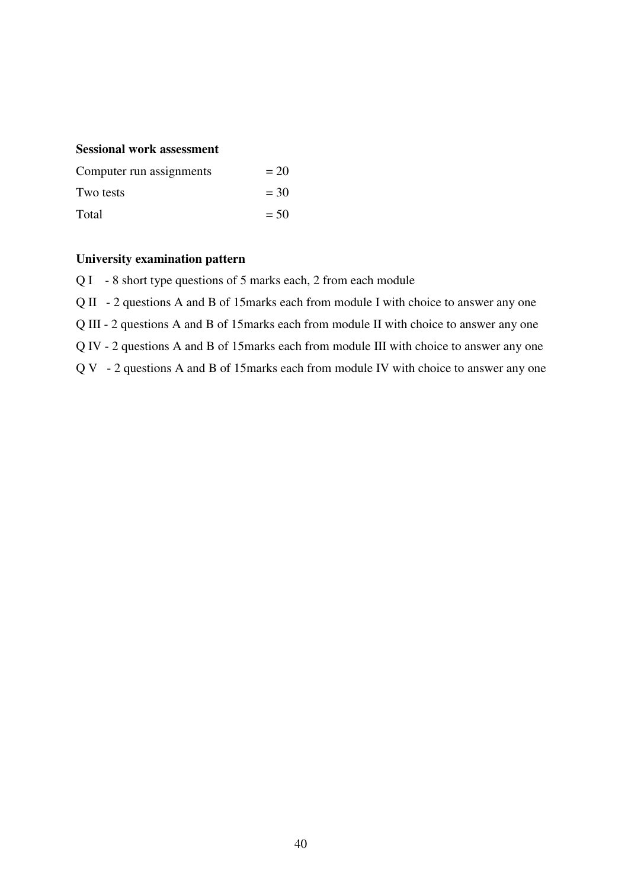**Sessional work assessment**

| | |
|---|---|
| Computer run assignments | = 20 |
| Two tests | = 30 |
| Total | = 50 |

**University examination pattern**

Q I - 8 short type questions of 5 marks each, 2 from each module

Q II - 2 questions A and B of 15marks each from module I with choice to answer any one

Q III - 2 questions A and B of 15marks each from module II with choice to answer any one

Q IV - 2 questions A and B of 15marks each from module III with choice to answer any one

Q V - 2 questions A and B of 15marks each from module IV with choice to answer any one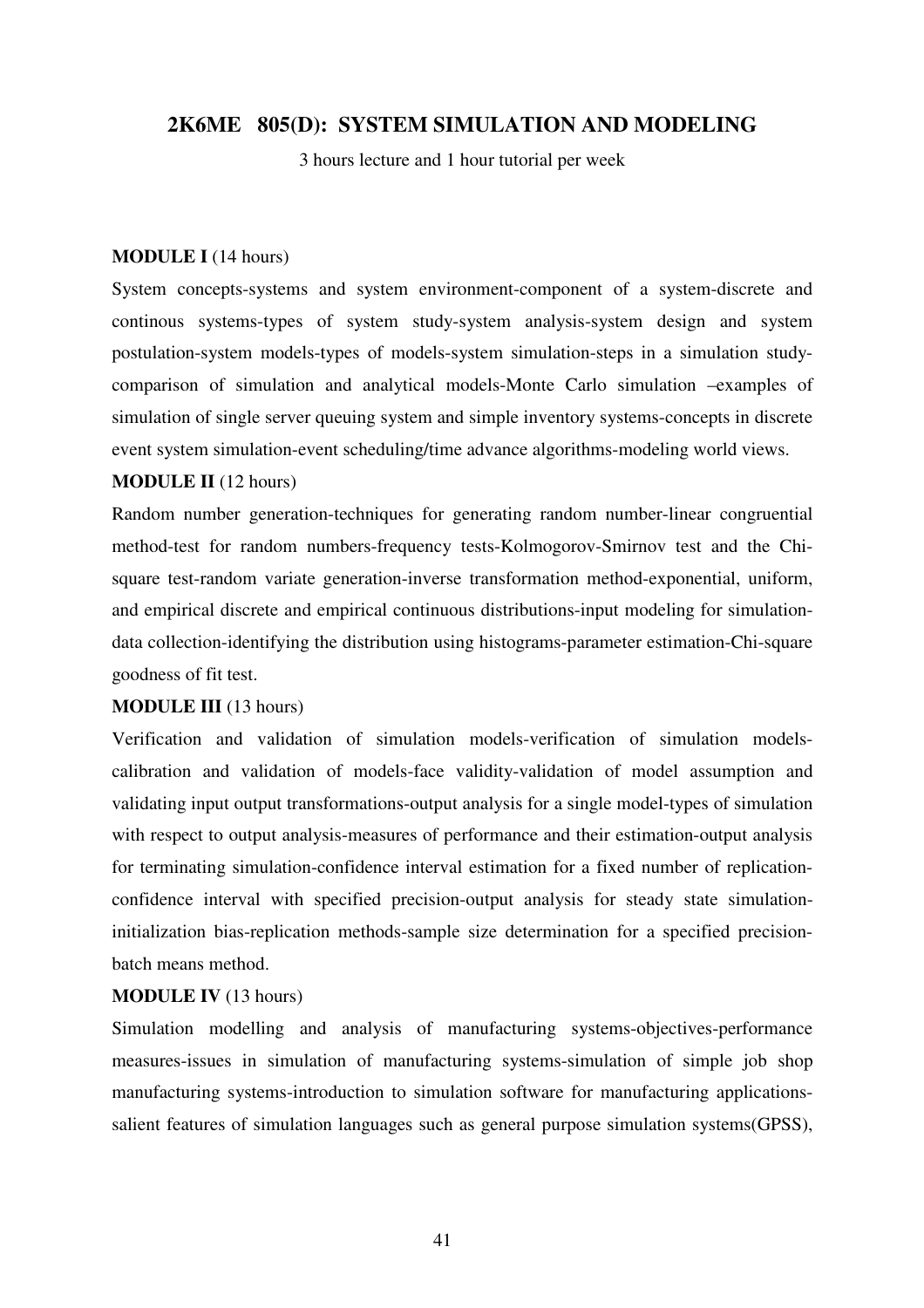## 2K6ME 805(D): SYSTEM SIMULATION AND MODELING

3 hours lecture and 1 hour tutorial per week

**MODULE I** (14 hours)

System concepts-systems and system environment-component of a system-discrete and continous systems-types of system study-system analysis-system design and system postulation-system models-types of models-system simulation-steps in a simulation study-comparison of simulation and analytical models-Monte Carlo simulation –examples of simulation of single server queuing system and simple inventory systems-concepts in discrete event system simulation-event scheduling/time advance algorithms-modeling world views.

**MODULE II** (12 hours)

Random number generation-techniques for generating random number-linear congruential method-test for random numbers-frequency tests-Kolmogorov-Smirnov test and the Chi-square test-random variate generation-inverse transformation method-exponential, uniform, and empirical discrete and empirical continuous distributions-input modeling for simulation-data collection-identifying the distribution using histograms-parameter estimation-Chi-square goodness of fit test.

**MODULE III** (13 hours)

Verification and validation of simulation models-verification of simulation models-calibration and validation of models-face validity-validation of model assumption and validating input output transformations-output analysis for a single model-types of simulation with respect to output analysis-measures of performance and their estimation-output analysis for terminating simulation-confidence interval estimation for a fixed number of replication-confidence interval with specified precision-output analysis for steady state simulation-initialization bias-replication methods-sample size determination for a specified precision-batch means method.

**MODULE IV** (13 hours)

Simulation modelling and analysis of manufacturing systems-objectives-performance measures-issues in simulation of manufacturing systems-simulation of simple job shop manufacturing systems-introduction to simulation software for manufacturing applications-salient features of simulation languages such as general purpose simulation systems(GPSS),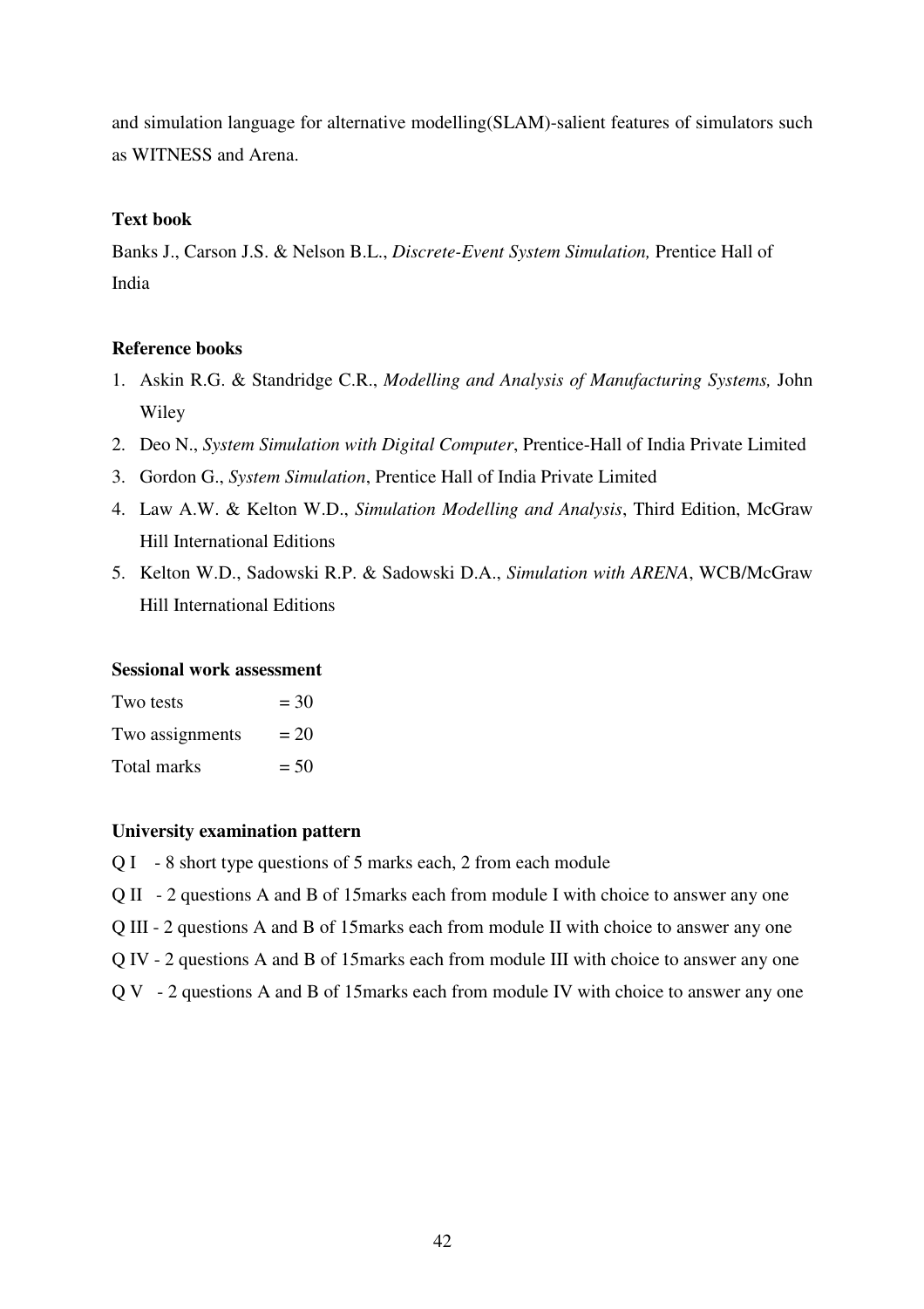and simulation language for alternative modelling(SLAM)-salient features of simulators such as WITNESS and Arena.

**Text book**

Banks J., Carson J.S. & Nelson B.L., *Discrete-Event System Simulation,* Prentice Hall of India

**Reference books**

1. Askin R.G. & Standridge C.R., *Modelling and Analysis of Manufacturing Systems,* John Wiley
2. Deo N., *System Simulation with Digital Computer*, Prentice-Hall of India Private Limited
3. Gordon G., *System Simulation*, Prentice Hall of India Private Limited
4. Law A.W. & Kelton W.D., *Simulation Modelling and Analysis*, Third Edition, McGraw Hill International Editions
5. Kelton W.D., Sadowski R.P. & Sadowski D.A., *Simulation with ARENA*, WCB/McGraw Hill International Editions

**Sessional work assessment**

| | |
|---|---|
| Two tests | = 30 |
| Two assignments | = 20 |
| Total marks | = 50 |

**University examination pattern**

Q I - 8 short type questions of 5 marks each, 2 from each module

Q II - 2 questions A and B of 15marks each from module I with choice to answer any one

Q III - 2 questions A and B of 15marks each from module II with choice to answer any one

Q IV - 2 questions A and B of 15marks each from module III with choice to answer any one

Q V - 2 questions A and B of 15marks each from module IV with choice to answer any one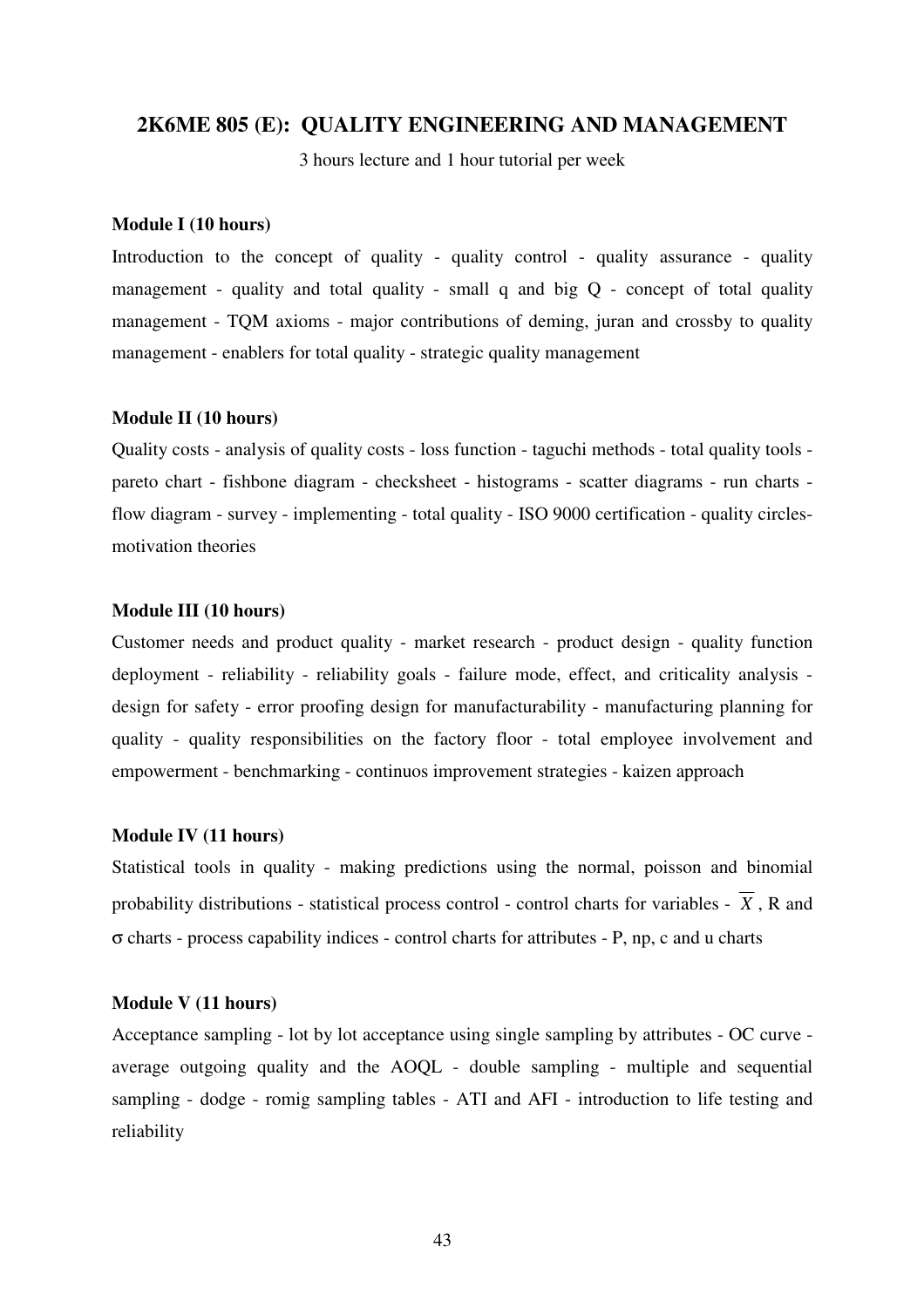## 2K6ME 805 (E): QUALITY ENGINEERING AND MANAGEMENT

3 hours lecture and 1 hour tutorial per week

**Module I (10 hours)**

Introduction to the concept of quality - quality control - quality assurance - quality management - quality and total quality - small q and big Q - concept of total quality management - TQM axioms - major contributions of deming, juran and crossby to quality management - enablers for total quality - strategic quality management

**Module II (10 hours)**

Quality costs - analysis of quality costs - loss function - taguchi methods - total quality tools - pareto chart - fishbone diagram - checksheet - histograms - scatter diagrams - run charts - flow diagram - survey - implementing - total quality - ISO 9000 certification - quality circles- motivation theories

**Module III (10 hours)**

Customer needs and product quality - market research - product design - quality function deployment - reliability - reliability goals - failure mode, effect, and criticality analysis - design for safety - error proofing design for manufacturability - manufacturing planning for quality - quality responsibilities on the factory floor - total employee involvement and empowerment - benchmarking - continuos improvement strategies - kaizen approach

**Module IV (11 hours)**

Statistical tools in quality - making predictions using the normal, poisson and binomial probability distributions - statistical process control - control charts for variables - $\overline{X}$, R and $\sigma$ charts - process capability indices - control charts for attributes - P, np, c and u charts

**Module V (11 hours)**

Acceptance sampling - lot by lot acceptance using single sampling by attributes - OC curve - average outgoing quality and the AOQL - double sampling - multiple and sequential sampling - dodge - romig sampling tables - ATI and AFI - introduction to life testing and reliability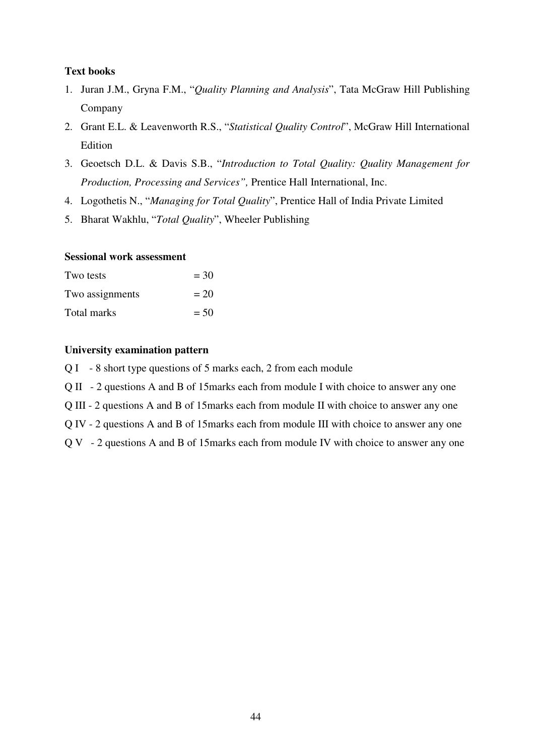**Text books**

1. Juran J.M., Gryna F.M., "*Quality Planning and Analysis*", Tata McGraw Hill Publishing Company
2. Grant E.L. & Leavenworth R.S., "*Statistical Quality Control*", McGraw Hill International Edition
3. Geoetsch D.L. & Davis S.B., "*Introduction to Total Quality: Quality Management for Production, Processing and Services",* Prentice Hall International, Inc.
4. Logothetis N., "*Managing for Total Quality*", Prentice Hall of India Private Limited
5. Bharat Wakhlu, "*Total Quality*", Wheeler Publishing

**Sessional work assessment**

| | |
|---|---|
| Two tests | = 30 |
| Two assignments | = 20 |
| Total marks | = 50 |

**University examination pattern**

Q I - 8 short type questions of 5 marks each, 2 from each module

Q II - 2 questions A and B of 15marks each from module I with choice to answer any one

Q III - 2 questions A and B of 15marks each from module II with choice to answer any one

Q IV - 2 questions A and B of 15marks each from module III with choice to answer any one

Q V - 2 questions A and B of 15marks each from module IV with choice to answer any one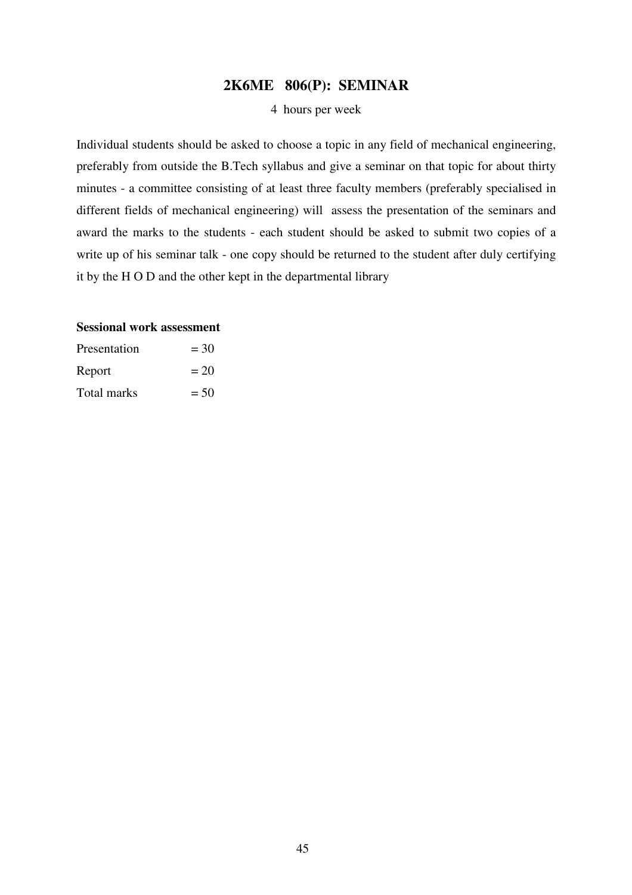## 2K6ME 806(P): SEMINAR

4 hours per week

Individual students should be asked to choose a topic in any field of mechanical engineering, preferably from outside the B.Tech syllabus and give a seminar on that topic for about thirty minutes - a committee consisting of at least three faculty members (preferably specialised in different fields of mechanical engineering) will assess the presentation of the seminars and award the marks to the students - each student should be asked to submit two copies of a write up of his seminar talk - one copy should be returned to the student after duly certifying it by the H O D and the other kept in the departmental library

**Sessional work assessment**

Presentation = 30

Report = 20

Total marks = 50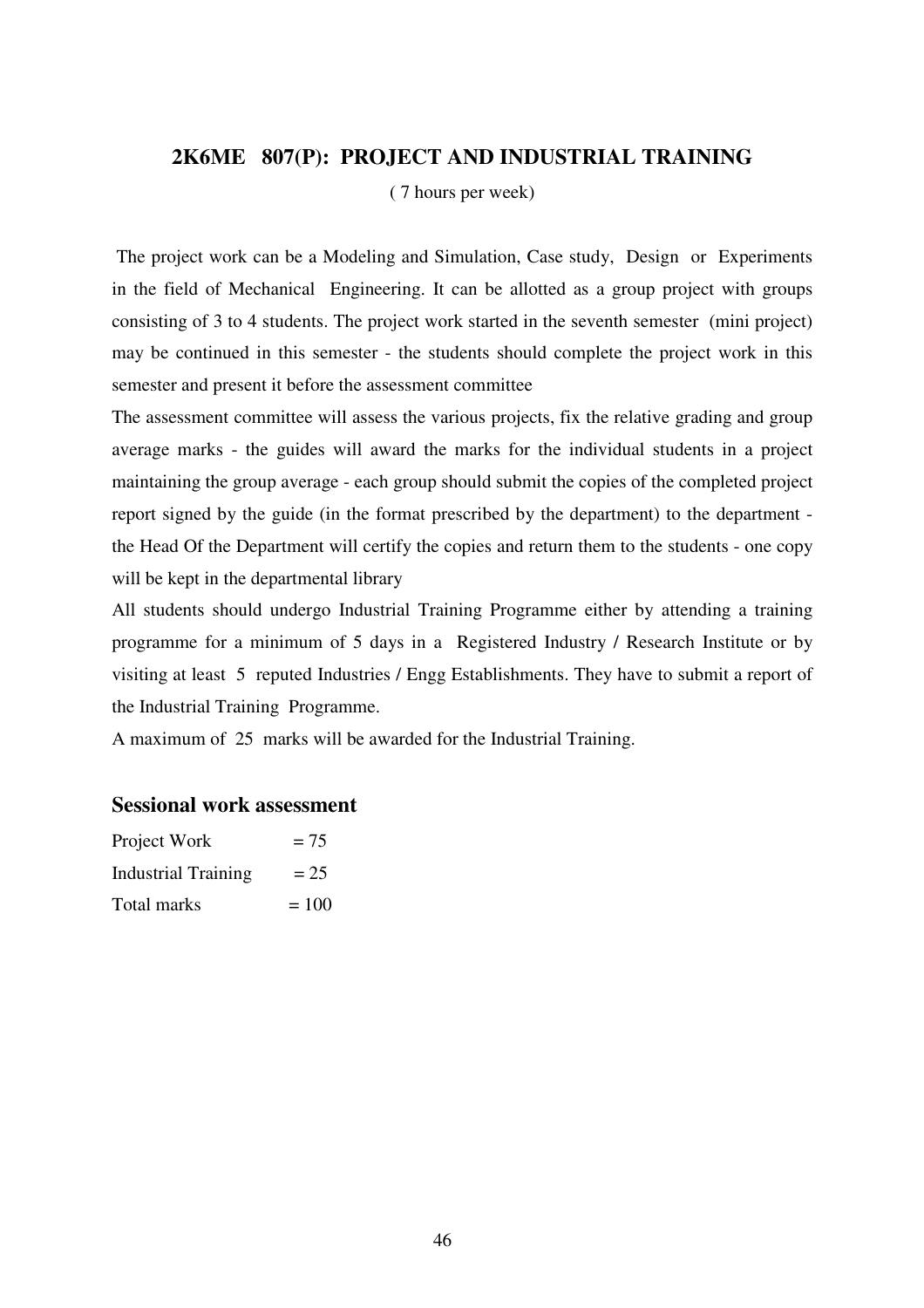## 2K6ME 807(P): PROJECT AND INDUSTRIAL TRAINING

( 7 hours per week)

The project work can be a Modeling and Simulation, Case study, Design or Experiments in the field of Mechanical Engineering. It can be allotted as a group project with groups consisting of 3 to 4 students. The project work started in the seventh semester (mini project) may be continued in this semester - the students should complete the project work in this semester and present it before the assessment committee

The assessment committee will assess the various projects, fix the relative grading and group average marks - the guides will award the marks for the individual students in a project maintaining the group average - each group should submit the copies of the completed project report signed by the guide (in the format prescribed by the department) to the department - the Head Of the Department will certify the copies and return them to the students - one copy will be kept in the departmental library

All students should undergo Industrial Training Programme either by attending a training programme for a minimum of 5 days in a Registered Industry / Research Institute or by visiting at least 5 reputed Industries / Engg Establishments. They have to submit a report of the Industrial Training Programme.

A maximum of 25 marks will be awarded for the Industrial Training.

### Sessional work assessment

Project Work = 75
Industrial Training = 25
Total marks = 100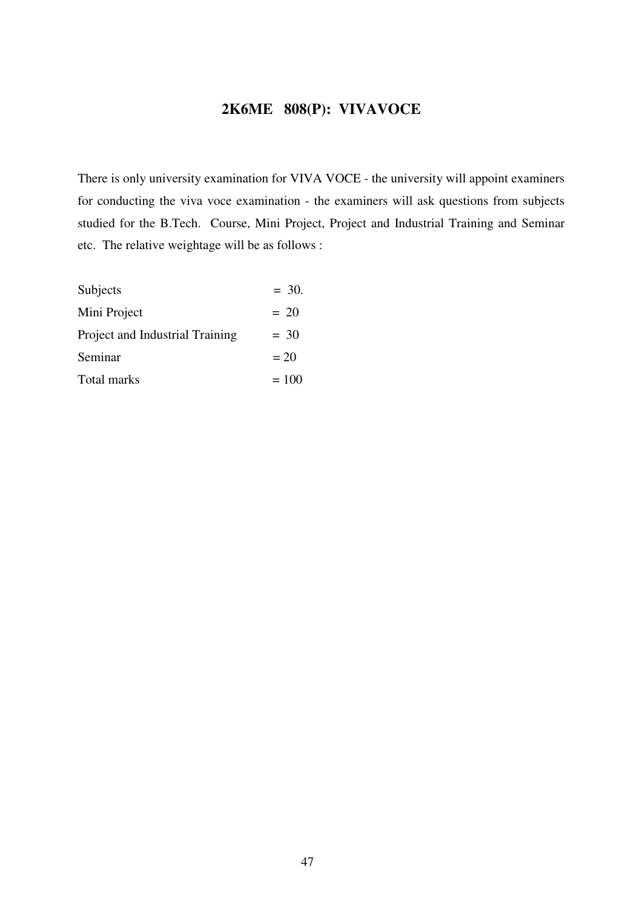## 2K6ME 808(P): VIVAVOCE

There is only university examination for VIVA VOCE - the university will appoint examiners for conducting the viva voce examination - the examiners will ask questions from subjects studied for the B.Tech. Course, Mini Project, Project and Industrial Training and Seminar etc. The relative weightage will be as follows :

| | |
|---|---|
| Subjects | = 30. |
| Mini Project | = 20 |
| Project and Industrial Training | = 30 |
| Seminar | = 20 |
| Total marks | = 100 |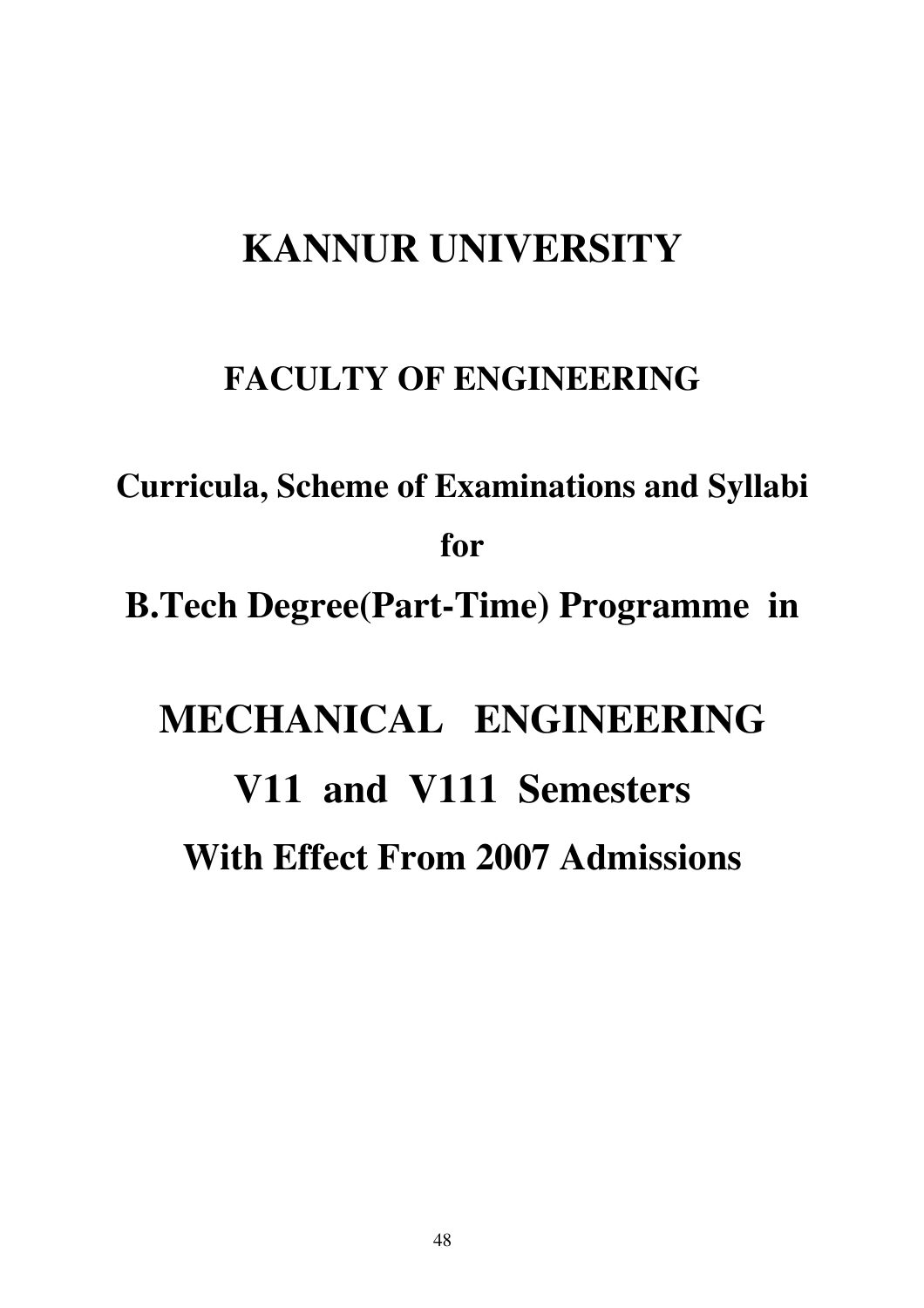# KANNUR UNIVERSITY

## FACULTY OF ENGINEERING

**Curricula, Scheme of Examinations and Syllabi**

**for**

## B.Tech Degree(Part-Time) Programme in

# MECHANICAL ENGINEERING

# V11 and V111 Semesters

## With Effect From 2007 Admissions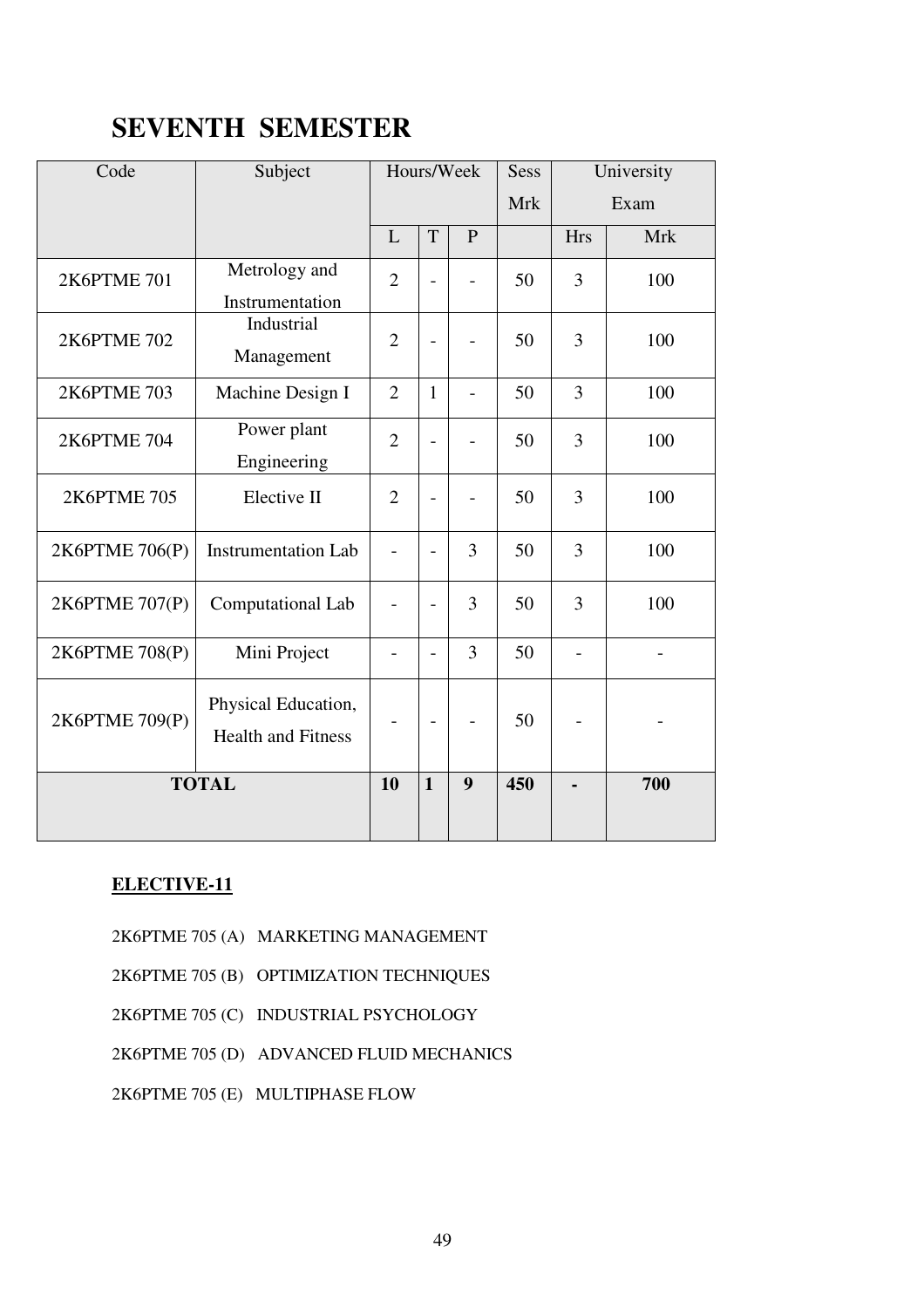# SEVENTH SEMESTER

| Code | Subject | Hours/Week | | | Sess Mrk | University Exam | |
|---|---|---|---|---|---|---|---|
| | | L | T | P | | Hrs | Mrk |
| 2K6PTME 701 | Metrology and Instrumentation | 2 | - | - | 50 | 3 | 100 |
| 2K6PTME 702 | Industrial Management | 2 | - | - | 50 | 3 | 100 |
| 2K6PTME 703 | Machine Design I | 2 | 1 | - | 50 | 3 | 100 |
| 2K6PTME 704 | Power plant Engineering | 2 | - | - | 50 | 3 | 100 |
| 2K6PTME 705 | Elective II | 2 | - | - | 50 | 3 | 100 |
| 2K6PTME 706(P) | Instrumentation Lab | - | - | 3 | 50 | 3 | 100 |
| 2K6PTME 707(P) | Computational Lab | - | - | 3 | 50 | 3 | 100 |
| 2K6PTME 708(P) | Mini Project | - | - | 3 | 50 | - | - |
| 2K6PTME 709(P) | Physical Education, Health and Fitness | - | - | - | 50 | - | - |
| **TOTAL** | | **10** | **1** | **9** | **450** | **-** | **700** |

**ELECTIVE-11**

2K6PTME 705 (A) MARKETING MANAGEMENT

2K6PTME 705 (B) OPTIMIZATION TECHNIQUES

2K6PTME 705 (C) INDUSTRIAL PSYCHOLOGY

2K6PTME 705 (D) ADVANCED FLUID MECHANICS

2K6PTME 705 (E) MULTIPHASE FLOW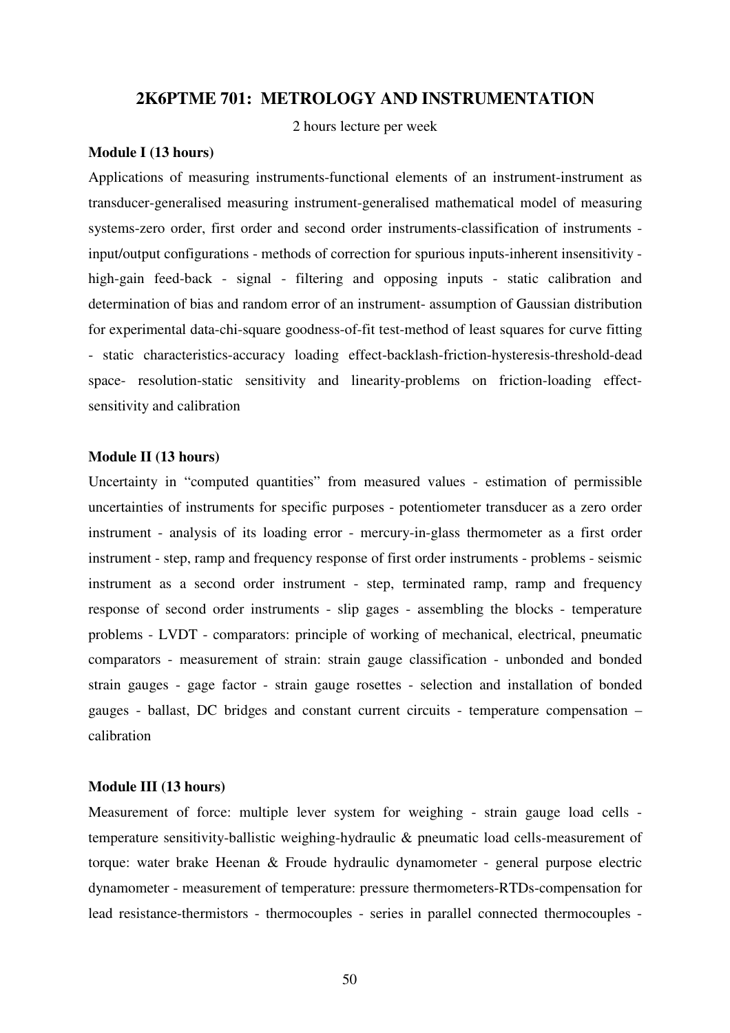## 2K6PTME 701: METROLOGY AND INSTRUMENTATION

2 hours lecture per week

**Module I (13 hours)**

Applications of measuring instruments-functional elements of an instrument-instrument as transducer-generalised measuring instrument-generalised mathematical model of measuring systems-zero order, first order and second order instruments-classification of instruments - input/output configurations - methods of correction for spurious inputs-inherent insensitivity - high-gain feed-back - signal - filtering and opposing inputs - static calibration and determination of bias and random error of an instrument- assumption of Gaussian distribution for experimental data-chi-square goodness-of-fit test-method of least squares for curve fitting - static characteristics-accuracy loading effect-backlash-friction-hysteresis-threshold-dead space- resolution-static sensitivity and linearity-problems on friction-loading effect-sensitivity and calibration

**Module II (13 hours)**

Uncertainty in "computed quantities" from measured values - estimation of permissible uncertainties of instruments for specific purposes - potentiometer transducer as a zero order instrument - analysis of its loading error - mercury-in-glass thermometer as a first order instrument - step, ramp and frequency response of first order instruments - problems - seismic instrument as a second order instrument - step, terminated ramp, ramp and frequency response of second order instruments - slip gages - assembling the blocks - temperature problems - LVDT - comparators: principle of working of mechanical, electrical, pneumatic comparators - measurement of strain: strain gauge classification - unbonded and bonded strain gauges - gage factor - strain gauge rosettes - selection and installation of bonded gauges - ballast, DC bridges and constant current circuits - temperature compensation – calibration

**Module III (13 hours)**

Measurement of force: multiple lever system for weighing - strain gauge load cells - temperature sensitivity-ballistic weighing-hydraulic & pneumatic load cells-measurement of torque: water brake Heenan & Froude hydraulic dynamometer - general purpose electric dynamometer - measurement of temperature: pressure thermometers-RTDs-compensation for lead resistance-thermistors - thermocouples - series in parallel connected thermocouples -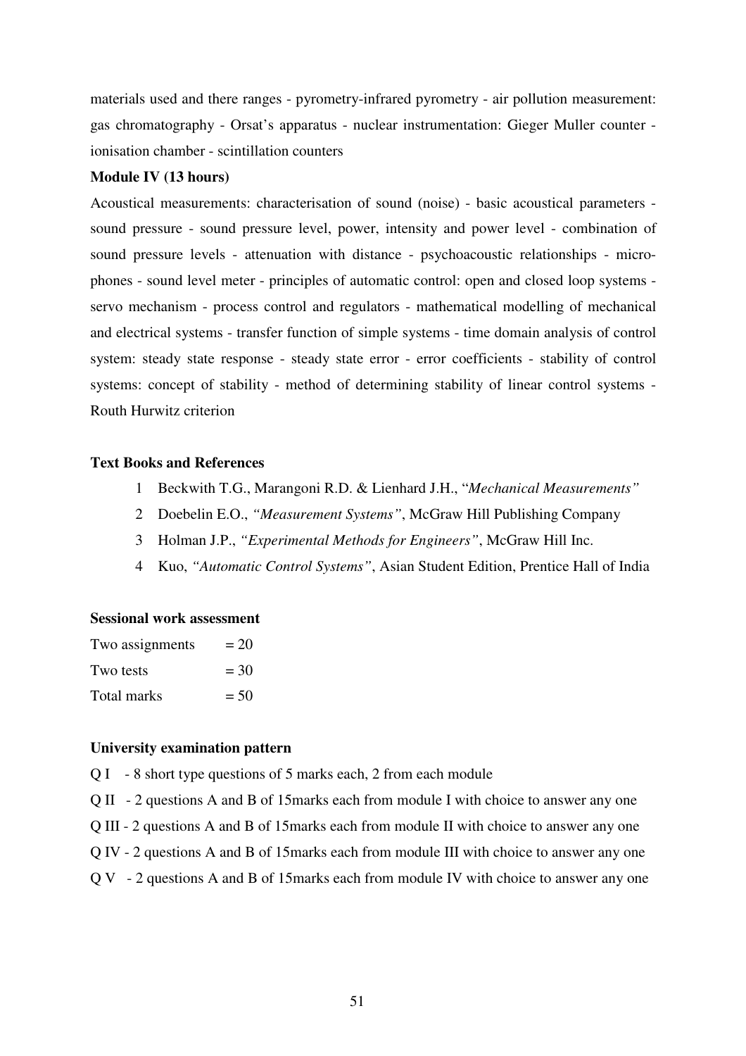materials used and there ranges - pyrometry-infrared pyrometry - air pollution measurement: gas chromatography - Orsat's apparatus - nuclear instrumentation: Gieger Muller counter - ionisation chamber - scintillation counters

**Module IV (13 hours)**

Acoustical measurements: characterisation of sound (noise) - basic acoustical parameters - sound pressure - sound pressure level, power, intensity and power level - combination of sound pressure levels - attenuation with distance - psychoacoustic relationships - micro-phones - sound level meter - principles of automatic control: open and closed loop systems - servo mechanism - process control and regulators - mathematical modelling of mechanical and electrical systems - transfer function of simple systems - time domain analysis of control system: steady state response - steady state error - error coefficients - stability of control systems: concept of stability - method of determining stability of linear control systems - Routh Hurwitz criterion

**Text Books and References**

1. Beckwith T.G., Marangoni R.D. & Lienhard J.H., "*Mechanical Measurements"*
2. Doebelin E.O., *"Measurement Systems"*, McGraw Hill Publishing Company
3. Holman J.P., *"Experimental Methods for Engineers"*, McGraw Hill Inc.
4. Kuo, *"Automatic Control Systems"*, Asian Student Edition, Prentice Hall of India

**Sessional work assessment**

Two assignments = 20
Two tests = 30
Total marks = 50

**University examination pattern**

Q I - 8 short type questions of 5 marks each, 2 from each module
Q II - 2 questions A and B of 15marks each from module I with choice to answer any one
Q III - 2 questions A and B of 15marks each from module II with choice to answer any one
Q IV - 2 questions A and B of 15marks each from module III with choice to answer any one
Q V - 2 questions A and B of 15marks each from module IV with choice to answer any one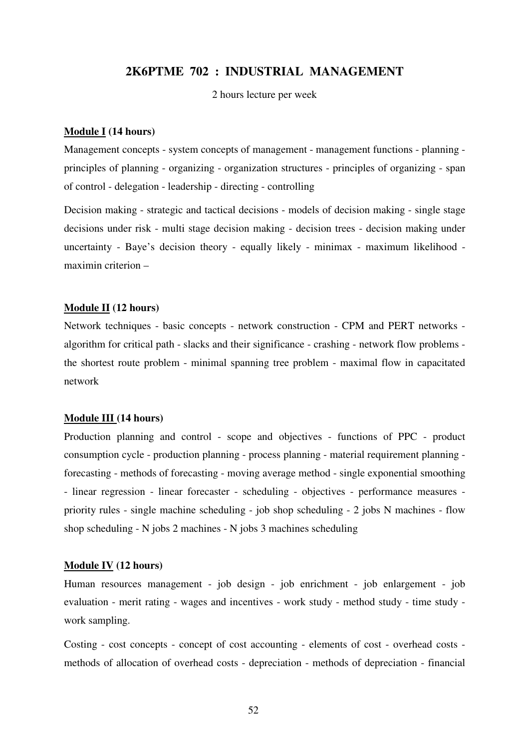## 2K6PTME 702 : INDUSTRIAL MANAGEMENT

2 hours lecture per week

**Module I (14 hours)**

Management concepts - system concepts of management - management functions - planning - principles of planning - organizing - organization structures - principles of organizing - span of control - delegation - leadership - directing - controlling

Decision making - strategic and tactical decisions - models of decision making - single stage decisions under risk - multi stage decision making - decision trees - decision making under uncertainty - Baye's decision theory - equally likely - minimax - maximum likelihood - maximin criterion –

**Module II (12 hours)**

Network techniques - basic concepts - network construction - CPM and PERT networks - algorithm for critical path - slacks and their significance - crashing - network flow problems - the shortest route problem - minimal spanning tree problem - maximal flow in capacitated network

**Module III (14 hours)**

Production planning and control - scope and objectives - functions of PPC - product consumption cycle - production planning - process planning - material requirement planning - forecasting - methods of forecasting - moving average method - single exponential smoothing - linear regression - linear forecaster - scheduling - objectives - performance measures - priority rules - single machine scheduling - job shop scheduling - 2 jobs N machines - flow shop scheduling - N jobs 2 machines - N jobs 3 machines scheduling

**Module IV (12 hours)**

Human resources management - job design - job enrichment - job enlargement - job evaluation - merit rating - wages and incentives - work study - method study - time study - work sampling.

Costing - cost concepts - concept of cost accounting - elements of cost - overhead costs - methods of allocation of overhead costs - depreciation - methods of depreciation - financial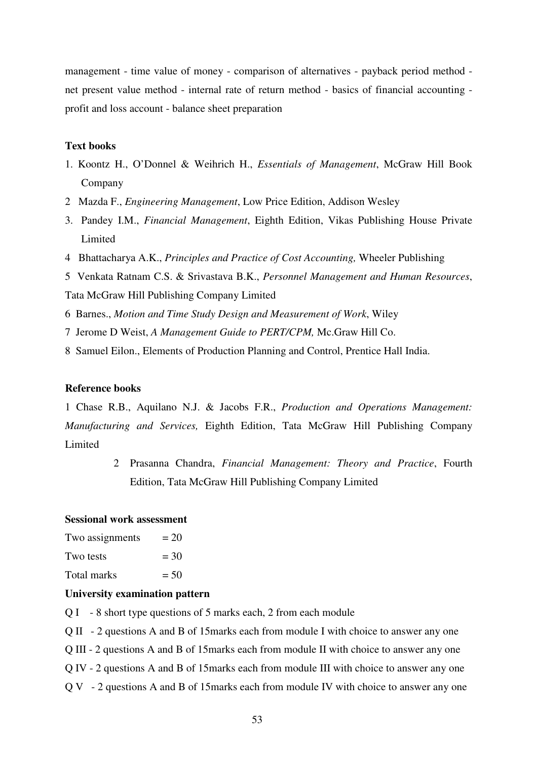management - time value of money - comparison of alternatives - payback period method - net present value method - internal rate of return method - basics of financial accounting - profit and loss account - balance sheet preparation

**Text books**

1. Koontz H., O'Donnel & Weihrich H., *Essentials of Management*, McGraw Hill Book Company
2. Mazda F., *Engineering Management*, Low Price Edition, Addison Wesley
3. Pandey I.M., *Financial Management*, Eighth Edition, Vikas Publishing House Private Limited
4. Bhattacharya A.K., *Principles and Practice of Cost Accounting,* Wheeler Publishing
5. Venkata Ratnam C.S. & Srivastava B.K., *Personnel Management and Human Resources*, Tata McGraw Hill Publishing Company Limited
6. Barnes., *Motion and Time Study Design and Measurement of Work*, Wiley
7. Jerome D Weist, *A Management Guide to PERT/CPM,* Mc.Graw Hill Co.
8. Samuel Eilon., Elements of Production Planning and Control, Prentice Hall India.

**Reference books**

1. Chase R.B., Aquilano N.J. & Jacobs F.R., *Production and Operations Management: Manufacturing and Services,* Eighth Edition, Tata McGraw Hill Publishing Company Limited
2. Prasanna Chandra, *Financial Management: Theory and Practice*, Fourth Edition, Tata McGraw Hill Publishing Company Limited

**Sessional work assessment**

Two assignments = 20

Two tests = 30

Total marks = 50

**University examination pattern**

Q I - 8 short type questions of 5 marks each, 2 from each module

Q II - 2 questions A and B of 15marks each from module I with choice to answer any one

Q III - 2 questions A and B of 15marks each from module II with choice to answer any one

Q IV - 2 questions A and B of 15marks each from module III with choice to answer any one

Q V - 2 questions A and B of 15marks each from module IV with choice to answer any one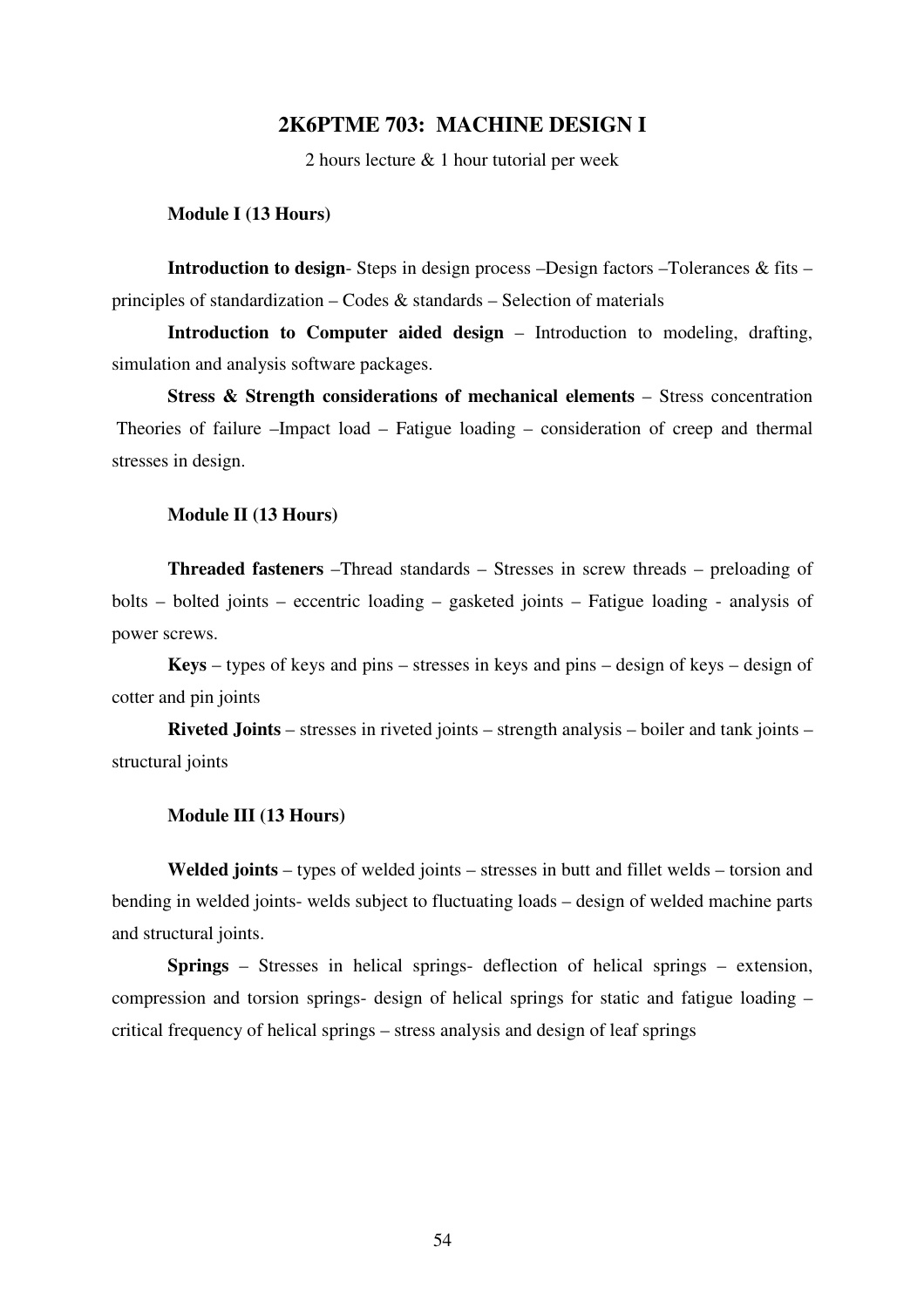## 2K6PTME 703: MACHINE DESIGN I

2 hours lecture & 1 hour tutorial per week

**Module I (13 Hours)**

**Introduction to design**- Steps in design process –Design factors –Tolerances & fits – principles of standardization – Codes & standards – Selection of materials

**Introduction to Computer aided design** – Introduction to modeling, drafting, simulation and analysis software packages.

**Stress & Strength considerations of mechanical elements** – Stress concentration Theories of failure –Impact load – Fatigue loading – consideration of creep and thermal stresses in design.

**Module II (13 Hours)**

**Threaded fasteners** –Thread standards – Stresses in screw threads – preloading of bolts – bolted joints – eccentric loading – gasketed joints – Fatigue loading - analysis of power screws.

**Keys** – types of keys and pins – stresses in keys and pins – design of keys – design of cotter and pin joints

**Riveted Joints** – stresses in riveted joints – strength analysis – boiler and tank joints – structural joints

**Module III (13 Hours)**

**Welded joints** – types of welded joints – stresses in butt and fillet welds – torsion and bending in welded joints- welds subject to fluctuating loads – design of welded machine parts and structural joints.

**Springs** – Stresses in helical springs- deflection of helical springs – extension, compression and torsion springs- design of helical springs for static and fatigue loading – critical frequency of helical springs – stress analysis and design of leaf springs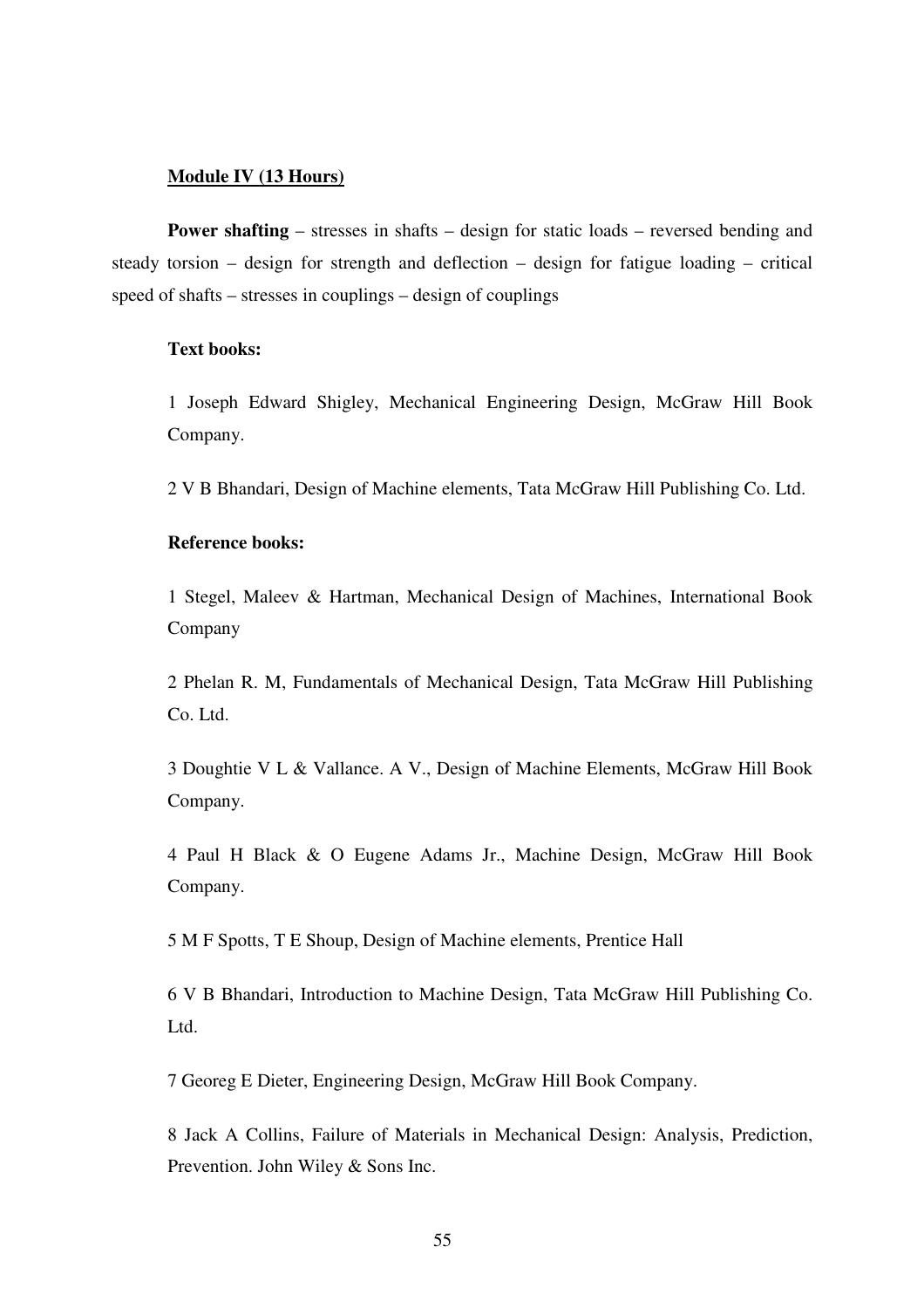**Module IV (13 Hours)**

**Power shafting** – stresses in shafts – design for static loads – reversed bending and steady torsion – design for strength and deflection – design for fatigue loading – critical speed of shafts – stresses in couplings – design of couplings

**Text books:**

1 Joseph Edward Shigley, Mechanical Engineering Design, McGraw Hill Book Company.

2 V B Bhandari, Design of Machine elements, Tata McGraw Hill Publishing Co. Ltd.

**Reference books:**

1 Stegel, Maleev & Hartman, Mechanical Design of Machines, International Book Company

2 Phelan R. M, Fundamentals of Mechanical Design, Tata McGraw Hill Publishing Co. Ltd.

3 Doughtie V L & Vallance. A V., Design of Machine Elements, McGraw Hill Book Company.

4 Paul H Black & O Eugene Adams Jr., Machine Design, McGraw Hill Book Company.

5 M F Spotts, T E Shoup, Design of Machine elements, Prentice Hall

6 V B Bhandari, Introduction to Machine Design, Tata McGraw Hill Publishing Co. Ltd.

7 Georeg E Dieter, Engineering Design, McGraw Hill Book Company.

8 Jack A Collins, Failure of Materials in Mechanical Design: Analysis, Prediction, Prevention. John Wiley & Sons Inc.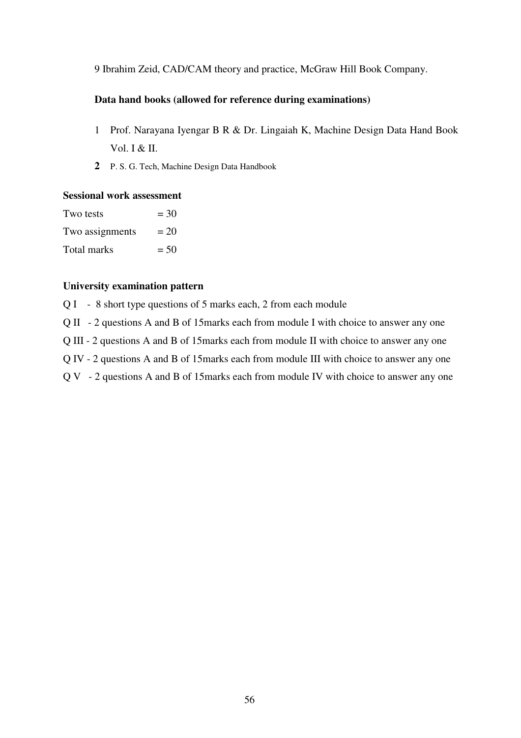9 Ibrahim Zeid, CAD/CAM theory and practice, McGraw Hill Book Company.

**Data hand books (allowed for reference during examinations)**

1. Prof. Narayana Iyengar B R & Dr. Lingaiah K, Machine Design Data Hand Book Vol. I & II.
2. P. S. G. Tech, Machine Design Data Handbook

**Sessional work assessment**

Two tests = 30
Two assignments = 20
Total marks = 50

**University examination pattern**

Q I - 8 short type questions of 5 marks each, 2 from each module

Q II - 2 questions A and B of 15marks each from module I with choice to answer any one

Q III - 2 questions A and B of 15marks each from module II with choice to answer any one

Q IV - 2 questions A and B of 15marks each from module III with choice to answer any one

Q V - 2 questions A and B of 15marks each from module IV with choice to answer any one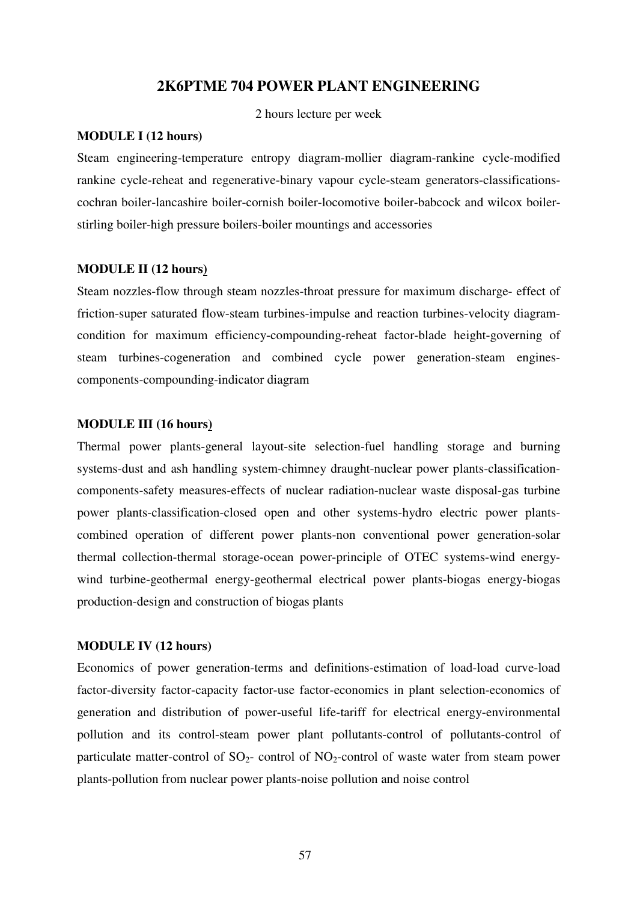## 2K6PTME 704 POWER PLANT ENGINEERING

2 hours lecture per week

**MODULE I (12 hours)**

Steam engineering-temperature entropy diagram-mollier diagram-rankine cycle-modified rankine cycle-reheat and regenerative-binary vapour cycle-steam generators-classifications-cochran boiler-lancashire boiler-cornish boiler-locomotive boiler-babcock and wilcox boiler-stirling boiler-high pressure boilers-boiler mountings and accessories

**MODULE II (12 hours)**

Steam nozzles-flow through steam nozzles-throat pressure for maximum discharge- effect of friction-super saturated flow-steam turbines-impulse and reaction turbines-velocity diagram-condition for maximum efficiency-compounding-reheat factor-blade height-governing of steam turbines-cogeneration and combined cycle power generation-steam engines-components-compounding-indicator diagram

**MODULE III (16 hours)**

Thermal power plants-general layout-site selection-fuel handling storage and burning systems-dust and ash handling system-chimney draught-nuclear power plants-classification-components-safety measures-effects of nuclear radiation-nuclear waste disposal-gas turbine power plants-classification-closed open and other systems-hydro electric power plants-combined operation of different power plants-non conventional power generation-solar thermal collection-thermal storage-ocean power-principle of OTEC systems-wind energy-wind turbine-geothermal energy-geothermal electrical power plants-biogas energy-biogas production-design and construction of biogas plants

**MODULE IV (12 hours)**

Economics of power generation-terms and definitions-estimation of load-load curve-load factor-diversity factor-capacity factor-use factor-economics in plant selection-economics of generation and distribution of power-useful life-tariff for electrical energy-environmental pollution and its control-steam power plant pollutants-control of pollutants-control of particulate matter-control of $SO_2$- control of $NO_2$-control of waste water from steam power plants-pollution from nuclear power plants-noise pollution and noise control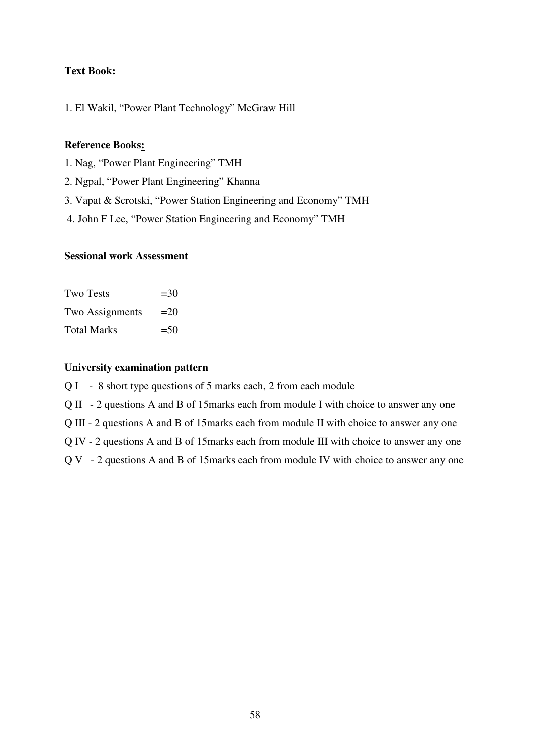**Text Book:**

1. El Wakil, "Power Plant Technology" McGraw Hill

**Reference Books:**

1. Nag, "Power Plant Engineering" TMH
2. Ngpal, "Power Plant Engineering" Khanna
3. Vapat & Scrotski, "Power Station Engineering and Economy" TMH
4. John F Lee, "Power Station Engineering and Economy" TMH

**Sessional work Assessment**

| | |
|---|---|
| Two Tests | =30 |
| Two Assignments | =20 |
| Total Marks | =50 |

**University examination pattern**

Q I - 8 short type questions of 5 marks each, 2 from each module

Q II - 2 questions A and B of 15marks each from module I with choice to answer any one

Q III - 2 questions A and B of 15marks each from module II with choice to answer any one

Q IV - 2 questions A and B of 15marks each from module III with choice to answer any one

Q V - 2 questions A and B of 15marks each from module IV with choice to answer any one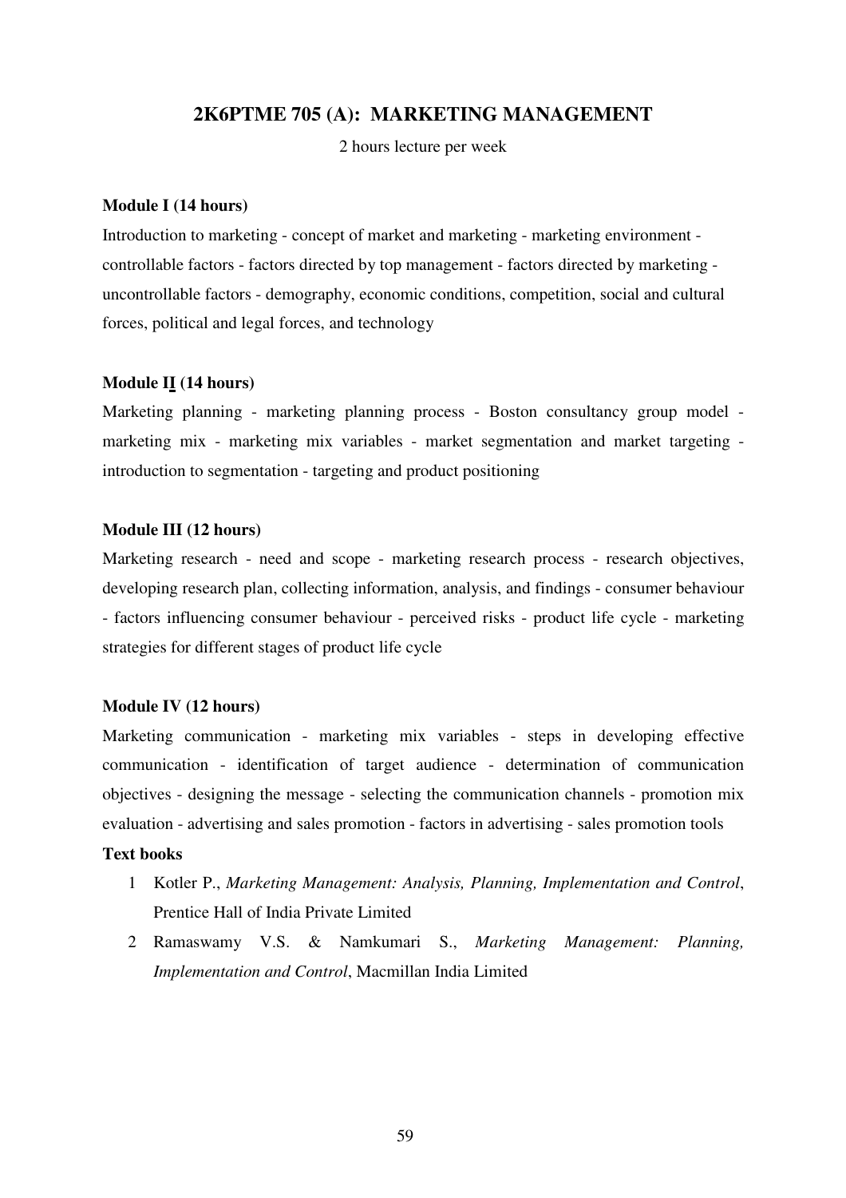## 2K6PTME 705 (A): MARKETING MANAGEMENT

2 hours lecture per week

**Module I (14 hours)**

Introduction to marketing - concept of market and marketing - marketing environment - controllable factors - factors directed by top management - factors directed by marketing - uncontrollable factors - demography, economic conditions, competition, social and cultural forces, political and legal forces, and technology

**Module II (14 hours)**

Marketing planning - marketing planning process - Boston consultancy group model - marketing mix - marketing mix variables - market segmentation and market targeting - introduction to segmentation - targeting and product positioning

**Module III (12 hours)**

Marketing research - need and scope - marketing research process - research objectives, developing research plan, collecting information, analysis, and findings - consumer behaviour - factors influencing consumer behaviour - perceived risks - product life cycle - marketing strategies for different stages of product life cycle

**Module IV (12 hours)**

Marketing communication - marketing mix variables - steps in developing effective communication - identification of target audience - determination of communication objectives - designing the message - selecting the communication channels - promotion mix evaluation - advertising and sales promotion - factors in advertising - sales promotion tools

**Text books**

1. Kotler P., *Marketing Management: Analysis, Planning, Implementation and Control*, Prentice Hall of India Private Limited
2. Ramaswamy V.S. & Namkumari S., *Marketing Management: Planning, Implementation and Control*, Macmillan India Limited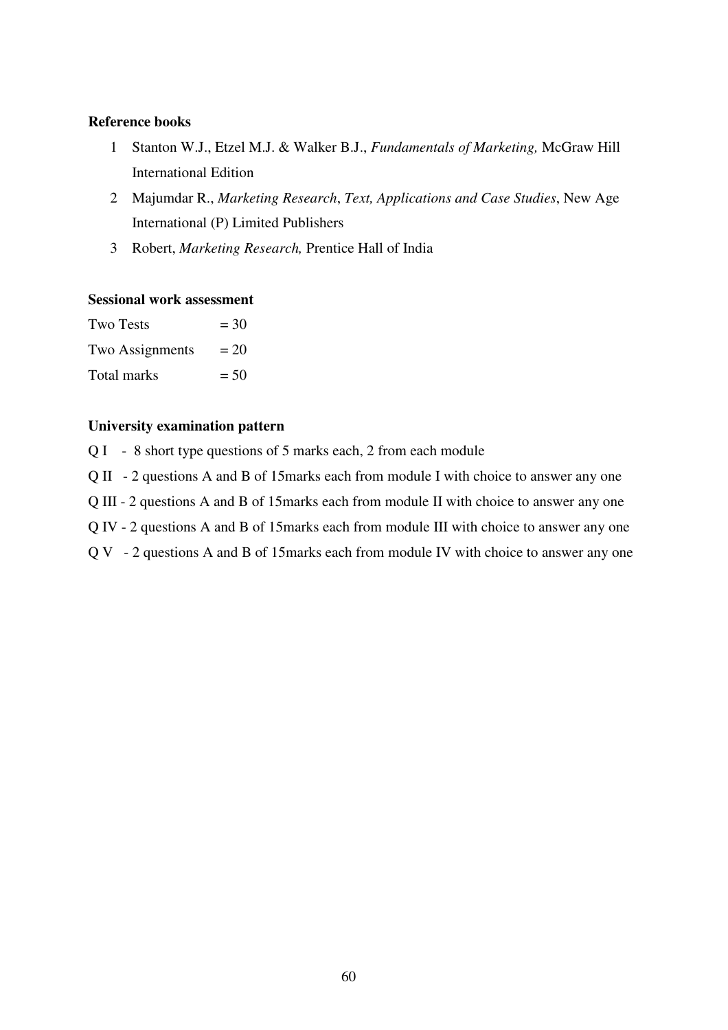**Reference books**

1. Stanton W.J., Etzel M.J. & Walker B.J., *Fundamentals of Marketing,* McGraw Hill International Edition
2. Majumdar R., *Marketing Research*, *Text, Applications and Case Studies*, New Age International (P) Limited Publishers
3. Robert, *Marketing Research,* Prentice Hall of India

**Sessional work assessment**

Two Tests = 30

Two Assignments = 20

Total marks = 50

**University examination pattern**

Q I - 8 short type questions of 5 marks each, 2 from each module

Q II - 2 questions A and B of 15marks each from module I with choice to answer any one

Q III - 2 questions A and B of 15marks each from module II with choice to answer any one

Q IV - 2 questions A and B of 15marks each from module III with choice to answer any one

Q V - 2 questions A and B of 15marks each from module IV with choice to answer any one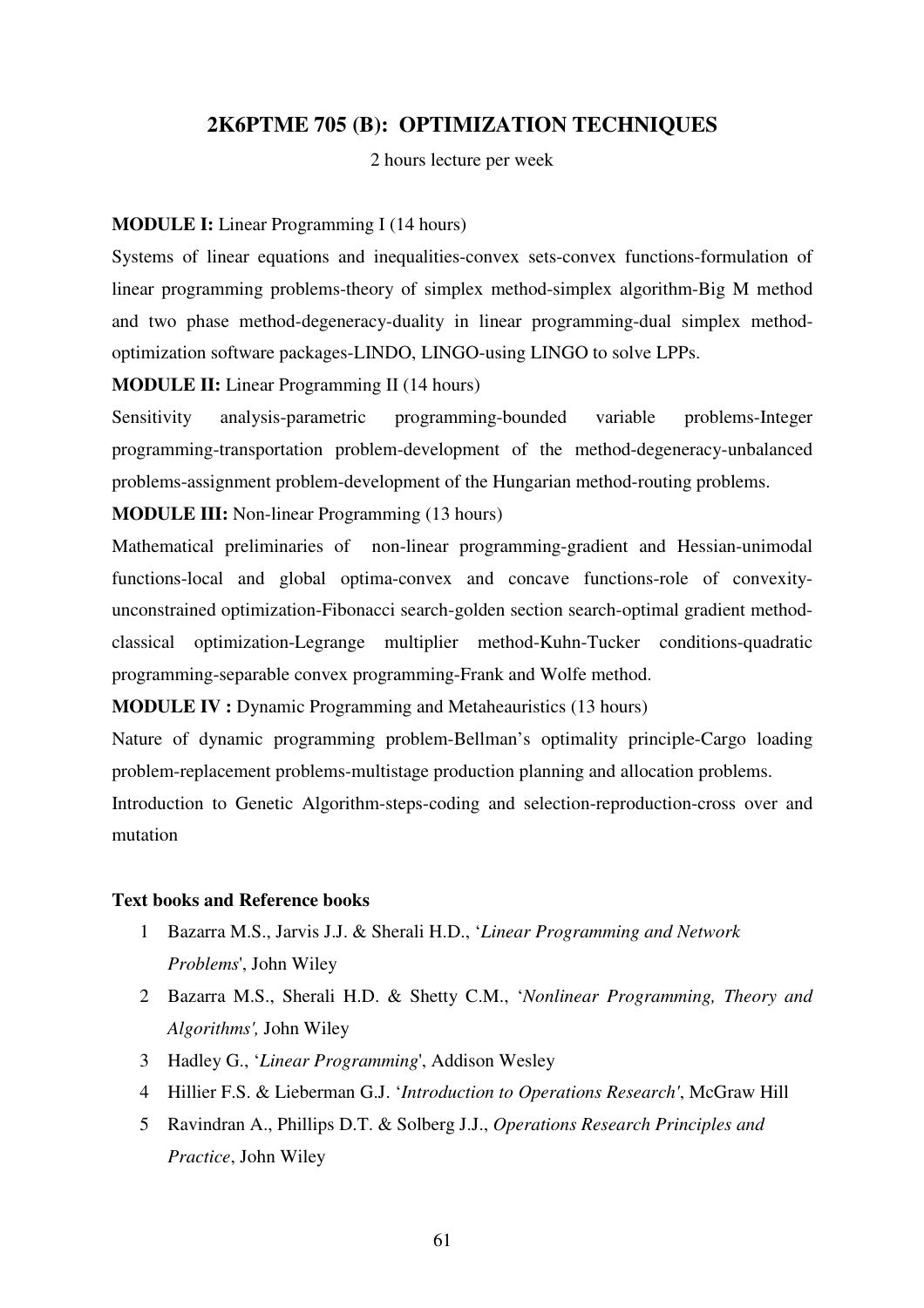## 2K6PTME 705 (B): OPTIMIZATION TECHNIQUES

2 hours lecture per week

**MODULE I:** Linear Programming I (14 hours)

Systems of linear equations and inequalities-convex sets-convex functions-formulation of linear programming problems-theory of simplex method-simplex algorithm-Big M method and two phase method-degeneracy-duality in linear programming-dual simplex method-optimization software packages-LINDO, LINGO-using LINGO to solve LPPs.

**MODULE II:** Linear Programming II (14 hours)

Sensitivity analysis-parametric programming-bounded variable problems-Integer programming-transportation problem-development of the method-degeneracy-unbalanced problems-assignment problem-development of the Hungarian method-routing problems.

**MODULE III:** Non-linear Programming (13 hours)

Mathematical preliminaries of non-linear programming-gradient and Hessian-unimodal functions-local and global optima-convex and concave functions-role of convexity-unconstrained optimization-Fibonacci search-golden section search-optimal gradient method-classical optimization-Legrange multiplier method-Kuhn-Tucker conditions-quadratic programming-separable convex programming-Frank and Wolfe method.

**MODULE IV :** Dynamic Programming and Metaheauristics (13 hours)

Nature of dynamic programming problem-Bellman's optimality principle-Cargo loading problem-replacement problems-multistage production planning and allocation problems.

Introduction to Genetic Algorithm-steps-coding and selection-reproduction-cross over and mutation

**Text books and Reference books**

1. Bazarra M.S., Jarvis J.J. & Sherali H.D., '*Linear Programming and Network Problems*', John Wiley
2. Bazarra M.S., Sherali H.D. & Shetty C.M., '*Nonlinear Programming, Theory and Algorithms',* John Wiley
3. Hadley G., '*Linear Programming*', Addison Wesley
4. Hillier F.S. & Lieberman G.J. '*Introduction to Operations Research'*, McGraw Hill
5. Ravindran A., Phillips D.T. & Solberg J.J., *Operations Research Principles and Practice*, John Wiley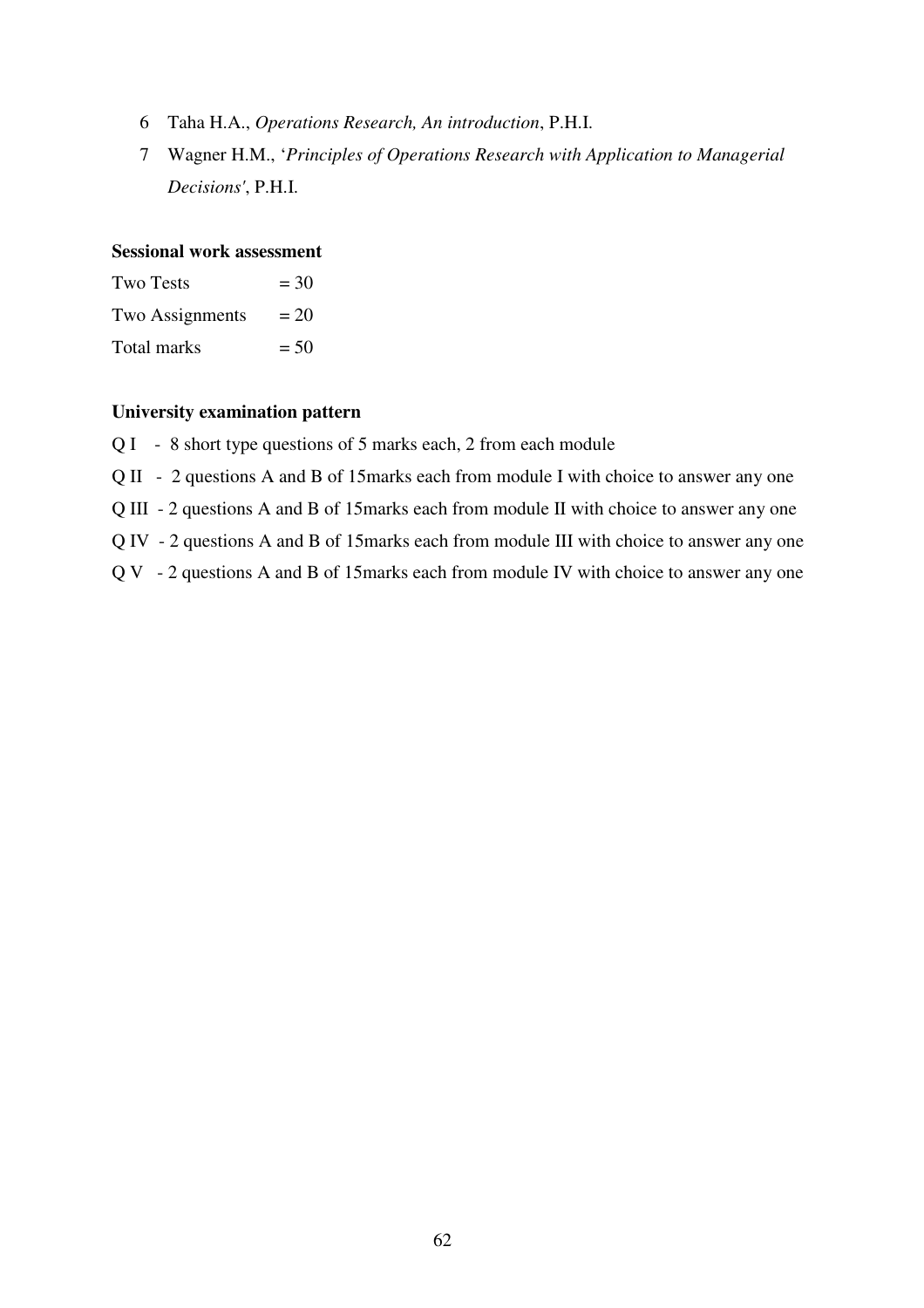6. Taha H.A., *Operations Research, An introduction*, P.H.I.
7. Wagner H.M., '*Principles of Operations Research with Application to Managerial Decisions'*, P.H.I.

**Sessional work assessment**

Two Tests = 30
Two Assignments = 20
Total marks = 50

**University examination pattern**

Q I - 8 short type questions of 5 marks each, 2 from each module

Q II - 2 questions A and B of 15marks each from module I with choice to answer any one

Q III - 2 questions A and B of 15marks each from module II with choice to answer any one

Q IV - 2 questions A and B of 15marks each from module III with choice to answer any one

Q V - 2 questions A and B of 15marks each from module IV with choice to answer any one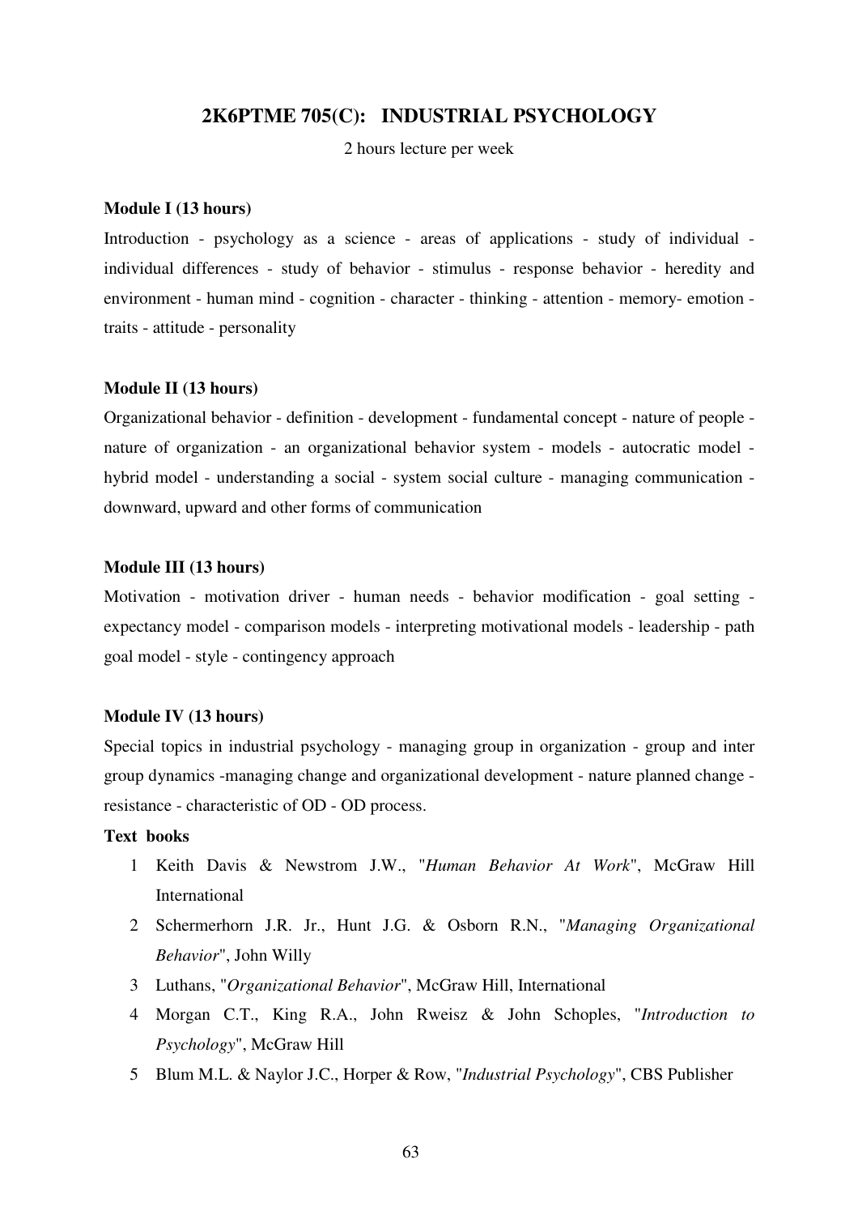## 2K6PTME 705(C): INDUSTRIAL PSYCHOLOGY

2 hours lecture per week

**Module I (13 hours)**

Introduction - psychology as a science - areas of applications - study of individual - individual differences - study of behavior - stimulus - response behavior - heredity and environment - human mind - cognition - character - thinking - attention - memory- emotion - traits - attitude - personality

**Module II (13 hours)**

Organizational behavior - definition - development - fundamental concept - nature of people - nature of organization - an organizational behavior system - models - autocratic model - hybrid model - understanding a social - system social culture - managing communication - downward, upward and other forms of communication

**Module III (13 hours)**

Motivation - motivation driver - human needs - behavior modification - goal setting - expectancy model - comparison models - interpreting motivational models - leadership - path goal model - style - contingency approach

**Module IV (13 hours)**

Special topics in industrial psychology - managing group in organization - group and inter group dynamics -managing change and organizational development - nature planned change - resistance - characteristic of OD - OD process.

**Text books**

1. Keith Davis & Newstrom J.W., "*Human Behavior At Work*", McGraw Hill International
2. Schermerhorn J.R. Jr., Hunt J.G. & Osborn R.N., "*Managing Organizational Behavior*", John Willy
3. Luthans, "*Organizational Behavior*", McGraw Hill, International
4. Morgan C.T., King R.A., John Rweisz & John Schoples, "*Introduction to Psychology*", McGraw Hill
5. Blum M.L. & Naylor J.C., Horper & Row, "*Industrial Psychology*", CBS Publisher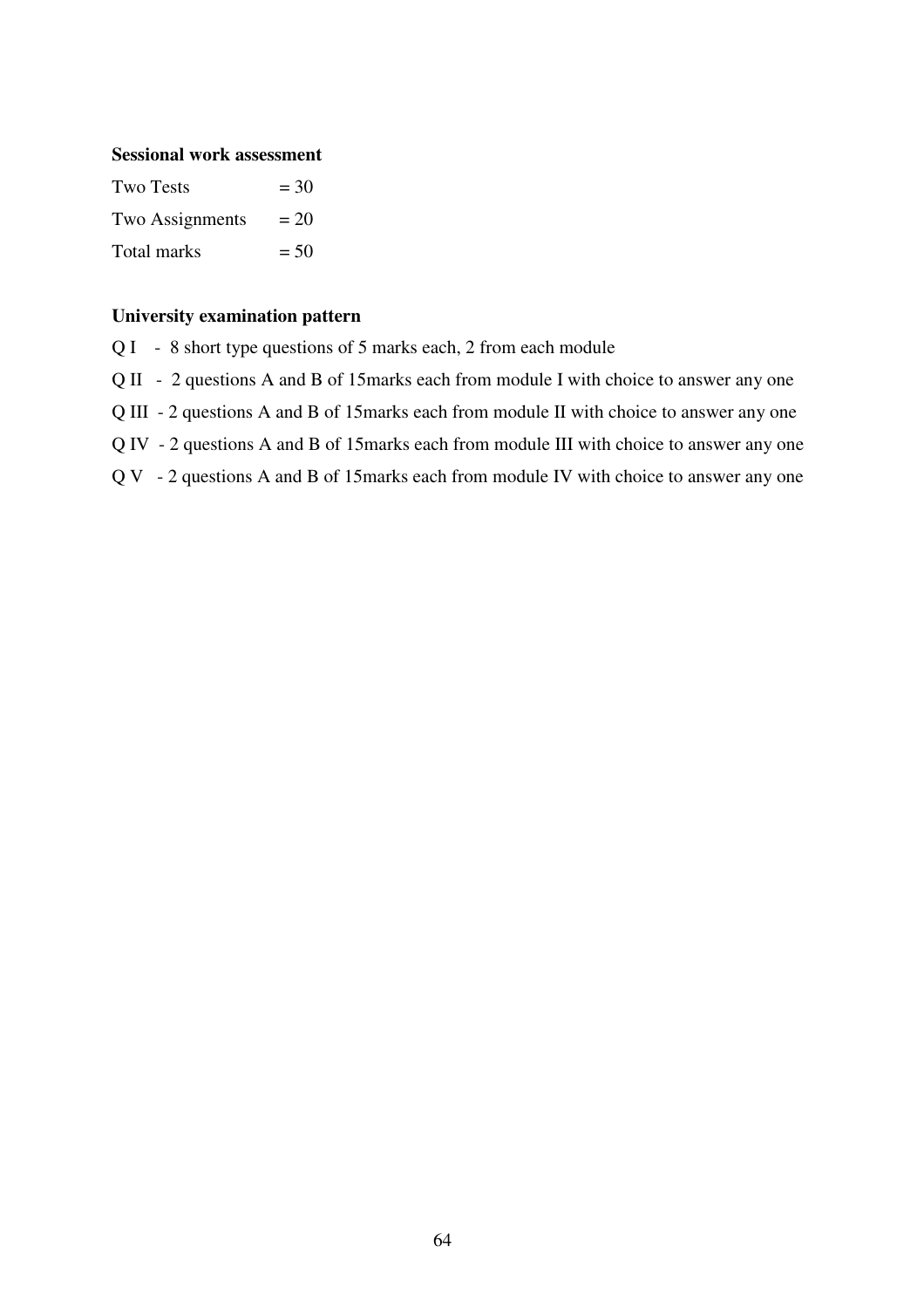**Sessional work assessment**

| | |
|---|---|
| Two Tests | = 30 |
| Two Assignments | = 20 |
| Total marks | = 50 |

**University examination pattern**

Q I - 8 short type questions of 5 marks each, 2 from each module

Q II - 2 questions A and B of 15marks each from module I with choice to answer any one

Q III - 2 questions A and B of 15marks each from module II with choice to answer any one

Q IV - 2 questions A and B of 15marks each from module III with choice to answer any one

Q V - 2 questions A and B of 15marks each from module IV with choice to answer any one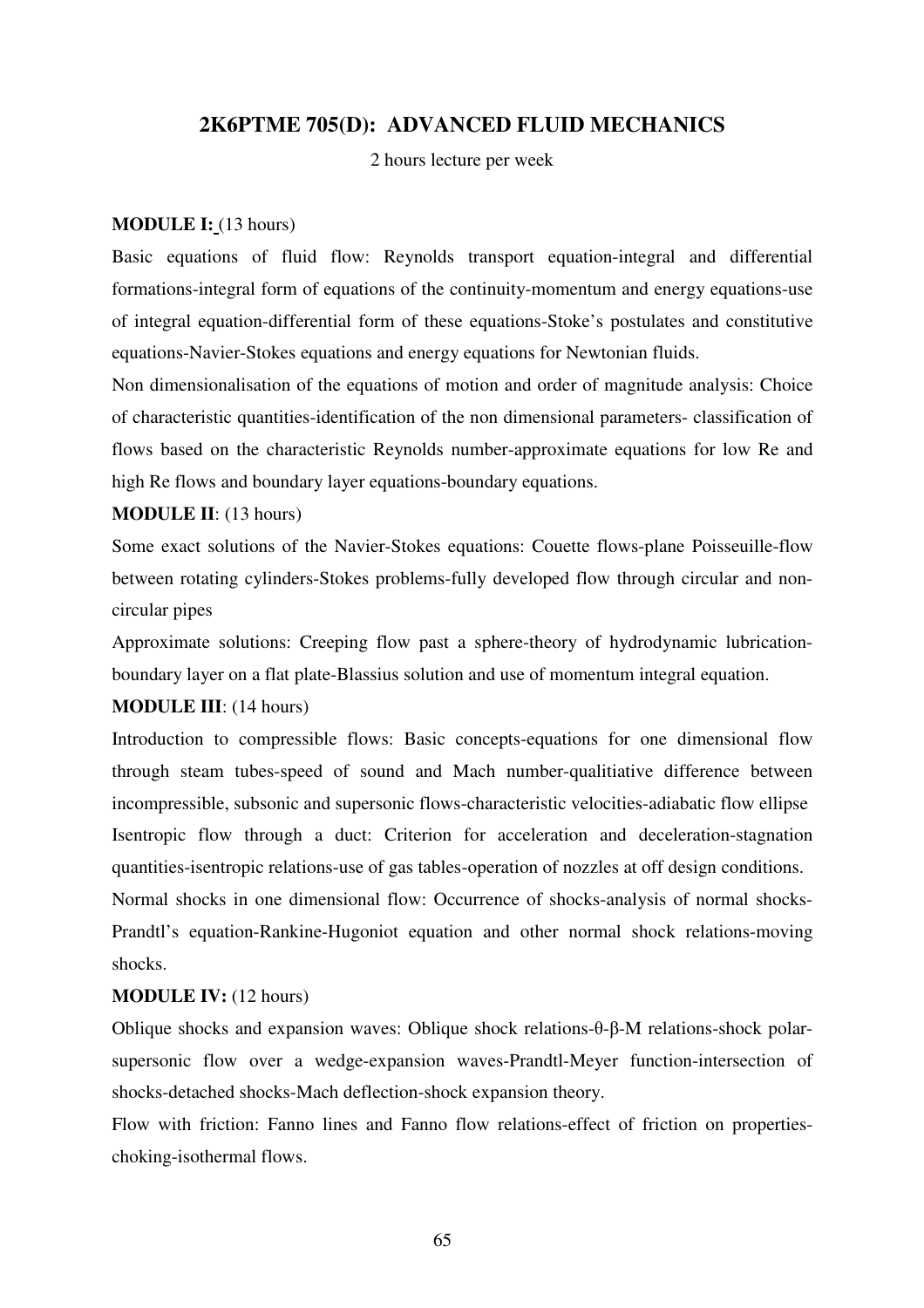## 2K6PTME 705(D): ADVANCED FLUID MECHANICS

2 hours lecture per week

**MODULE I:** (13 hours)

Basic equations of fluid flow: Reynolds transport equation-integral and differential formations-integral form of equations of the continuity-momentum and energy equations-use of integral equation-differential form of these equations-Stoke's postulates and constitutive equations-Navier-Stokes equations and energy equations for Newtonian fluids.

Non dimensionalisation of the equations of motion and order of magnitude analysis: Choice of characteristic quantities-identification of the non dimensional parameters- classification of flows based on the characteristic Reynolds number-approximate equations for low Re and high Re flows and boundary layer equations-boundary equations.

**MODULE II**: (13 hours)

Some exact solutions of the Navier-Stokes equations: Couette flows-plane Poisseuille-flow between rotating cylinders-Stokes problems-fully developed flow through circular and non-circular pipes

Approximate solutions: Creeping flow past a sphere-theory of hydrodynamic lubrication-boundary layer on a flat plate-Blassius solution and use of momentum integral equation.

**MODULE III**: (14 hours)

Introduction to compressible flows: Basic concepts-equations for one dimensional flow through steam tubes-speed of sound and Mach number-qualitiative difference between incompressible, subsonic and supersonic flows-characteristic velocities-adiabatic flow ellipse

Isentropic flow through a duct: Criterion for acceleration and deceleration-stagnation quantities-isentropic relations-use of gas tables-operation of nozzles at off design conditions.

Normal shocks in one dimensional flow: Occurrence of shocks-analysis of normal shocks-Prandtl's equation-Rankine-Hugoniot equation and other normal shock relations-moving shocks.

**MODULE IV:** (12 hours)

Oblique shocks and expansion waves: Oblique shock relations-$\theta$-$\beta$-M relations-shock polar-supersonic flow over a wedge-expansion waves-Prandtl-Meyer function-intersection of shocks-detached shocks-Mach deflection-shock expansion theory.

Flow with friction: Fanno lines and Fanno flow relations-effect of friction on properties-choking-isothermal flows.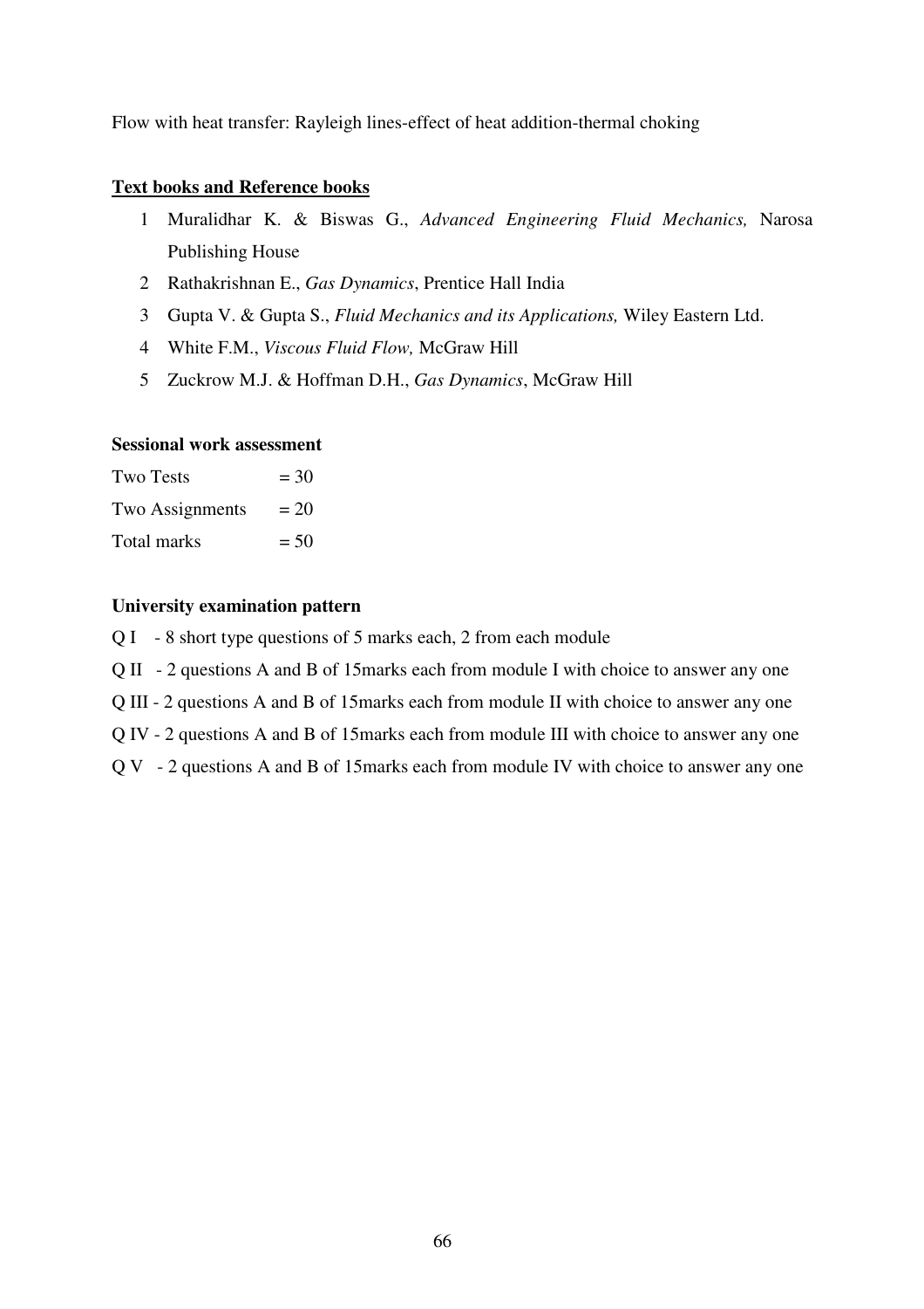Flow with heat transfer: Rayleigh lines-effect of heat addition-thermal choking

**Text books and Reference books**

1. Muralidhar K. & Biswas G., *Advanced Engineering Fluid Mechanics,* Narosa Publishing House
2. Rathakrishnan E., *Gas Dynamics*, Prentice Hall India
3. Gupta V. & Gupta S., *Fluid Mechanics and its Applications,* Wiley Eastern Ltd.
4. White F.M., *Viscous Fluid Flow,* McGraw Hill
5. Zuckrow M.J. & Hoffman D.H., *Gas Dynamics*, McGraw Hill

**Sessional work assessment**

Two Tests = 30
Two Assignments = 20
Total marks = 50

**University examination pattern**

Q I - 8 short type questions of 5 marks each, 2 from each module

Q II - 2 questions A and B of 15marks each from module I with choice to answer any one

Q III - 2 questions A and B of 15marks each from module II with choice to answer any one

Q IV - 2 questions A and B of 15marks each from module III with choice to answer any one

Q V - 2 questions A and B of 15marks each from module IV with choice to answer any one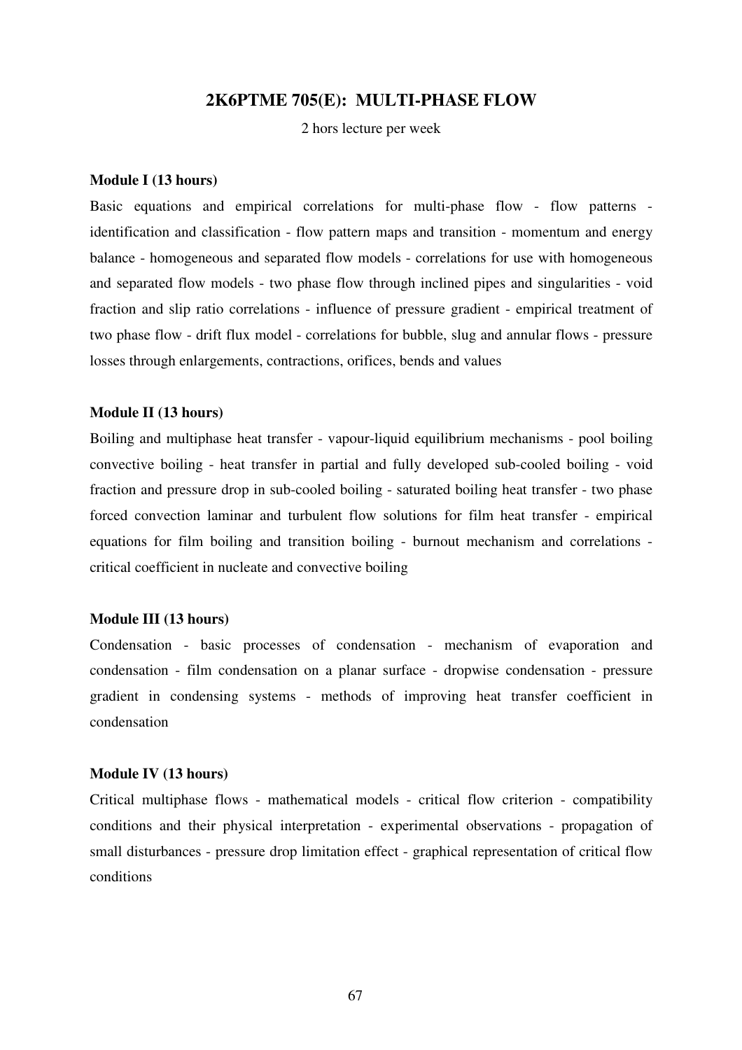## 2K6PTME 705(E): MULTI-PHASE FLOW

2 hors lecture per week

**Module I (13 hours)**

Basic equations and empirical correlations for multi-phase flow - flow patterns - identification and classification - flow pattern maps and transition - momentum and energy balance - homogeneous and separated flow models - correlations for use with homogeneous and separated flow models - two phase flow through inclined pipes and singularities - void fraction and slip ratio correlations - influence of pressure gradient - empirical treatment of two phase flow - drift flux model - correlations for bubble, slug and annular flows - pressure losses through enlargements, contractions, orifices, bends and values

**Module II (13 hours)**

Boiling and multiphase heat transfer - vapour-liquid equilibrium mechanisms - pool boiling convective boiling - heat transfer in partial and fully developed sub-cooled boiling - void fraction and pressure drop in sub-cooled boiling - saturated boiling heat transfer - two phase forced convection laminar and turbulent flow solutions for film heat transfer - empirical equations for film boiling and transition boiling - burnout mechanism and correlations - critical coefficient in nucleate and convective boiling

**Module III (13 hours)**

Condensation - basic processes of condensation - mechanism of evaporation and condensation - film condensation on a planar surface - dropwise condensation - pressure gradient in condensing systems - methods of improving heat transfer coefficient in condensation

**Module IV (13 hours)**

Critical multiphase flows - mathematical models - critical flow criterion - compatibility conditions and their physical interpretation - experimental observations - propagation of small disturbances - pressure drop limitation effect - graphical representation of critical flow conditions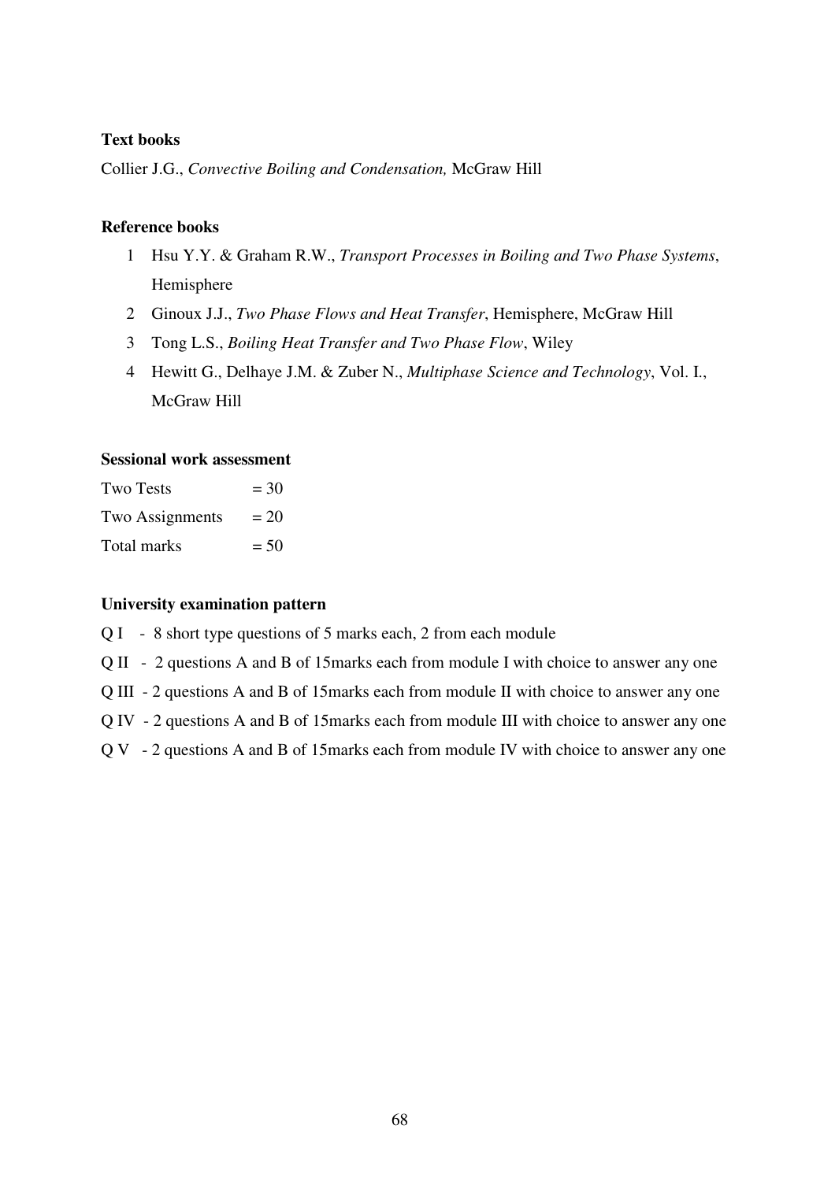**Text books**

Collier J.G., *Convective Boiling and Condensation,* McGraw Hill

**Reference books**

1. Hsu Y.Y. & Graham R.W., *Transport Processes in Boiling and Two Phase Systems*, Hemisphere
2. Ginoux J.J., *Two Phase Flows and Heat Transfer*, Hemisphere, McGraw Hill
3. Tong L.S., *Boiling Heat Transfer and Two Phase Flow*, Wiley
4. Hewitt G., Delhaye J.M. & Zuber N., *Multiphase Science and Technology*, Vol. I., McGraw Hill

**Sessional work assessment**

Two Tests = 30
Two Assignments = 20
Total marks = 50

**University examination pattern**

Q I - 8 short type questions of 5 marks each, 2 from each module
Q II - 2 questions A and B of 15marks each from module I with choice to answer any one
Q III - 2 questions A and B of 15marks each from module II with choice to answer any one
Q IV - 2 questions A and B of 15marks each from module III with choice to answer any one
Q V - 2 questions A and B of 15marks each from module IV with choice to answer any one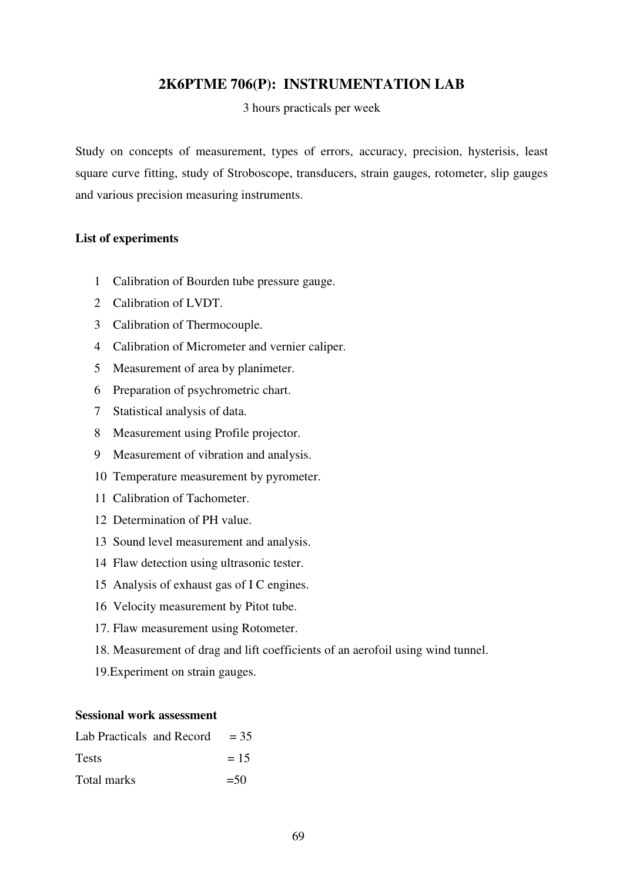## 2K6PTME 706(P): INSTRUMENTATION LAB

3 hours practicals per week

Study on concepts of measurement, types of errors, accuracy, precision, hysterisis, least square curve fitting, study of Stroboscope, transducers, strain gauges, rotometer, slip gauges and various precision measuring instruments.

**List of experiments**

1. Calibration of Bourden tube pressure gauge.
2. Calibration of LVDT.
3. Calibration of Thermocouple.
4. Calibration of Micrometer and vernier caliper.
5. Measurement of area by planimeter.
6. Preparation of psychrometric chart.
7. Statistical analysis of data.
8. Measurement using Profile projector.
9. Measurement of vibration and analysis.
10. Temperature measurement by pyrometer.
11. Calibration of Tachometer.
12. Determination of PH value.
13. Sound level measurement and analysis.
14. Flaw detection using ultrasonic tester.
15. Analysis of exhaust gas of I C engines.
16. Velocity measurement by Pitot tube.
17. Flaw measurement using Rotometer.
18. Measurement of drag and lift coefficients of an aerofoil using wind tunnel.
19. Experiment on strain gauges.

**Sessional work assessment**

Lab Practicals and Record = 35
Tests = 15
Total marks = 50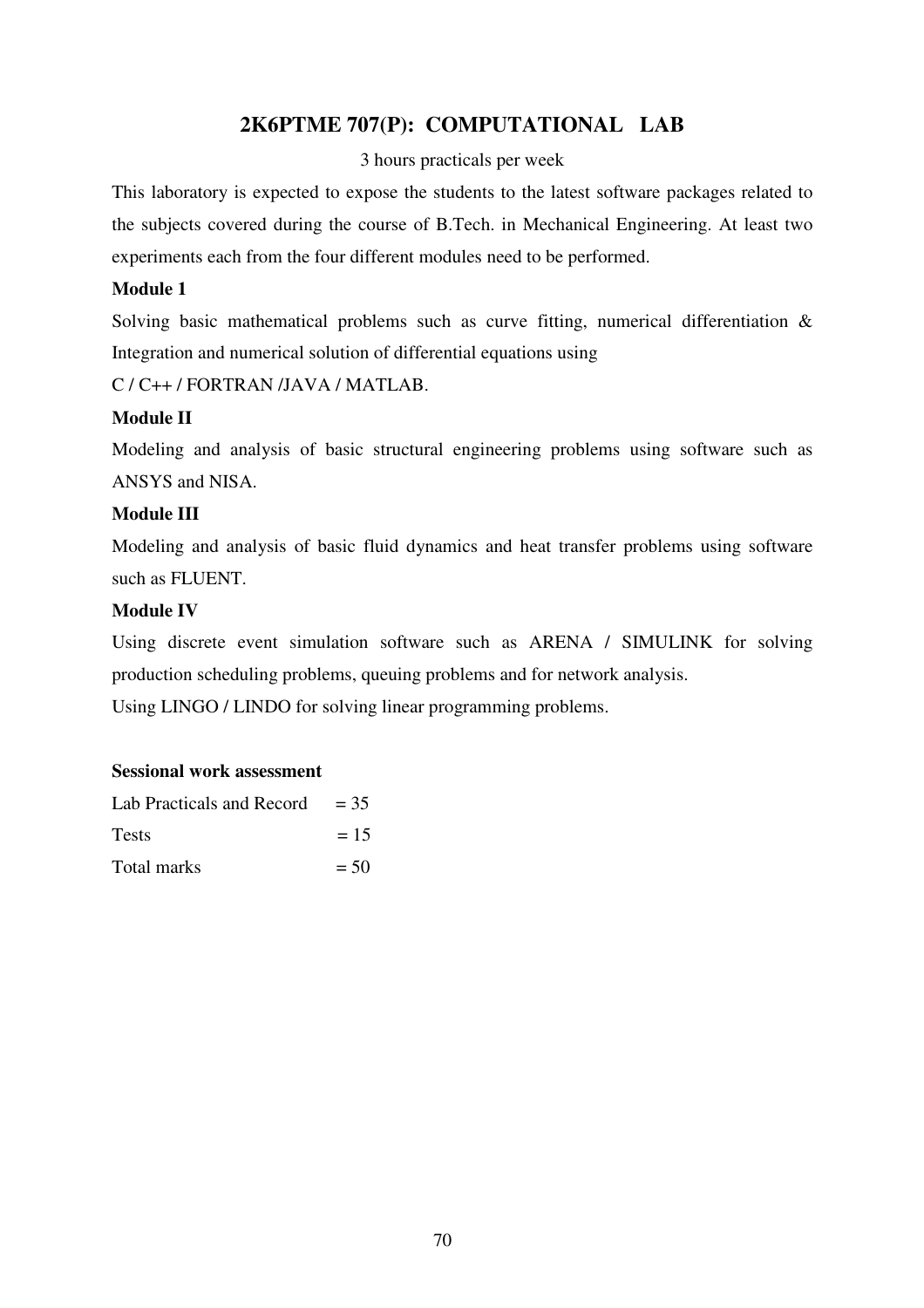## 2K6PTME 707(P): COMPUTATIONAL LAB

3 hours practicals per week

This laboratory is expected to expose the students to the latest software packages related to the subjects covered during the course of B.Tech. in Mechanical Engineering. At least two experiments each from the four different modules need to be performed.

**Module 1**

Solving basic mathematical problems such as curve fitting, numerical differentiation & Integration and numerical solution of differential equations using

C / C++ / FORTRAN /JAVA / MATLAB.

**Module II**

Modeling and analysis of basic structural engineering problems using software such as ANSYS and NISA.

**Module III**

Modeling and analysis of basic fluid dynamics and heat transfer problems using software such as FLUENT.

**Module IV**

Using discrete event simulation software such as ARENA / SIMULINK for solving production scheduling problems, queuing problems and for network analysis.

Using LINGO / LINDO for solving linear programming problems.

**Sessional work assessment**

| | |
|---|---|
| Lab Practicals and Record | = 35 |
| Tests | = 15 |
| Total marks | = 50 |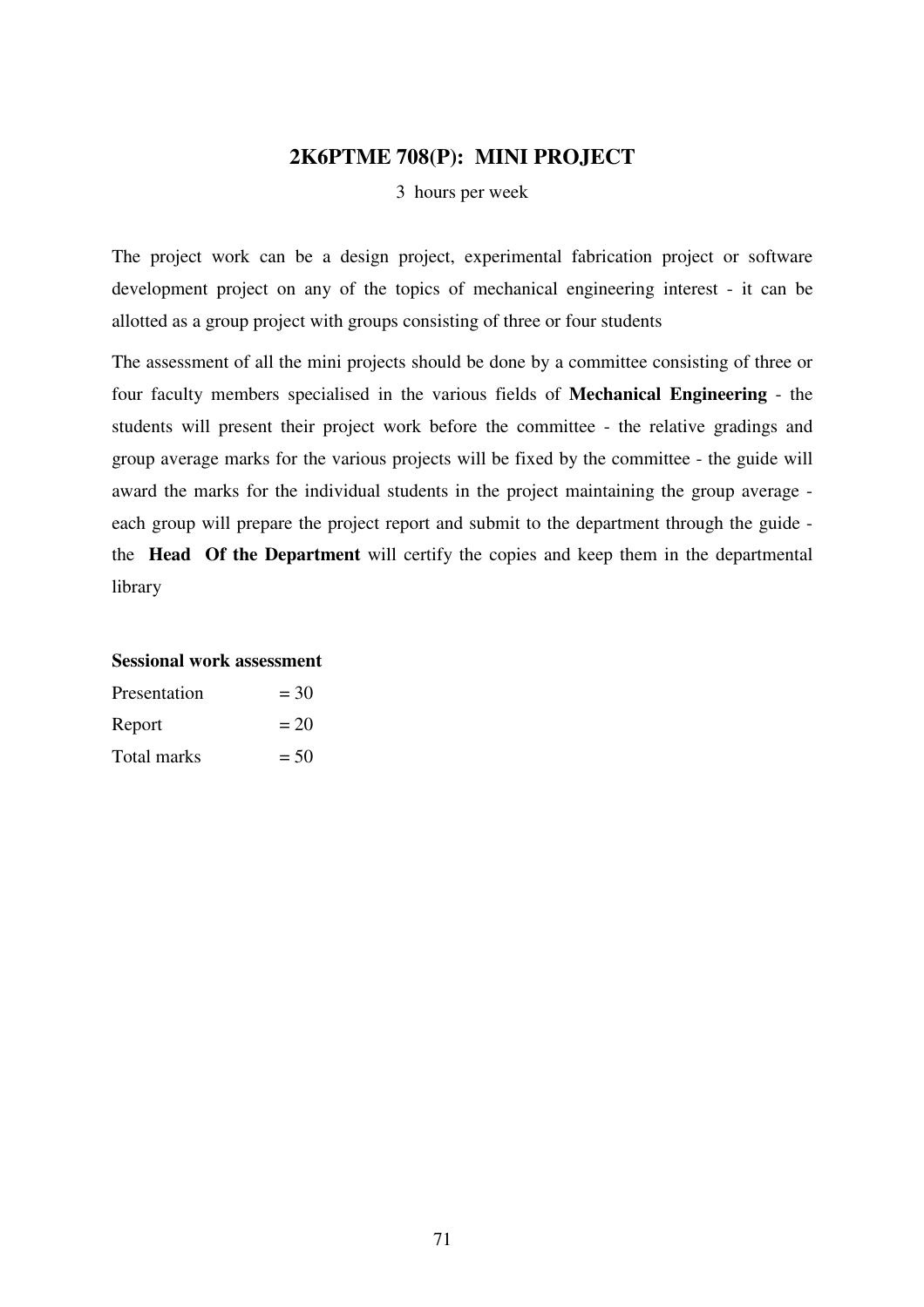## 2K6PTME 708(P): MINI PROJECT

3 hours per week

The project work can be a design project, experimental fabrication project or software development project on any of the topics of mechanical engineering interest - it can be allotted as a group project with groups consisting of three or four students

The assessment of all the mini projects should be done by a committee consisting of three or four faculty members specialised in the various fields of **Mechanical Engineering** - the students will present their project work before the committee - the relative gradings and group average marks for the various projects will be fixed by the committee - the guide will award the marks for the individual students in the project maintaining the group average - each group will prepare the project report and submit to the department through the guide - the **Head Of the Department** will certify the copies and keep them in the departmental library

**Sessional work assessment**

Presentation = 30

Report = 20

Total marks = 50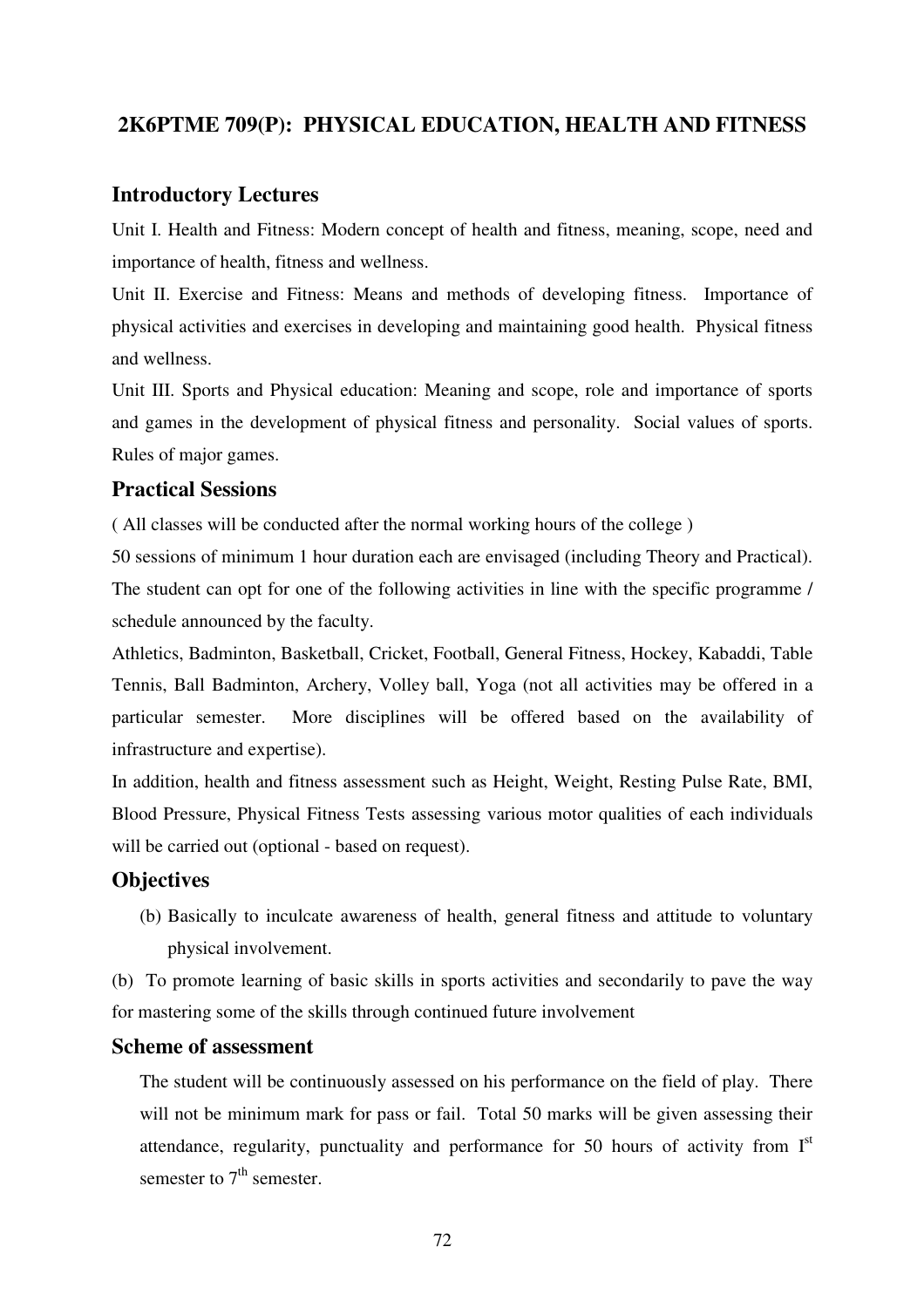## 2K6PTME 709(P): PHYSICAL EDUCATION, HEALTH AND FITNESS

### Introductory Lectures

Unit I. Health and Fitness: Modern concept of health and fitness, meaning, scope, need and importance of health, fitness and wellness.

Unit II. Exercise and Fitness: Means and methods of developing fitness. Importance of physical activities and exercises in developing and maintaining good health. Physical fitness and wellness.

Unit III. Sports and Physical education: Meaning and scope, role and importance of sports and games in the development of physical fitness and personality. Social values of sports. Rules of major games.

### Practical Sessions

( All classes will be conducted after the normal working hours of the college )

50 sessions of minimum 1 hour duration each are envisaged (including Theory and Practical). The student can opt for one of the following activities in line with the specific programme / schedule announced by the faculty.

Athletics, Badminton, Basketball, Cricket, Football, General Fitness, Hockey, Kabaddi, Table Tennis, Ball Badminton, Archery, Volley ball, Yoga (not all activities may be offered in a particular semester. More disciplines will be offered based on the availability of infrastructure and expertise).

In addition, health and fitness assessment such as Height, Weight, Resting Pulse Rate, BMI, Blood Pressure, Physical Fitness Tests assessing various motor qualities of each individuals will be carried out (optional - based on request).

### Objectives

(b) Basically to inculcate awareness of health, general fitness and attitude to voluntary physical involvement.

(b) To promote learning of basic skills in sports activities and secondarily to pave the way for mastering some of the skills through continued future involvement

### Scheme of assessment

The student will be continuously assessed on his performance on the field of play. There will not be minimum mark for pass or fail. Total 50 marks will be given assessing their attendance, regularity, punctuality and performance for 50 hours of activity from I$^{st}$ semester to 7$^{th}$ semester.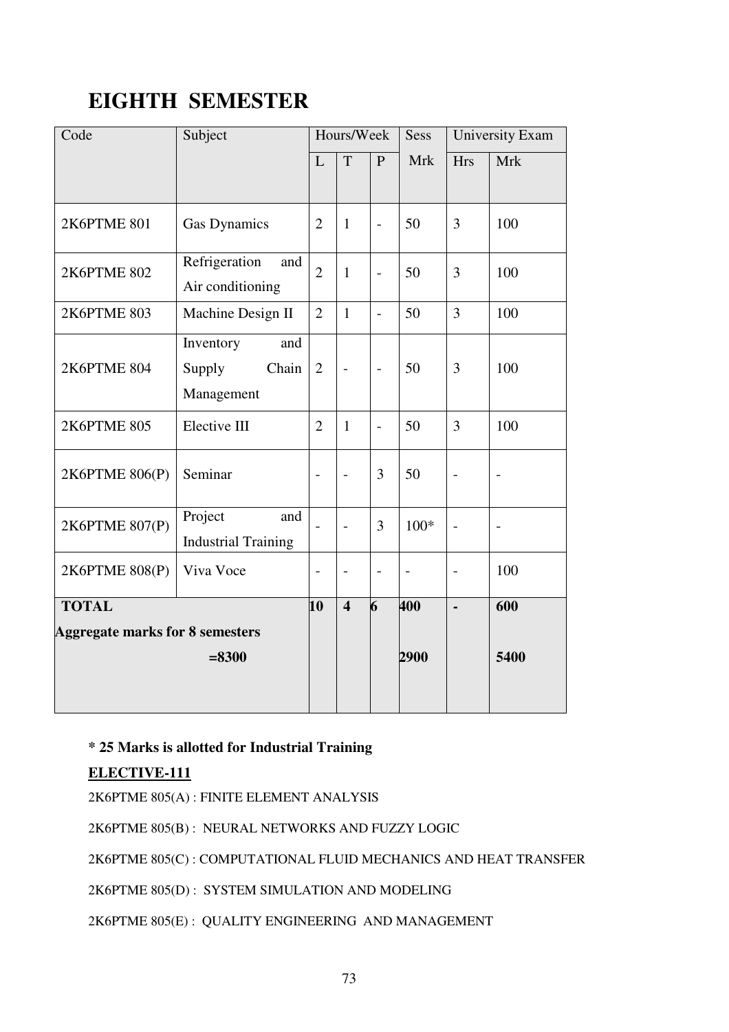# EIGHTH SEMESTER

| Code | Subject | Hours/Week | | | Sess | University Exam | |
|---|---|---|---|---|---|---|---|
| | | L | T | P | Mrk | Hrs | Mrk |
| 2K6PTME 801 | Gas Dynamics | 2 | 1 | - | 50 | 3 | 100 |
| 2K6PTME 802 | Refrigeration and Air conditioning | 2 | 1 | - | 50 | 3 | 100 |
| 2K6PTME 803 | Machine Design II | 2 | 1 | - | 50 | 3 | 100 |
| 2K6PTME 804 | Inventory and Supply Chain Management | 2 | - | - | 50 | 3 | 100 |
| 2K6PTME 805 | Elective III | 2 | 1 | - | 50 | 3 | 100 |
| 2K6PTME 806(P) | Seminar | - | - | 3 | 50 | - | - |
| 2K6PTME 807(P) | Project and Industrial Training | - | - | 3 | 100* | - | - |
| 2K6PTME 808(P) | Viva Voce | - | - | - | - | - | 100 |
| **TOTAL** | | **10** | **4** | **6** | **400** | **-** | **600** |
| **Aggregate marks for 8 semesters =8300** | | | | | **2900** | | **5400** |

**\* 25 Marks is allotted for Industrial Training**

**ELECTIVE-111**

2K6PTME 805(A) : FINITE ELEMENT ANALYSIS

2K6PTME 805(B) : NEURAL NETWORKS AND FUZZY LOGIC

2K6PTME 805(C) : COMPUTATIONAL FLUID MECHANICS AND HEAT TRANSFER

2K6PTME 805(D) : SYSTEM SIMULATION AND MODELING

2K6PTME 805(E) : QUALITY ENGINEERING AND MANAGEMENT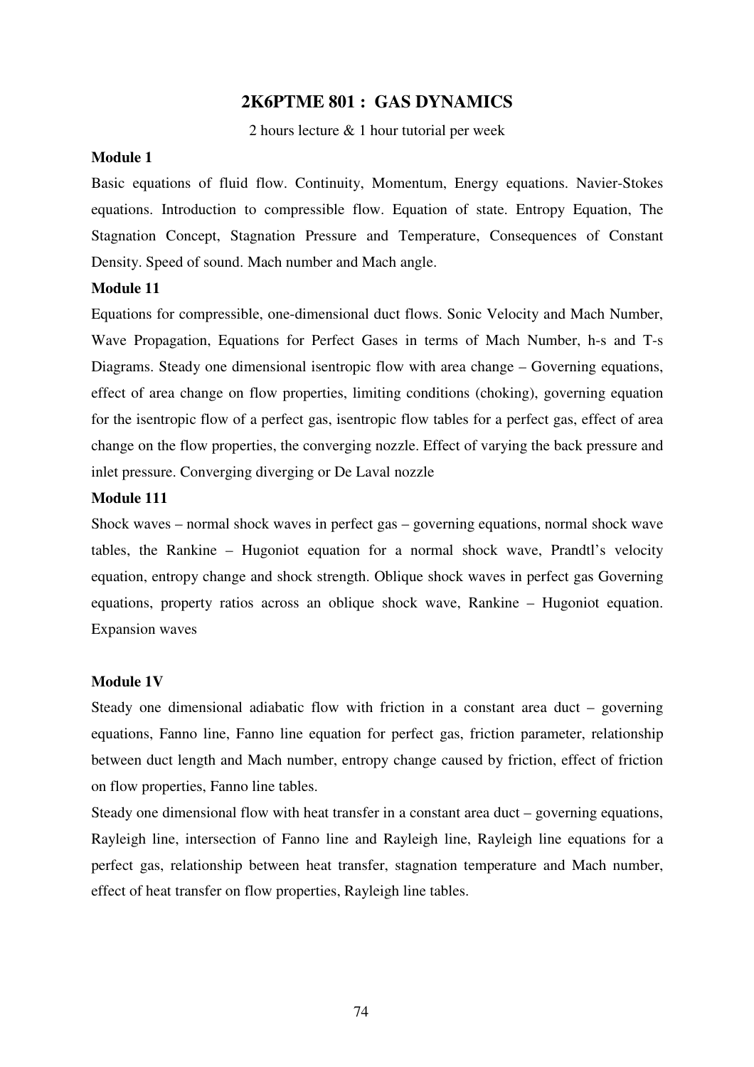## 2K6PTME 801 : GAS DYNAMICS

2 hours lecture & 1 hour tutorial per week

**Module 1**

Basic equations of fluid flow. Continuity, Momentum, Energy equations. Navier-Stokes equations. Introduction to compressible flow. Equation of state. Entropy Equation, The Stagnation Concept, Stagnation Pressure and Temperature, Consequences of Constant Density. Speed of sound. Mach number and Mach angle.

**Module 11**

Equations for compressible, one-dimensional duct flows. Sonic Velocity and Mach Number, Wave Propagation, Equations for Perfect Gases in terms of Mach Number, h-s and T-s Diagrams. Steady one dimensional isentropic flow with area change – Governing equations, effect of area change on flow properties, limiting conditions (choking), governing equation for the isentropic flow of a perfect gas, isentropic flow tables for a perfect gas, effect of area change on the flow properties, the converging nozzle. Effect of varying the back pressure and inlet pressure. Converging diverging or De Laval nozzle

**Module 111**

Shock waves – normal shock waves in perfect gas – governing equations, normal shock wave tables, the Rankine – Hugoniot equation for a normal shock wave, Prandtl's velocity equation, entropy change and shock strength. Oblique shock waves in perfect gas Governing equations, property ratios across an oblique shock wave, Rankine – Hugoniot equation. Expansion waves

**Module 1V**

Steady one dimensional adiabatic flow with friction in a constant area duct – governing equations, Fanno line, Fanno line equation for perfect gas, friction parameter, relationship between duct length and Mach number, entropy change caused by friction, effect of friction on flow properties, Fanno line tables.

Steady one dimensional flow with heat transfer in a constant area duct – governing equations, Rayleigh line, intersection of Fanno line and Rayleigh line, Rayleigh line equations for a perfect gas, relationship between heat transfer, stagnation temperature and Mach number, effect of heat transfer on flow properties, Rayleigh line tables.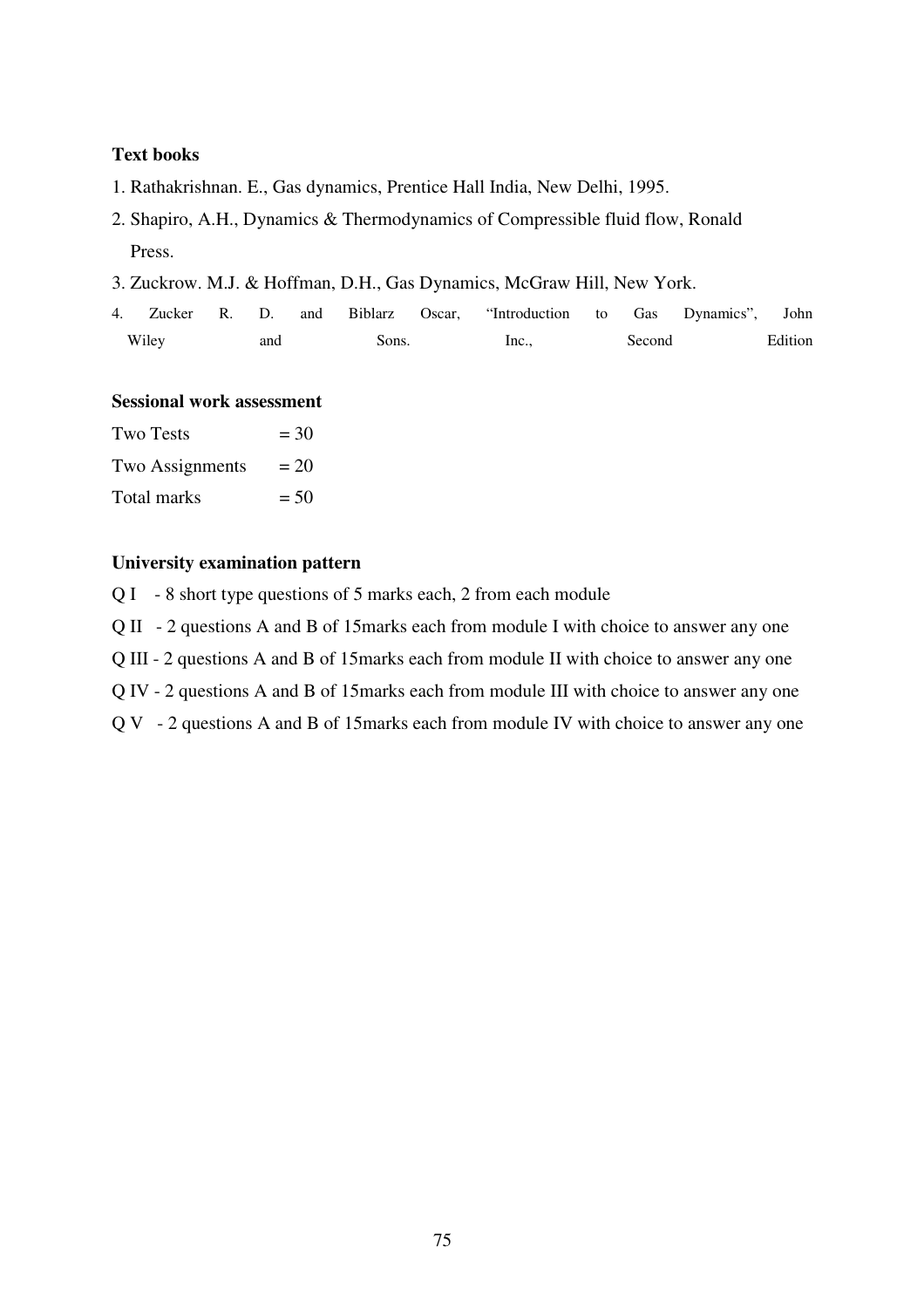**Text books**

1. Rathakrishnan. E., Gas dynamics, Prentice Hall India, New Delhi, 1995.
2. Shapiro, A.H., Dynamics & Thermodynamics of Compressible fluid flow, Ronald Press.
3. Zuckrow. M.J. & Hoffman, D.H., Gas Dynamics, McGraw Hill, New York.
4. Zucker R. D. and Biblarz Oscar, "Introduction to Gas Dynamics", John Wiley and Sons. Inc., Second Edition

**Sessional work assessment**

Two Tests = 30

Two Assignments = 20

Total marks = 50

**University examination pattern**

Q I - 8 short type questions of 5 marks each, 2 from each module

Q II - 2 questions A and B of 15marks each from module I with choice to answer any one

Q III - 2 questions A and B of 15marks each from module II with choice to answer any one

Q IV - 2 questions A and B of 15marks each from module III with choice to answer any one

Q V - 2 questions A and B of 15marks each from module IV with choice to answer any one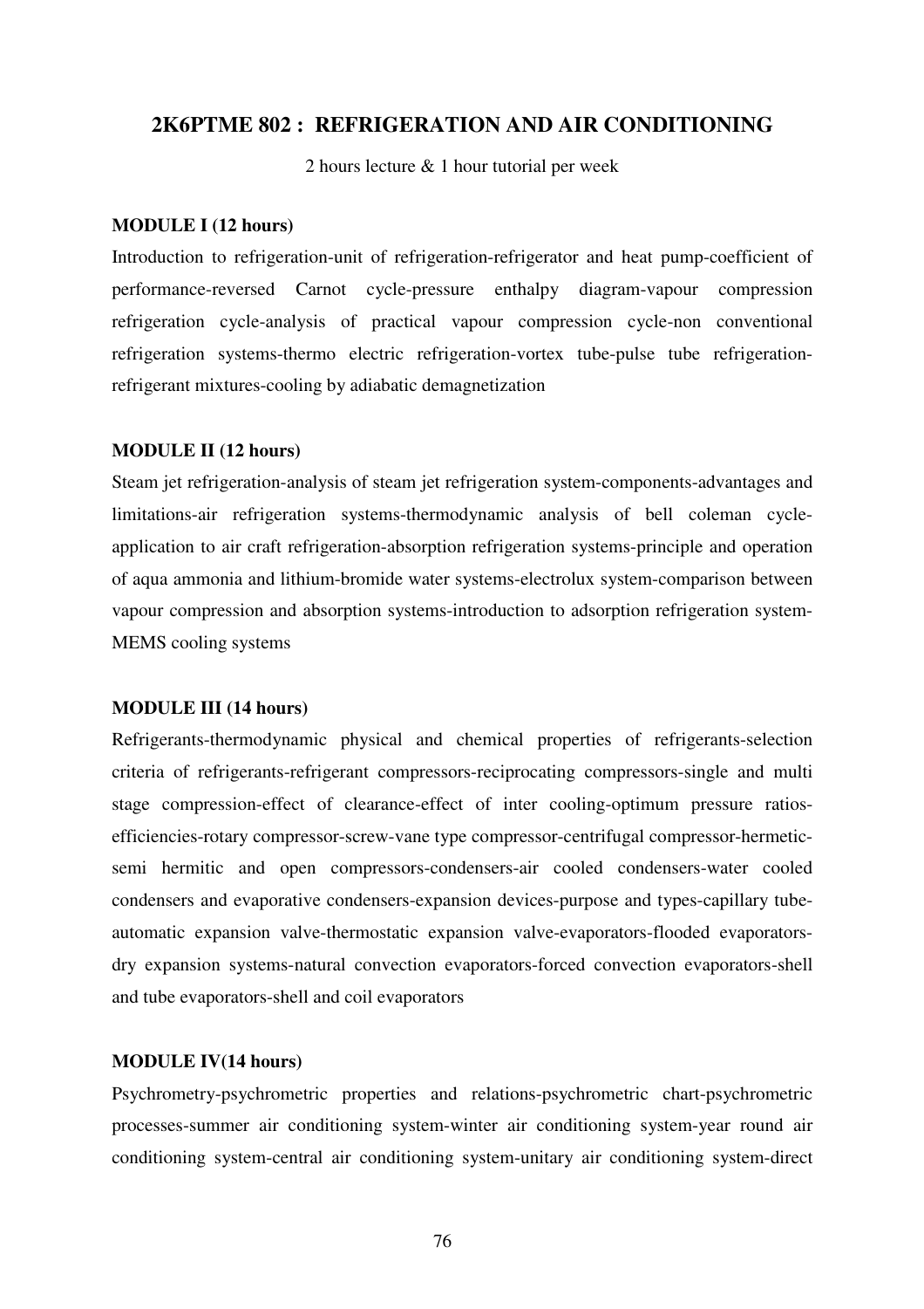## 2K6PTME 802 : REFRIGERATION AND AIR CONDITIONING

2 hours lecture & 1 hour tutorial per week

**MODULE I (12 hours)**

Introduction to refrigeration-unit of refrigeration-refrigerator and heat pump-coefficient of performance-reversed Carnot cycle-pressure enthalpy diagram-vapour compression refrigeration cycle-analysis of practical vapour compression cycle-non conventional refrigeration systems-thermo electric refrigeration-vortex tube-pulse tube refrigeration-refrigerant mixtures-cooling by adiabatic demagnetization

**MODULE II (12 hours)**

Steam jet refrigeration-analysis of steam jet refrigeration system-components-advantages and limitations-air refrigeration systems-thermodynamic analysis of bell coleman cycle-application to air craft refrigeration-absorption refrigeration systems-principle and operation of aqua ammonia and lithium-bromide water systems-electrolux system-comparison between vapour compression and absorption systems-introduction to adsorption refrigeration system-MEMS cooling systems

**MODULE III (14 hours)**

Refrigerants-thermodynamic physical and chemical properties of refrigerants-selection criteria of refrigerants-refrigerant compressors-reciprocating compressors-single and multi stage compression-effect of clearance-effect of inter cooling-optimum pressure ratios-efficiencies-rotary compressor-screw-vane type compressor-centrifugal compressor-hermetic-semi hermitic and open compressors-condensers-air cooled condensers-water cooled condensers and evaporative condensers-expansion devices-purpose and types-capillary tube-automatic expansion valve-thermostatic expansion valve-evaporators-flooded evaporators-dry expansion systems-natural convection evaporators-forced convection evaporators-shell and tube evaporators-shell and coil evaporators

**MODULE IV(14 hours)**

Psychrometry-psychrometric properties and relations-psychrometric chart-psychrometric processes-summer air conditioning system-winter air conditioning system-year round air conditioning system-central air conditioning system-unitary air conditioning system-direct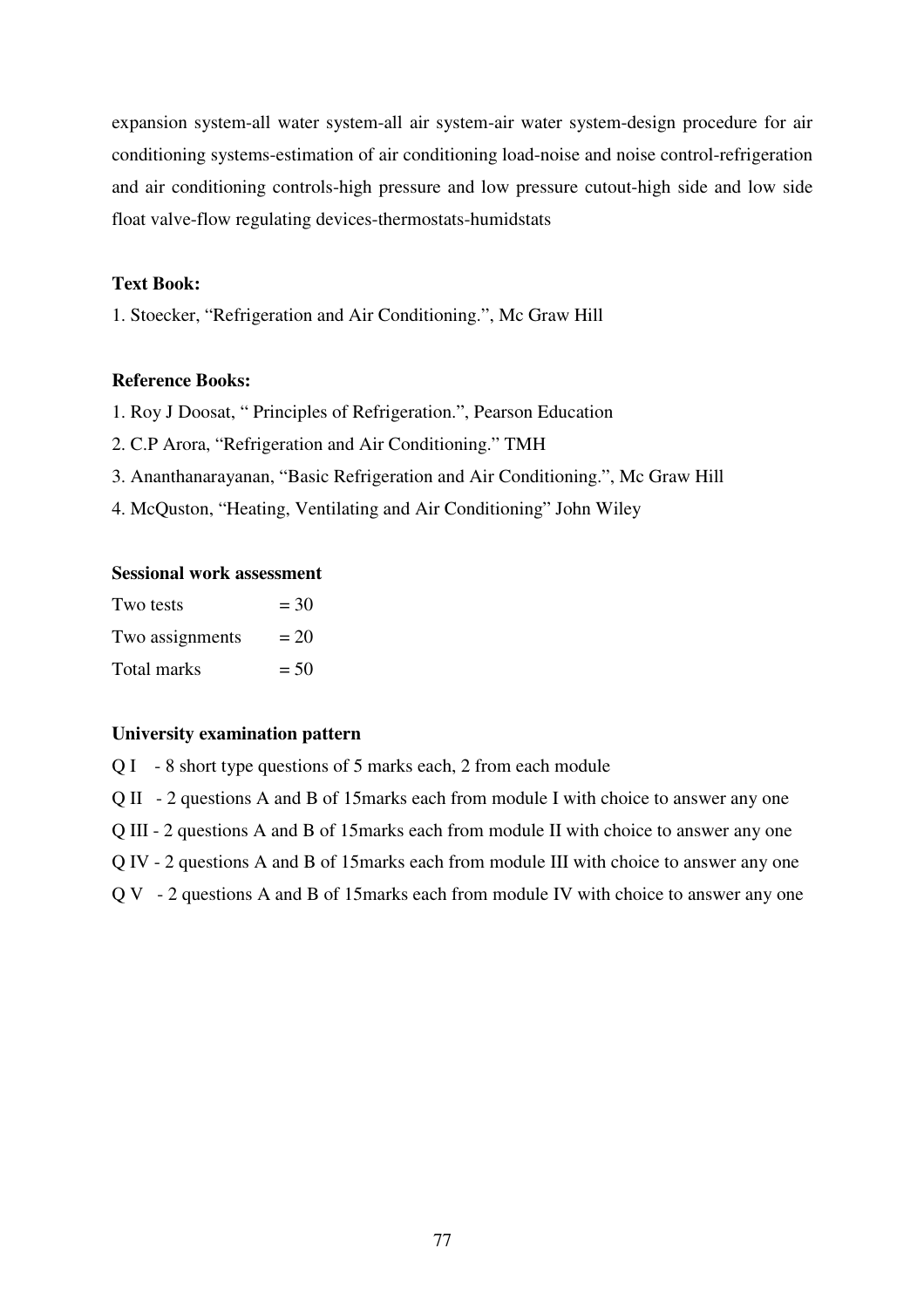expansion system-all water system-all air system-air water system-design procedure for air conditioning systems-estimation of air conditioning load-noise and noise control-refrigeration and air conditioning controls-high pressure and low pressure cutout-high side and low side float valve-flow regulating devices-thermostats-humidstats

**Text Book:**

1. Stoecker, "Refrigeration and Air Conditioning.", Mc Graw Hill

**Reference Books:**

1. Roy J Doosat, " Principles of Refrigeration.", Pearson Education
2. C.P Arora, "Refrigeration and Air Conditioning." TMH
3. Ananthanarayanan, "Basic Refrigeration and Air Conditioning.", Mc Graw Hill
4. McQuston, "Heating, Ventilating and Air Conditioning" John Wiley

**Sessional work assessment**

Two tests = 30
Two assignments = 20
Total marks = 50

**University examination pattern**

Q I - 8 short type questions of 5 marks each, 2 from each module
Q II - 2 questions A and B of 15marks each from module I with choice to answer any one
Q III - 2 questions A and B of 15marks each from module II with choice to answer any one
Q IV - 2 questions A and B of 15marks each from module III with choice to answer any one
Q V - 2 questions A and B of 15marks each from module IV with choice to answer any one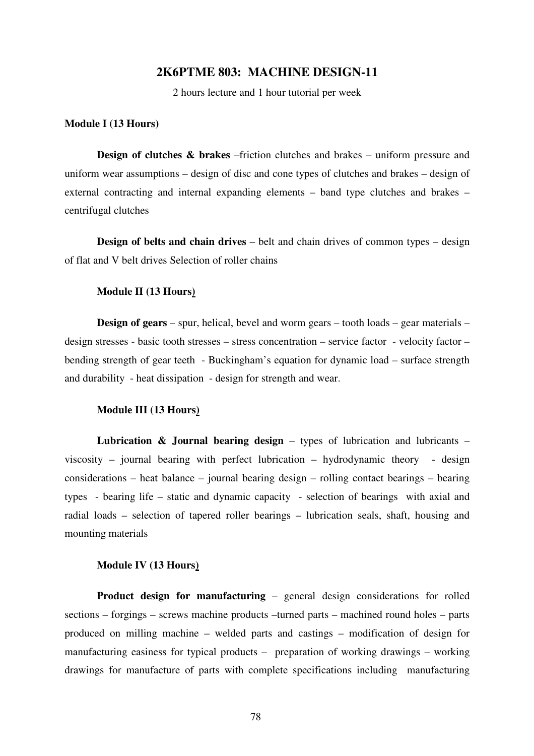## 2K6PTME 803: MACHINE DESIGN-11

2 hours lecture and 1 hour tutorial per week

**Module I (13 Hours)**

**Design of clutches & brakes** –friction clutches and brakes – uniform pressure and uniform wear assumptions – design of disc and cone types of clutches and brakes – design of external contracting and internal expanding elements – band type clutches and brakes – centrifugal clutches

**Design of belts and chain drives** – belt and chain drives of common types – design of flat and V belt drives Selection of roller chains

**Module II (13 Hours)**

**Design of gears** – spur, helical, bevel and worm gears – tooth loads – gear materials – design stresses - basic tooth stresses – stress concentration – service factor - velocity factor – bending strength of gear teeth - Buckingham's equation for dynamic load – surface strength and durability - heat dissipation - design for strength and wear.

**Module III (13 Hours)**

**Lubrication & Journal bearing design** – types of lubrication and lubricants – viscosity – journal bearing with perfect lubrication – hydrodynamic theory - design considerations – heat balance – journal bearing design – rolling contact bearings – bearing types - bearing life – static and dynamic capacity - selection of bearings with axial and radial loads – selection of tapered roller bearings – lubrication seals, shaft, housing and mounting materials

**Module IV (13 Hours)**

**Product design for manufacturing** – general design considerations for rolled sections – forgings – screws machine products –turned parts – machined round holes – parts produced on milling machine – welded parts and castings – modification of design for manufacturing easiness for typical products – preparation of working drawings – working drawings for manufacture of parts with complete specifications including manufacturing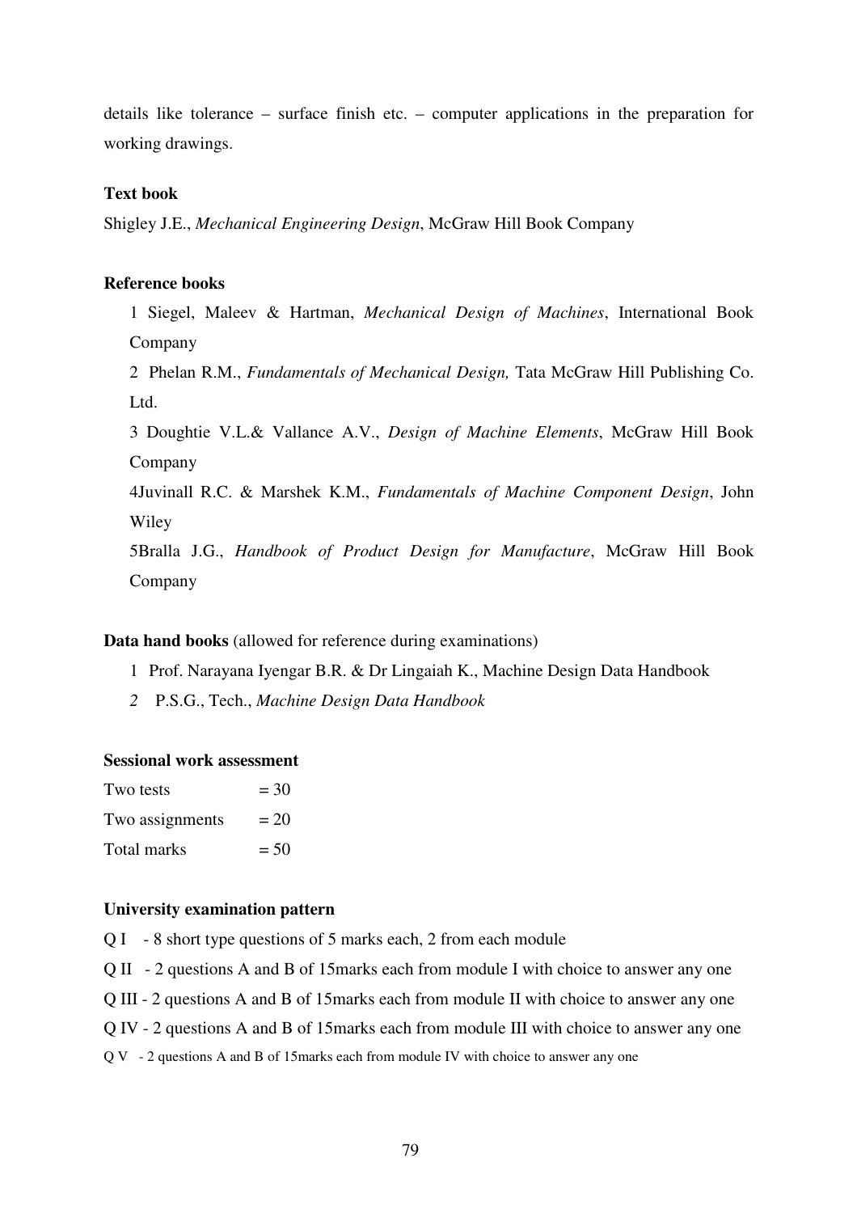details like tolerance – surface finish etc. – computer applications in the preparation for working drawings.

**Text book**

Shigley J.E., *Mechanical Engineering Design*, McGraw Hill Book Company

**Reference books**

1 Siegel, Maleev & Hartman, *Mechanical Design of Machines*, International Book Company

2 Phelan R.M., *Fundamentals of Mechanical Design,* Tata McGraw Hill Publishing Co. Ltd.

3 Doughtie V.L.& Vallance A.V., *Design of Machine Elements*, McGraw Hill Book Company

4Juvinall R.C. & Marshek K.M., *Fundamentals of Machine Component Design*, John Wiley

5Bralla J.G., *Handbook of Product Design for Manufacture*, McGraw Hill Book Company

**Data hand books** (allowed for reference during examinations)

1 Prof. Narayana Iyengar B.R. & Dr Lingaiah K., Machine Design Data Handbook

*2* P.S.G., Tech., *Machine Design Data Handbook*

**Sessional work assessment**

Two tests = 30

Two assignments = 20

Total marks = 50

**University examination pattern**

Q I - 8 short type questions of 5 marks each, 2 from each module

Q II - 2 questions A and B of 15marks each from module I with choice to answer any one

Q III - 2 questions A and B of 15marks each from module II with choice to answer any one

Q IV - 2 questions A and B of 15marks each from module III with choice to answer any one

Q V - 2 questions A and B of 15marks each from module IV with choice to answer any one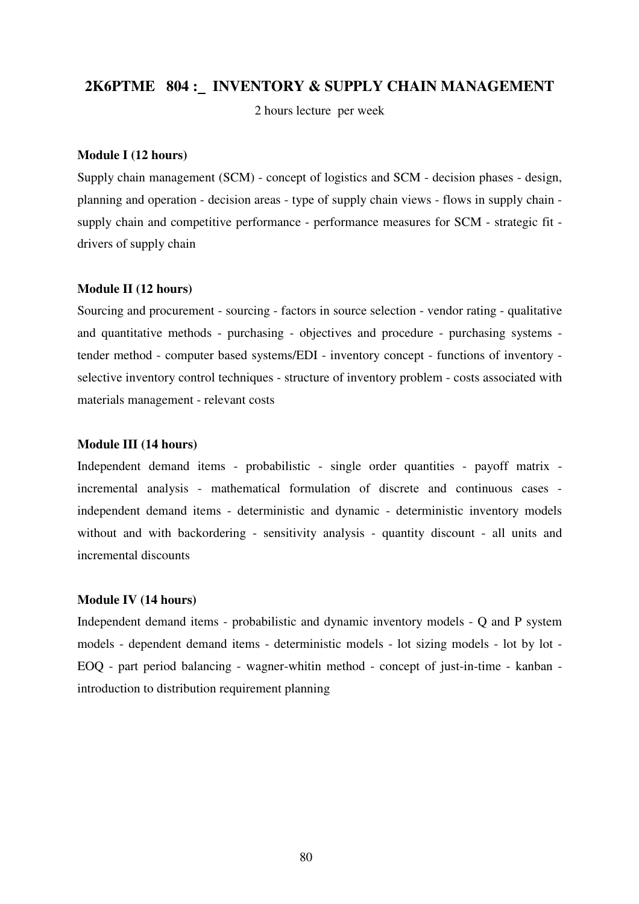## 2K6PTME 804 :\_ INVENTORY & SUPPLY CHAIN MANAGEMENT

2 hours lecture per week

**Module I (12 hours)**

Supply chain management (SCM) - concept of logistics and SCM - decision phases - design, planning and operation - decision areas - type of supply chain views - flows in supply chain - supply chain and competitive performance - performance measures for SCM - strategic fit - drivers of supply chain

**Module II (12 hours)**

Sourcing and procurement - sourcing - factors in source selection - vendor rating - qualitative and quantitative methods - purchasing - objectives and procedure - purchasing systems - tender method - computer based systems/EDI - inventory concept - functions of inventory - selective inventory control techniques - structure of inventory problem - costs associated with materials management - relevant costs

**Module III (14 hours)**

Independent demand items - probabilistic - single order quantities - payoff matrix - incremental analysis - mathematical formulation of discrete and continuous cases - independent demand items - deterministic and dynamic - deterministic inventory models without and with backordering - sensitivity analysis - quantity discount - all units and incremental discounts

**Module IV (14 hours)**

Independent demand items - probabilistic and dynamic inventory models - Q and P system models - dependent demand items - deterministic models - lot sizing models - lot by lot - EOQ - part period balancing - wagner-whitin method - concept of just-in-time - kanban - introduction to distribution requirement planning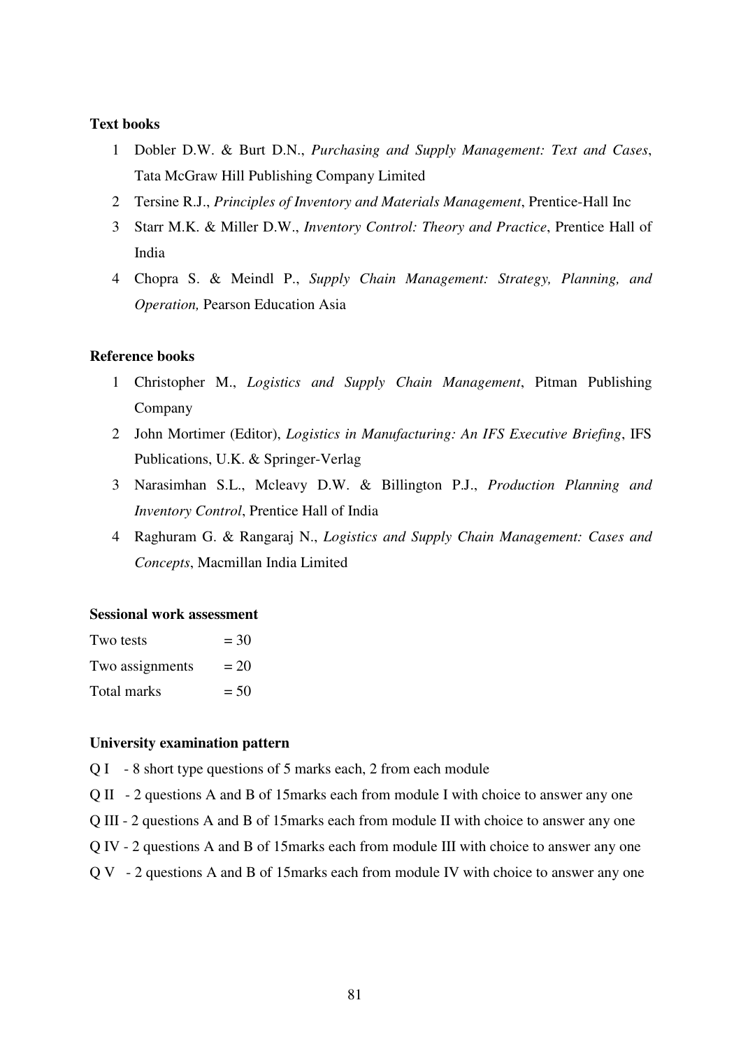**Text books**

1. Dobler D.W. & Burt D.N., *Purchasing and Supply Management: Text and Cases*, Tata McGraw Hill Publishing Company Limited
2. Tersine R.J., *Principles of Inventory and Materials Management*, Prentice-Hall Inc
3. Starr M.K. & Miller D.W., *Inventory Control: Theory and Practice*, Prentice Hall of India
4. Chopra S. & Meindl P., *Supply Chain Management: Strategy, Planning, and Operation,* Pearson Education Asia

**Reference books**

1. Christopher M., *Logistics and Supply Chain Management*, Pitman Publishing Company
2. John Mortimer (Editor), *Logistics in Manufacturing: An IFS Executive Briefing*, IFS Publications, U.K. & Springer-Verlag
3. Narasimhan S.L., Mcleavy D.W. & Billington P.J., *Production Planning and Inventory Control*, Prentice Hall of India
4. Raghuram G. & Rangaraj N., *Logistics and Supply Chain Management: Cases and Concepts*, Macmillan India Limited

**Sessional work assessment**

Two tests = 30
Two assignments = 20
Total marks = 50

**University examination pattern**

Q I - 8 short type questions of 5 marks each, 2 from each module

Q II - 2 questions A and B of 15marks each from module I with choice to answer any one

Q III - 2 questions A and B of 15marks each from module II with choice to answer any one

Q IV - 2 questions A and B of 15marks each from module III with choice to answer any one

Q V - 2 questions A and B of 15marks each from module IV with choice to answer any one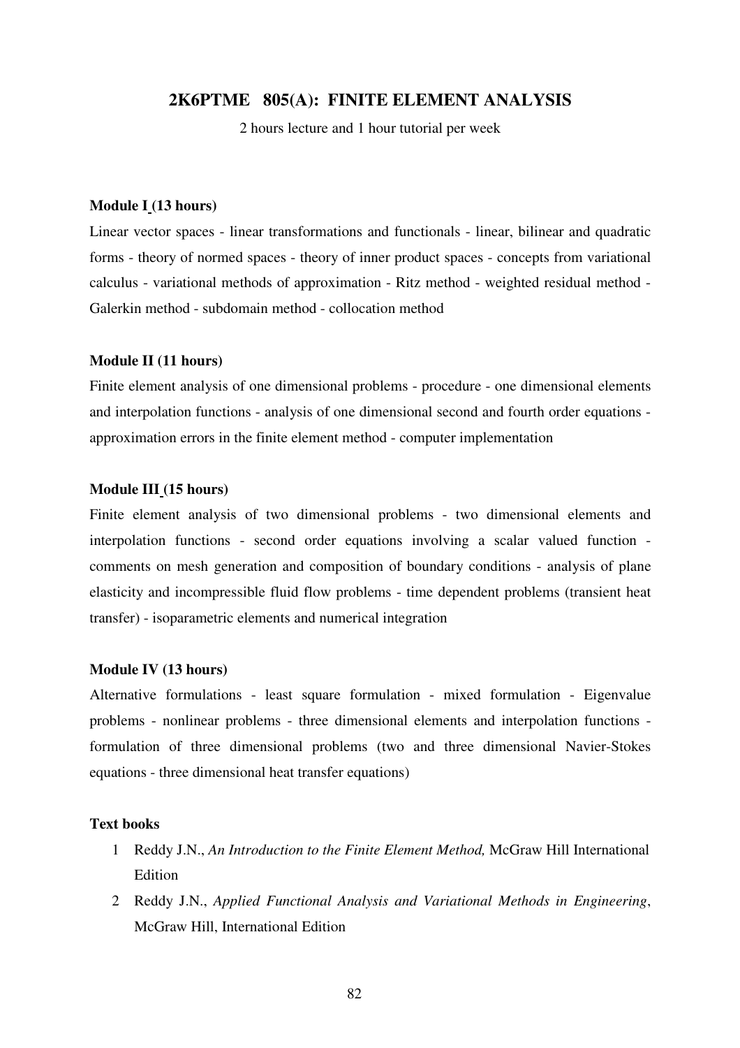## 2K6PTME 805(A): FINITE ELEMENT ANALYSIS

2 hours lecture and 1 hour tutorial per week

**Module I (13 hours)**

Linear vector spaces - linear transformations and functionals - linear, bilinear and quadratic forms - theory of normed spaces - theory of inner product spaces - concepts from variational calculus - variational methods of approximation - Ritz method - weighted residual method - Galerkin method - subdomain method - collocation method

**Module II (11 hours)**

Finite element analysis of one dimensional problems - procedure - one dimensional elements and interpolation functions - analysis of one dimensional second and fourth order equations - approximation errors in the finite element method - computer implementation

**Module III (15 hours)**

Finite element analysis of two dimensional problems - two dimensional elements and interpolation functions - second order equations involving a scalar valued function - comments on mesh generation and composition of boundary conditions - analysis of plane elasticity and incompressible fluid flow problems - time dependent problems (transient heat transfer) - isoparametric elements and numerical integration

**Module IV (13 hours)**

Alternative formulations - least square formulation - mixed formulation - Eigenvalue problems - nonlinear problems - three dimensional elements and interpolation functions - formulation of three dimensional problems (two and three dimensional Navier-Stokes equations - three dimensional heat transfer equations)

**Text books**

1. Reddy J.N., *An Introduction to the Finite Element Method,* McGraw Hill International Edition
2. Reddy J.N., *Applied Functional Analysis and Variational Methods in Engineering*, McGraw Hill, International Edition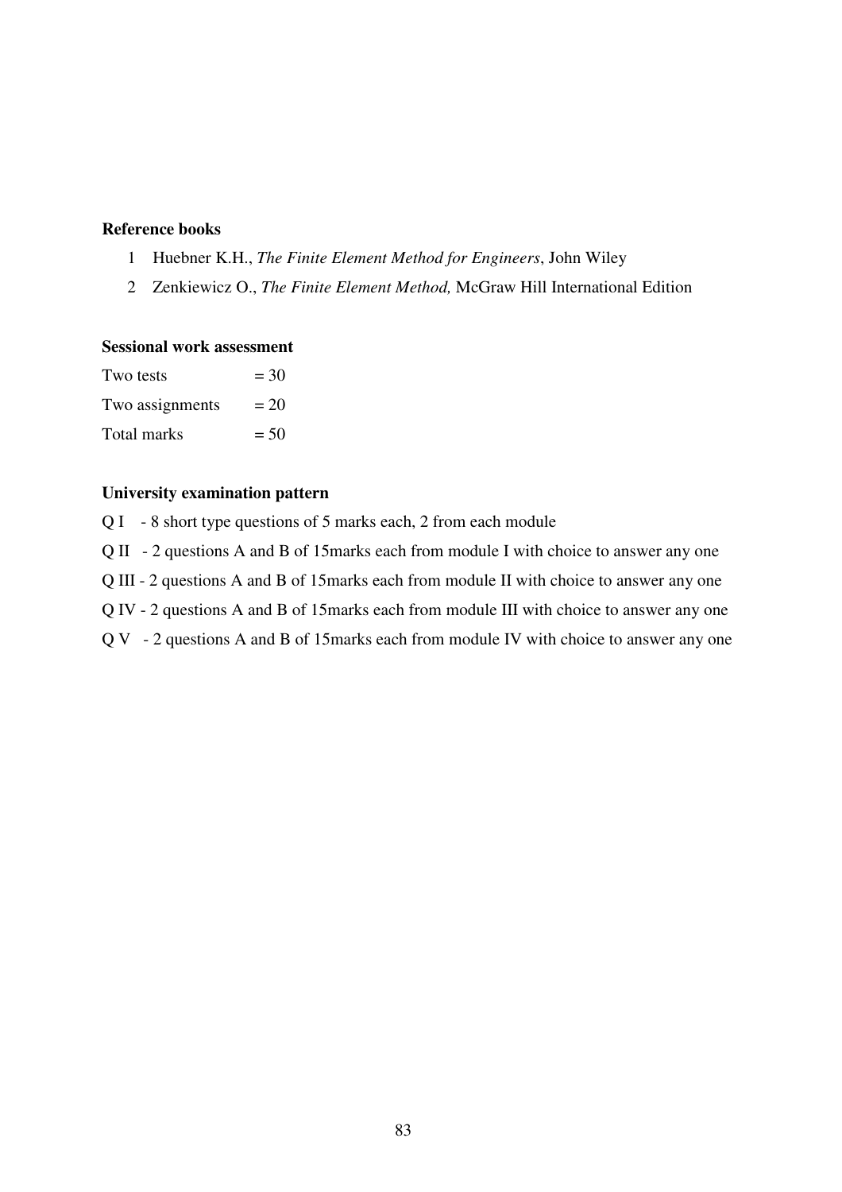**Reference books**

1. Huebner K.H., *The Finite Element Method for Engineers*, John Wiley
2. Zenkiewicz O., *The Finite Element Method,* McGraw Hill International Edition

**Sessional work assessment**

Two tests = 30

Two assignments = 20

Total marks = 50

**University examination pattern**

Q I - 8 short type questions of 5 marks each, 2 from each module

Q II - 2 questions A and B of 15marks each from module I with choice to answer any one

Q III - 2 questions A and B of 15marks each from module II with choice to answer any one

Q IV - 2 questions A and B of 15marks each from module III with choice to answer any one

Q V - 2 questions A and B of 15marks each from module IV with choice to answer any one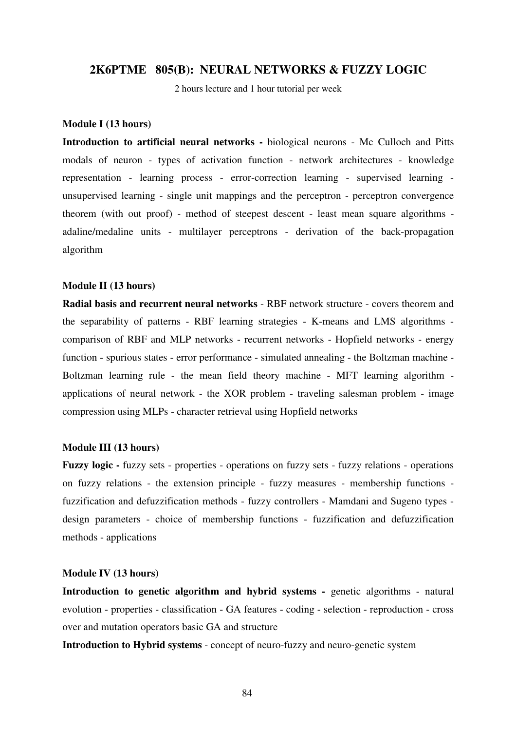## 2K6PTME 805(B): NEURAL NETWORKS & FUZZY LOGIC

2 hours lecture and 1 hour tutorial per week

**Module I (13 hours)**

**Introduction to artificial neural networks -** biological neurons - Mc Culloch and Pitts modals of neuron - types of activation function - network architectures - knowledge representation - learning process - error-correction learning - supervised learning - unsupervised learning - single unit mappings and the perceptron - perceptron convergence theorem (with out proof) - method of steepest descent - least mean square algorithms - adaline/medaline units - multilayer perceptrons - derivation of the back-propagation algorithm

**Module II (13 hours)**

**Radial basis and recurrent neural networks** - RBF network structure - covers theorem and the separability of patterns - RBF learning strategies - K-means and LMS algorithms - comparison of RBF and MLP networks - recurrent networks - Hopfield networks - energy function - spurious states - error performance - simulated annealing - the Boltzman machine - Boltzman learning rule - the mean field theory machine - MFT learning algorithm - applications of neural network - the XOR problem - traveling salesman problem - image compression using MLPs - character retrieval using Hopfield networks

**Module III (13 hours)**

**Fuzzy logic -** fuzzy sets - properties - operations on fuzzy sets - fuzzy relations - operations on fuzzy relations - the extension principle - fuzzy measures - membership functions - fuzzification and defuzzification methods - fuzzy controllers - Mamdani and Sugeno types - design parameters - choice of membership functions - fuzzification and defuzzification methods - applications

**Module IV (13 hours)**

**Introduction to genetic algorithm and hybrid systems -** genetic algorithms - natural evolution - properties - classification - GA features - coding - selection - reproduction - cross over and mutation operators basic GA and structure

**Introduction to Hybrid systems** - concept of neuro-fuzzy and neuro-genetic system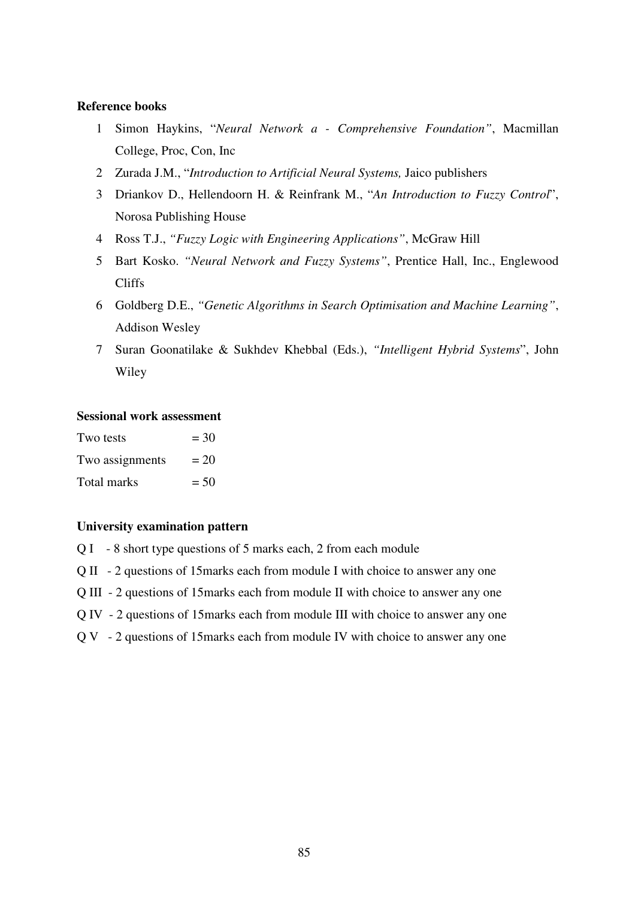**Reference books**

1. Simon Haykins, "*Neural Network a - Comprehensive Foundation"*, Macmillan College, Proc, Con, Inc
2. Zurada J.M., "*Introduction to Artificial Neural Systems,* Jaico publishers
3. Driankov D., Hellendoorn H. & Reinfrank M., "*An Introduction to Fuzzy Control*", Norosa Publishing House
4. Ross T.J., *"Fuzzy Logic with Engineering Applications"*, McGraw Hill
5. Bart Kosko. *"Neural Network and Fuzzy Systems"*, Prentice Hall, Inc., Englewood Cliffs
6. Goldberg D.E., *"Genetic Algorithms in Search Optimisation and Machine Learning"*, Addison Wesley
7. Suran Goonatilake & Sukhdev Khebbal (Eds.), *"Intelligent Hybrid Systems*", John Wiley

**Sessional work assessment**

Two tests = 30
Two assignments = 20
Total marks = 50

**University examination pattern**

Q I - 8 short type questions of 5 marks each, 2 from each module
Q II - 2 questions of 15marks each from module I with choice to answer any one
Q III - 2 questions of 15marks each from module II with choice to answer any one
Q IV - 2 questions of 15marks each from module III with choice to answer any one
Q V - 2 questions of 15marks each from module IV with choice to answer any one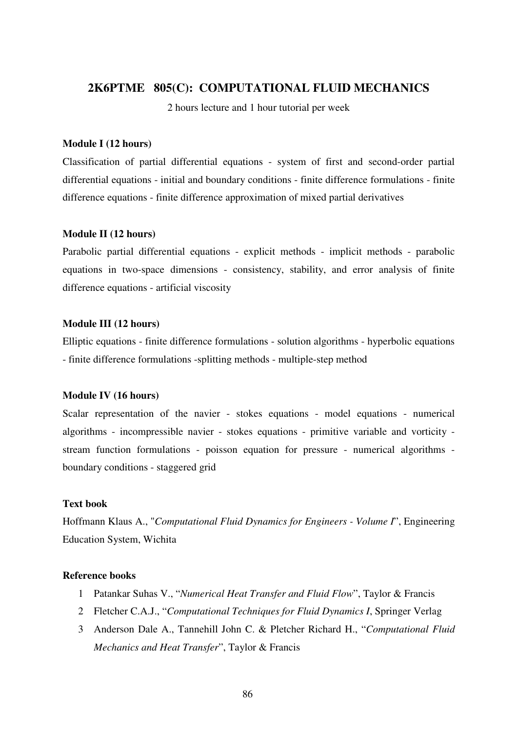## 2K6PTME 805(C): COMPUTATIONAL FLUID MECHANICS

2 hours lecture and 1 hour tutorial per week

**Module I (12 hours)**

Classification of partial differential equations - system of first and second-order partial differential equations - initial and boundary conditions - finite difference formulations - finite difference equations - finite difference approximation of mixed partial derivatives

**Module II (12 hours)**

Parabolic partial differential equations - explicit methods - implicit methods - parabolic equations in two-space dimensions - consistency, stability, and error analysis of finite difference equations - artificial viscosity

**Module III (12 hours)**

Elliptic equations - finite difference formulations - solution algorithms - hyperbolic equations - finite difference formulations -splitting methods - multiple-step method

**Module IV (16 hours)**

Scalar representation of the navier - stokes equations - model equations - numerical algorithms - incompressible navier - stokes equations - primitive variable and vorticity - stream function formulations - poisson equation for pressure - numerical algorithms - boundary conditions - staggered grid

**Text book**

Hoffmann Klaus A., "*Computational Fluid Dynamics for Engineers - Volume I*", Engineering Education System, Wichita

**Reference books**

1. Patankar Suhas V., "*Numerical Heat Transfer and Fluid Flow*", Taylor & Francis
2. Fletcher C.A.J., "*Computational Techniques for Fluid Dynamics I*, Springer Verlag
3. Anderson Dale A., Tannehill John C. & Pletcher Richard H., "*Computational Fluid Mechanics and Heat Transfer*", Taylor & Francis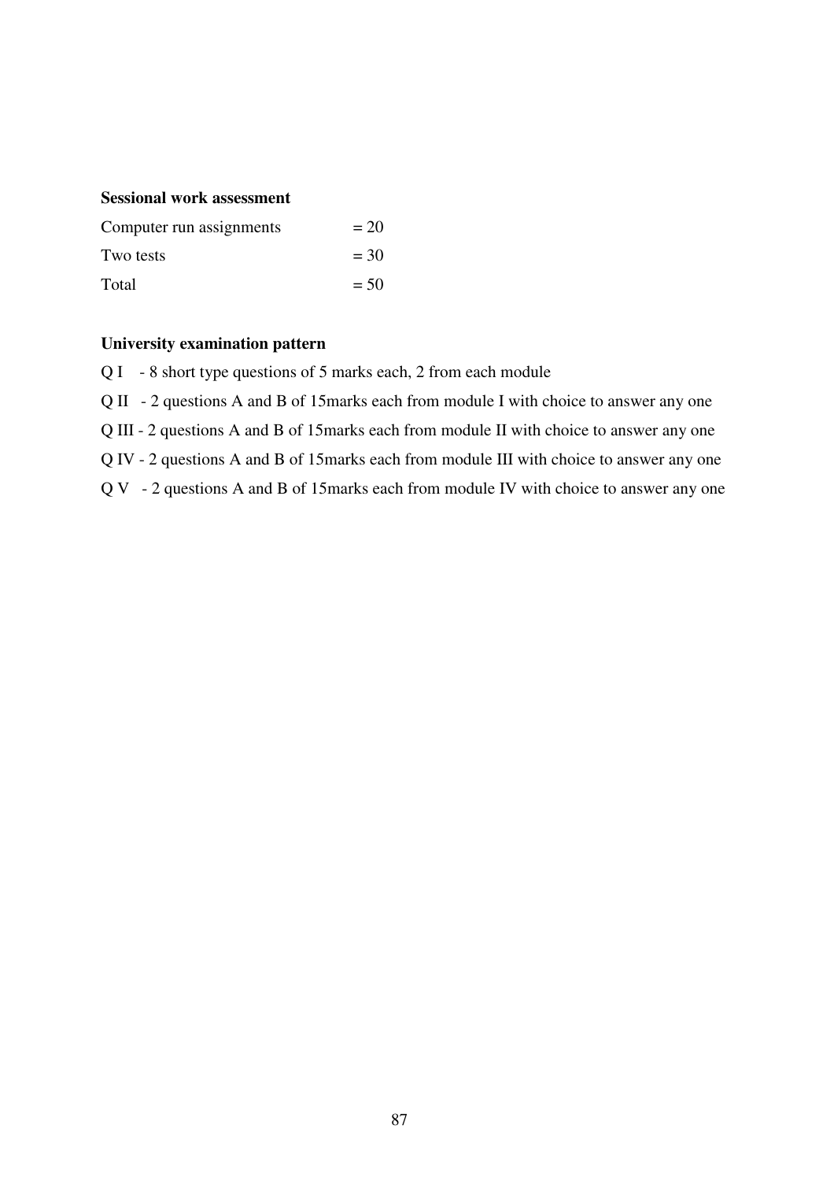**Sessional work assessment**

| | |
|---|---|
| Computer run assignments | = 20 |
| Two tests | = 30 |
| Total | = 50 |

**University examination pattern**

Q I - 8 short type questions of 5 marks each, 2 from each module

Q II - 2 questions A and B of 15marks each from module I with choice to answer any one

Q III - 2 questions A and B of 15marks each from module II with choice to answer any one

Q IV - 2 questions A and B of 15marks each from module III with choice to answer any one

Q V - 2 questions A and B of 15marks each from module IV with choice to answer any one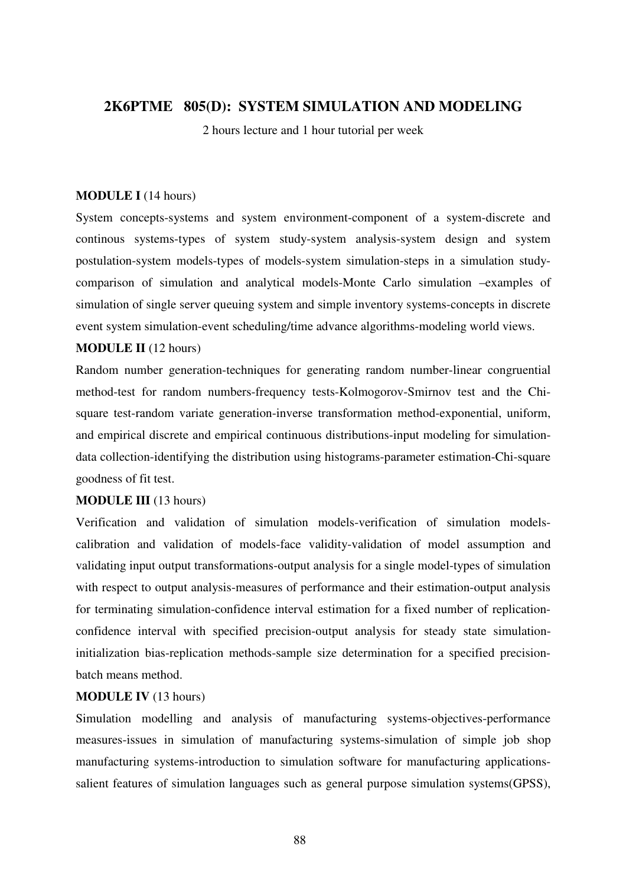## 2K6PTME 805(D): SYSTEM SIMULATION AND MODELING

2 hours lecture and 1 hour tutorial per week

**MODULE I** (14 hours)

System concepts-systems and system environment-component of a system-discrete and continous systems-types of system study-system analysis-system design and system postulation-system models-types of models-system simulation-steps in a simulation study-comparison of simulation and analytical models-Monte Carlo simulation –examples of simulation of single server queuing system and simple inventory systems-concepts in discrete event system simulation-event scheduling/time advance algorithms-modeling world views.

**MODULE II** (12 hours)

Random number generation-techniques for generating random number-linear congruential method-test for random numbers-frequency tests-Kolmogorov-Smirnov test and the Chi-square test-random variate generation-inverse transformation method-exponential, uniform, and empirical discrete and empirical continuous distributions-input modeling for simulation-data collection-identifying the distribution using histograms-parameter estimation-Chi-square goodness of fit test.

**MODULE III** (13 hours)

Verification and validation of simulation models-verification of simulation models-calibration and validation of models-face validity-validation of model assumption and validating input output transformations-output analysis for a single model-types of simulation with respect to output analysis-measures of performance and their estimation-output analysis for terminating simulation-confidence interval estimation for a fixed number of replication-confidence interval with specified precision-output analysis for steady state simulation-initialization bias-replication methods-sample size determination for a specified precision-batch means method.

**MODULE IV** (13 hours)

Simulation modelling and analysis of manufacturing systems-objectives-performance measures-issues in simulation of manufacturing systems-simulation of simple job shop manufacturing systems-introduction to simulation software for manufacturing applications-salient features of simulation languages such as general purpose simulation systems(GPSS),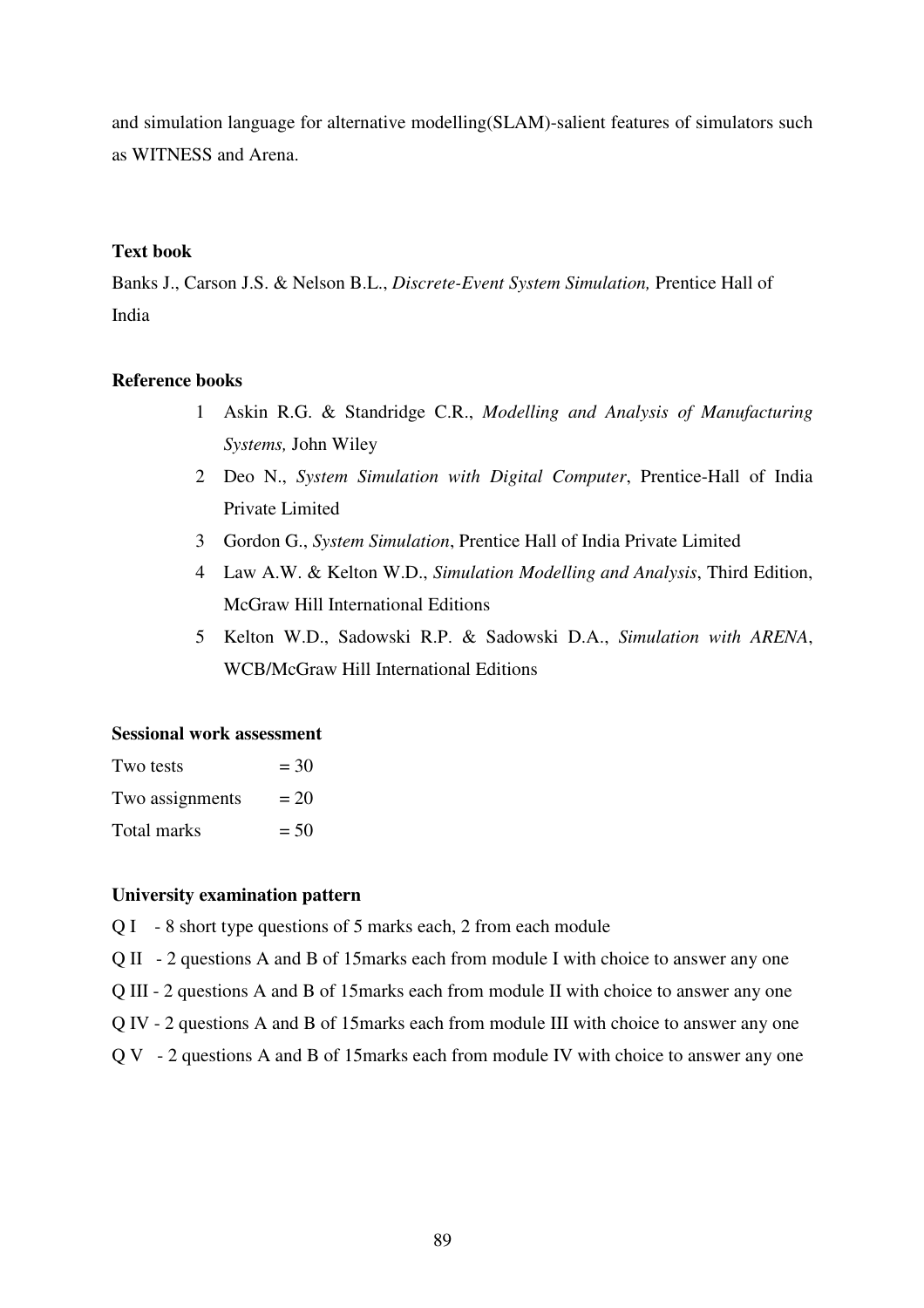and simulation language for alternative modelling(SLAM)-salient features of simulators such as WITNESS and Arena.

**Text book**

Banks J., Carson J.S. & Nelson B.L., *Discrete-Event System Simulation,* Prentice Hall of India

**Reference books**

1. Askin R.G. & Standridge C.R., *Modelling and Analysis of Manufacturing Systems,* John Wiley
2. Deo N., *System Simulation with Digital Computer*, Prentice-Hall of India Private Limited
3. Gordon G., *System Simulation*, Prentice Hall of India Private Limited
4. Law A.W. & Kelton W.D., *Simulation Modelling and Analysis*, Third Edition, McGraw Hill International Editions
5. Kelton W.D., Sadowski R.P. & Sadowski D.A., *Simulation with ARENA*, WCB/McGraw Hill International Editions

**Sessional work assessment**

Two tests = 30
Two assignments = 20
Total marks = 50

**University examination pattern**

Q I - 8 short type questions of 5 marks each, 2 from each module

Q II - 2 questions A and B of 15marks each from module I with choice to answer any one

Q III - 2 questions A and B of 15marks each from module II with choice to answer any one

Q IV - 2 questions A and B of 15marks each from module III with choice to answer any one

Q V - 2 questions A and B of 15marks each from module IV with choice to answer any one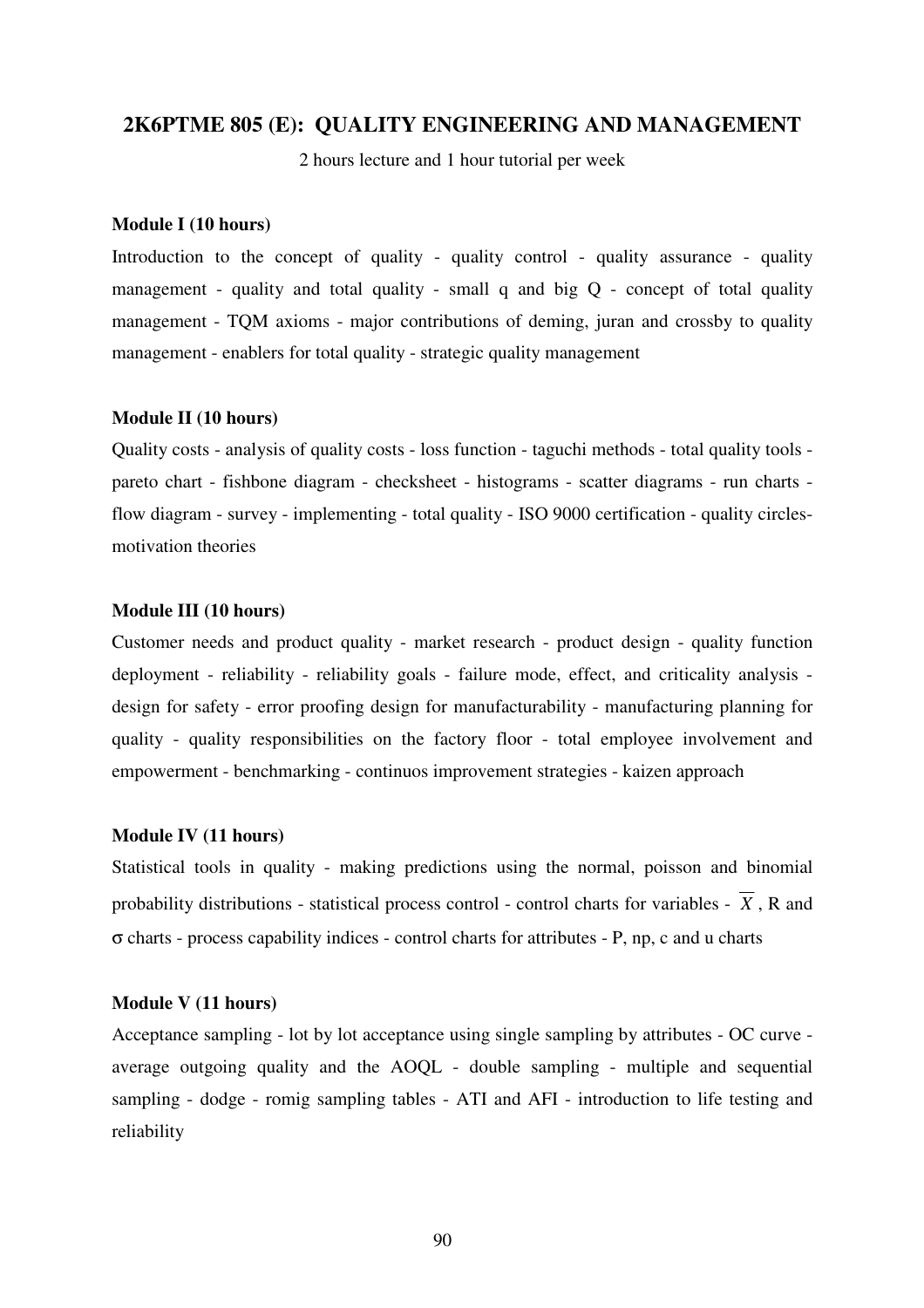## 2K6PTME 805 (E): QUALITY ENGINEERING AND MANAGEMENT

2 hours lecture and 1 hour tutorial per week

**Module I (10 hours)**

Introduction to the concept of quality - quality control - quality assurance - quality management - quality and total quality - small q and big Q - concept of total quality management - TQM axioms - major contributions of deming, juran and crossby to quality management - enablers for total quality - strategic quality management

**Module II (10 hours)**

Quality costs - analysis of quality costs - loss function - taguchi methods - total quality tools - pareto chart - fishbone diagram - checksheet - histograms - scatter diagrams - run charts - flow diagram - survey - implementing - total quality - ISO 9000 certification - quality circles-motivation theories

**Module III (10 hours)**

Customer needs and product quality - market research - product design - quality function deployment - reliability - reliability goals - failure mode, effect, and criticality analysis - design for safety - error proofing design for manufacturability - manufacturing planning for quality - quality responsibilities on the factory floor - total employee involvement and empowerment - benchmarking - continuos improvement strategies - kaizen approach

**Module IV (11 hours)**

Statistical tools in quality - making predictions using the normal, poisson and binomial probability distributions - statistical process control - control charts for variables - $\overline{X}$, R and $\sigma$ charts - process capability indices - control charts for attributes - P, np, c and u charts

**Module V (11 hours)**

Acceptance sampling - lot by lot acceptance using single sampling by attributes - OC curve - average outgoing quality and the AOQL - double sampling - multiple and sequential sampling - dodge - romig sampling tables - ATI and AFI - introduction to life testing and reliability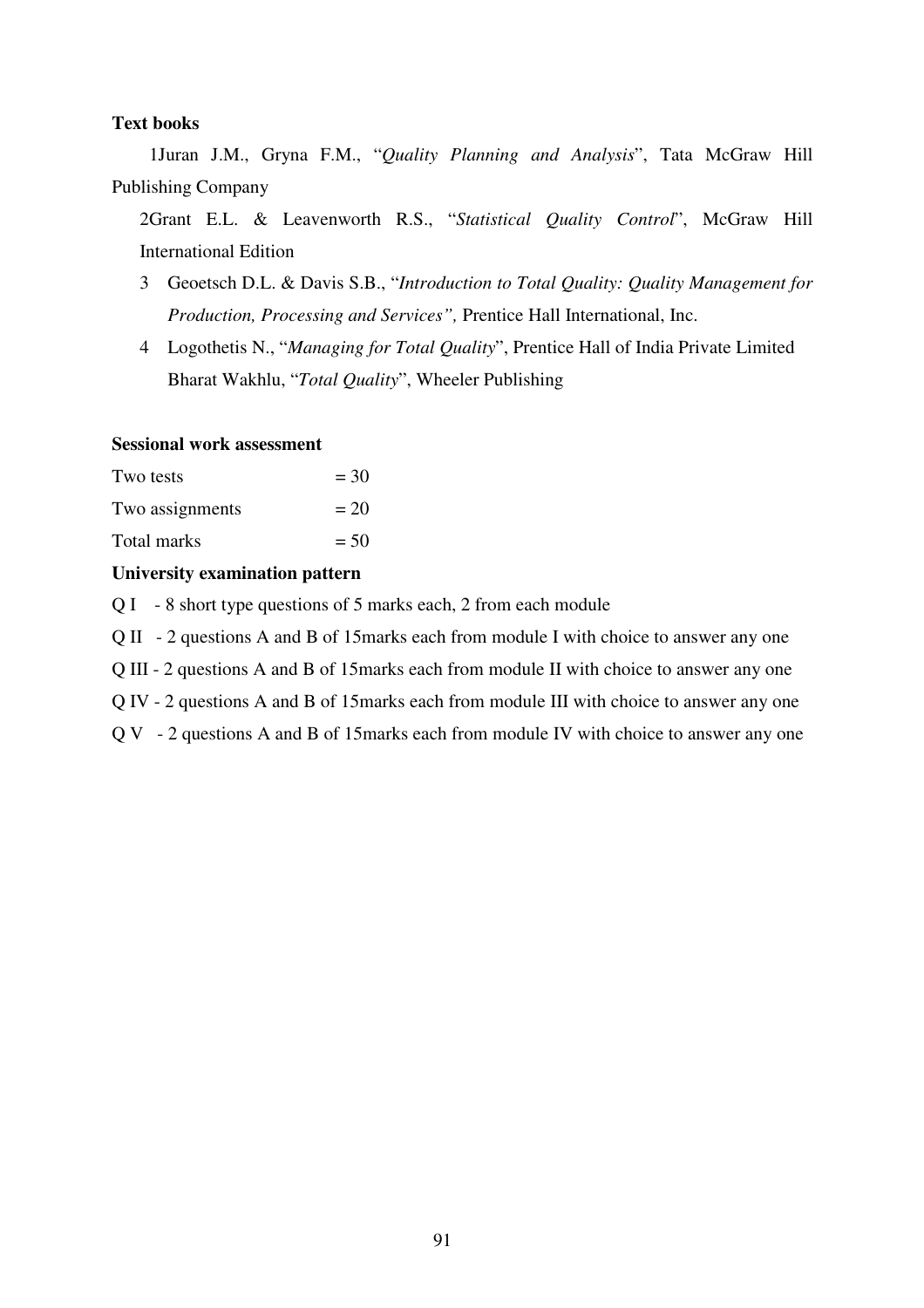**Text books**

1Juran J.M., Gryna F.M., "*Quality Planning and Analysis*", Tata McGraw Hill Publishing Company

2Grant E.L. & Leavenworth R.S., "*Statistical Quality Control*", McGraw Hill International Edition

3 Geoetsch D.L. & Davis S.B., "*Introduction to Total Quality: Quality Management for Production, Processing and Services",* Prentice Hall International, Inc.

4 Logothetis N., "*Managing for Total Quality*", Prentice Hall of India Private Limited Bharat Wakhlu, "*Total Quality*", Wheeler Publishing

**Sessional work assessment**

Two tests = 30

Two assignments = 20

Total marks = 50

**University examination pattern**

Q I - 8 short type questions of 5 marks each, 2 from each module

Q II - 2 questions A and B of 15marks each from module I with choice to answer any one

Q III - 2 questions A and B of 15marks each from module II with choice to answer any one

Q IV - 2 questions A and B of 15marks each from module III with choice to answer any one

Q V - 2 questions A and B of 15marks each from module IV with choice to answer any one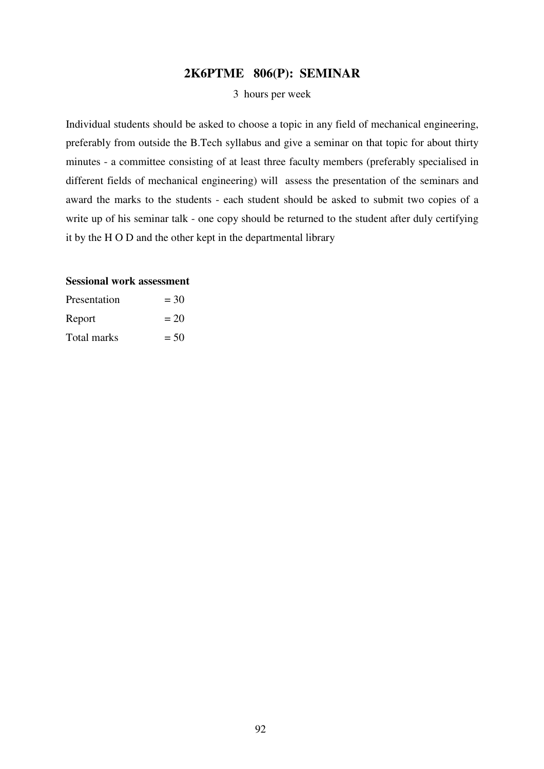## 2K6PTME 806(P): SEMINAR

3 hours per week

Individual students should be asked to choose a topic in any field of mechanical engineering, preferably from outside the B.Tech syllabus and give a seminar on that topic for about thirty minutes - a committee consisting of at least three faculty members (preferably specialised in different fields of mechanical engineering) will assess the presentation of the seminars and award the marks to the students - each student should be asked to submit two copies of a write up of his seminar talk - one copy should be returned to the student after duly certifying it by the H O D and the other kept in the departmental library

**Sessional work assessment**

Presentation = 30

Report = 20

Total marks = 50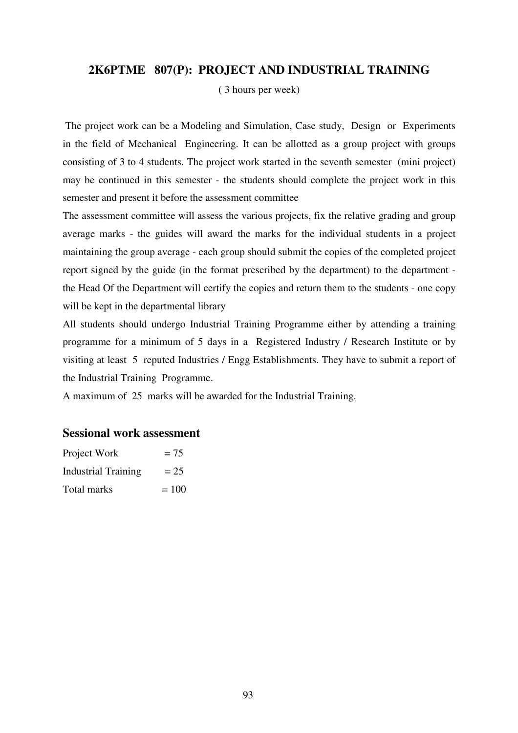## 2K6PTME 807(P): PROJECT AND INDUSTRIAL TRAINING

( 3 hours per week)

The project work can be a Modeling and Simulation, Case study, Design or Experiments in the field of Mechanical Engineering. It can be allotted as a group project with groups consisting of 3 to 4 students. The project work started in the seventh semester (mini project) may be continued in this semester - the students should complete the project work in this semester and present it before the assessment committee

The assessment committee will assess the various projects, fix the relative grading and group average marks - the guides will award the marks for the individual students in a project maintaining the group average - each group should submit the copies of the completed project report signed by the guide (in the format prescribed by the department) to the department - the Head Of the Department will certify the copies and return them to the students - one copy will be kept in the departmental library

All students should undergo Industrial Training Programme either by attending a training programme for a minimum of 5 days in a Registered Industry / Research Institute or by visiting at least 5 reputed Industries / Engg Establishments. They have to submit a report of the Industrial Training Programme.

A maximum of 25 marks will be awarded for the Industrial Training.

### Sessional work assessment

| | |
|---|---|
| Project Work | = 75 |
| Industrial Training | = 25 |
| Total marks | = 100 |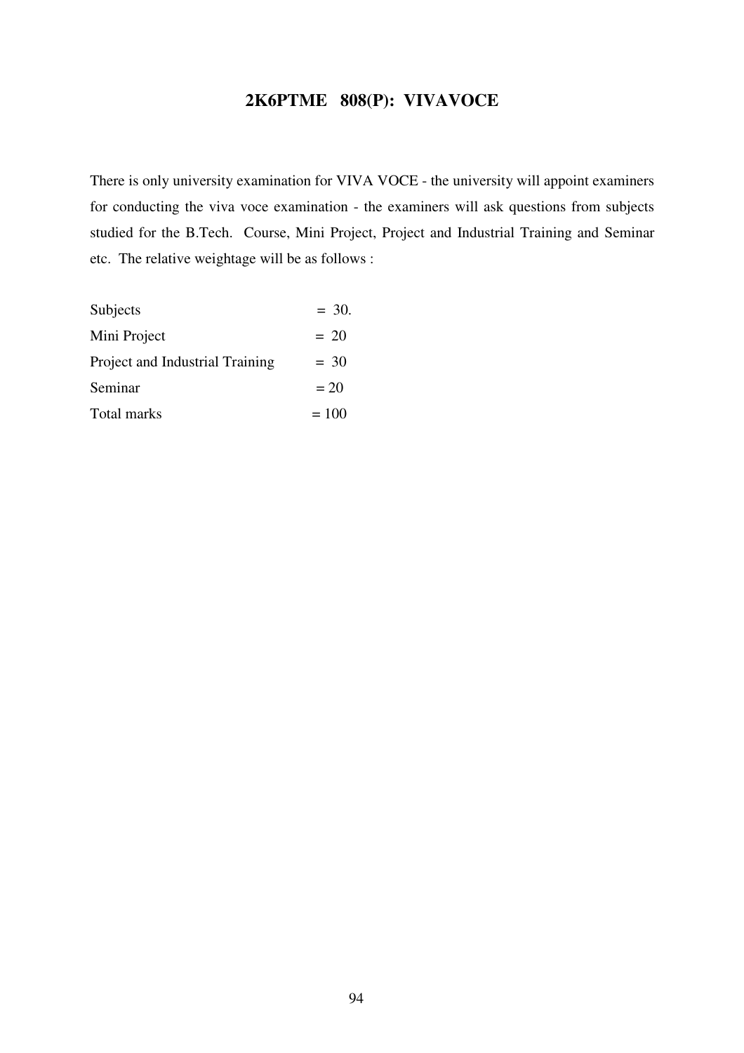## 2K6PTME 808(P): VIVAVOCE

There is only university examination for VIVA VOCE - the university will appoint examiners for conducting the viva voce examination - the examiners will ask questions from subjects studied for the B.Tech. Course, Mini Project, Project and Industrial Training and Seminar etc. The relative weightage will be as follows :

| | |
|---|---|
| Subjects | = 30. |
| Mini Project | = 20 |
| Project and Industrial Training | = 30 |
| Seminar | = 20 |
| Total marks | = 100 |